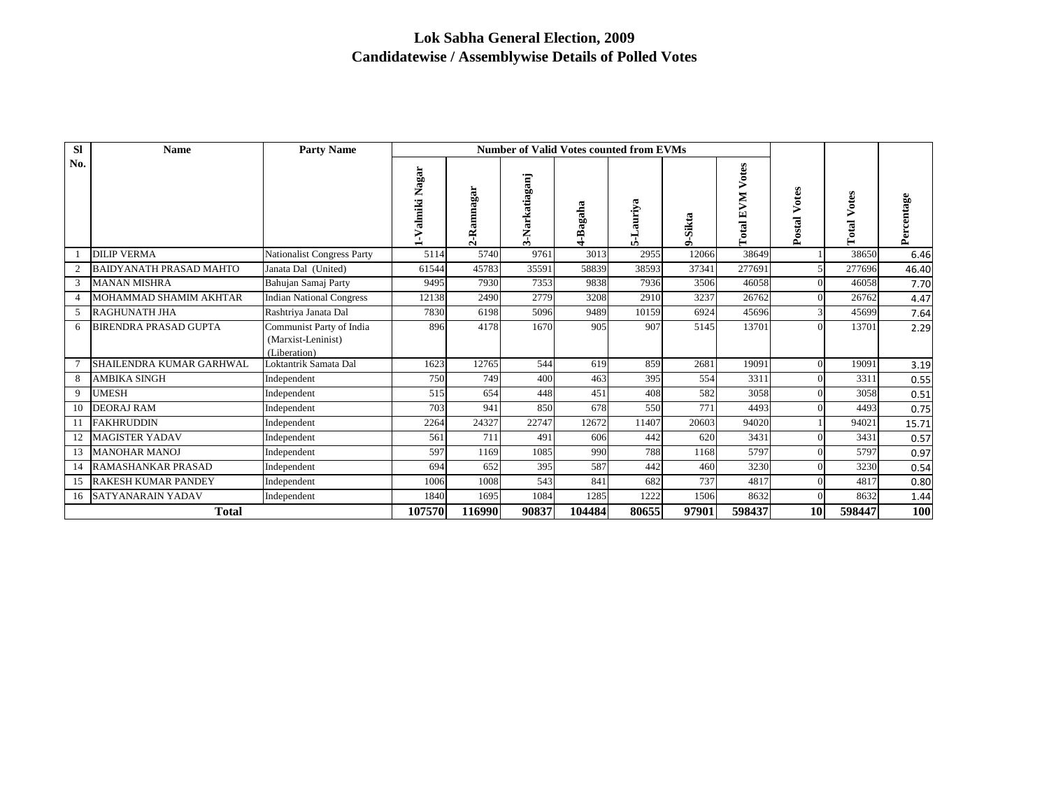# Lok Sabha General Election, 2009
## Candidatewise / Assemblywise Details of Polled Votes

| Sl No. | Name | Party Name | Number of Valid Votes counted from EVMs | | | | | | | Postal Votes | Total Votes | Percentage |
|---|---|---|---|---|---|---|---|---|---|---|---|---|
| | | | 1-Valmiki Nagar | 2-Ramnagar | 3-Narkatiaganj | 4-Bagaha | 5-Lauriya | 9-Sikta | Total EVM Votes | | | |
| 1 | DILIP VERMA | Nationalist Congress Party | 5114 | 5740 | 9761 | 3013 | 2955 | 12066 | 38649 | 1 | 38650 | 6.46 |
| 2 | BAIDYANATH PRASAD MAHTO | Janata Dal (United) | 61544 | 45783 | 35591 | 58839 | 38593 | 37341 | 277691 | 5 | 277696 | 46.40 |
| 3 | MANAN MISHRA | Bahujan Samaj Party | 9495 | 7930 | 7353 | 9838 | 7936 | 3506 | 46058 | 0 | 46058 | 7.70 |
| 4 | MOHAMMAD SHAMIM AKHTAR | Indian National Congress | 12138 | 2490 | 2779 | 3208 | 2910 | 3237 | 26762 | 0 | 26762 | 4.47 |
| 5 | RAGHUNATH JHA | Rashtriya Janata Dal | 7830 | 6198 | 5096 | 9489 | 10159 | 6924 | 45696 | 3 | 45699 | 7.64 |
| 6 | BIRENDRA PRASAD GUPTA | Communist Party of India (Marxist-Leninist) (Liberation) | 896 | 4178 | 1670 | 905 | 907 | 5145 | 13701 | 0 | 13701 | 2.29 |
| 7 | SHAILENDRA KUMAR GARHWAL | Loktantrik Samata Dal | 1623 | 12765 | 544 | 619 | 859 | 2681 | 19091 | 0 | 19091 | 3.19 |
| 8 | AMBIKA SINGH | Independent | 750 | 749 | 400 | 463 | 395 | 554 | 3311 | 0 | 3311 | 0.55 |
| 9 | UMESH | Independent | 515 | 654 | 448 | 451 | 408 | 582 | 3058 | 0 | 3058 | 0.51 |
| 10 | DEORAJ RAM | Independent | 703 | 941 | 850 | 678 | 550 | 771 | 4493 | 0 | 4493 | 0.75 |
| 11 | FAKHRUDDIN | Independent | 2264 | 24327 | 22747 | 12672 | 11407 | 20603 | 94020 | 1 | 94021 | 15.71 |
| 12 | MAGISTER YADAV | Independent | 561 | 711 | 491 | 606 | 442 | 620 | 3431 | 0 | 3431 | 0.57 |
| 13 | MANOHAR MANOJ | Independent | 597 | 1169 | 1085 | 990 | 788 | 1168 | 5797 | 0 | 5797 | 0.97 |
| 14 | RAMASHANKAR PRASAD | Independent | 694 | 652 | 395 | 587 | 442 | 460 | 3230 | 0 | 3230 | 0.54 |
| 15 | RAKESH KUMAR PANDEY | Independent | 1006 | 1008 | 543 | 841 | 682 | 737 | 4817 | 0 | 4817 | 0.80 |
| 16 | SATYANARAIN YADAV | Independent | 1840 | 1695 | 1084 | 1285 | 1222 | 1506 | 8632 | 0 | 8632 | 1.44 |
| **Total** | | | **107570** | **116990** | **90837** | **104484** | **80655** | **97901** | **598437** | **10** | **598447** | **100** |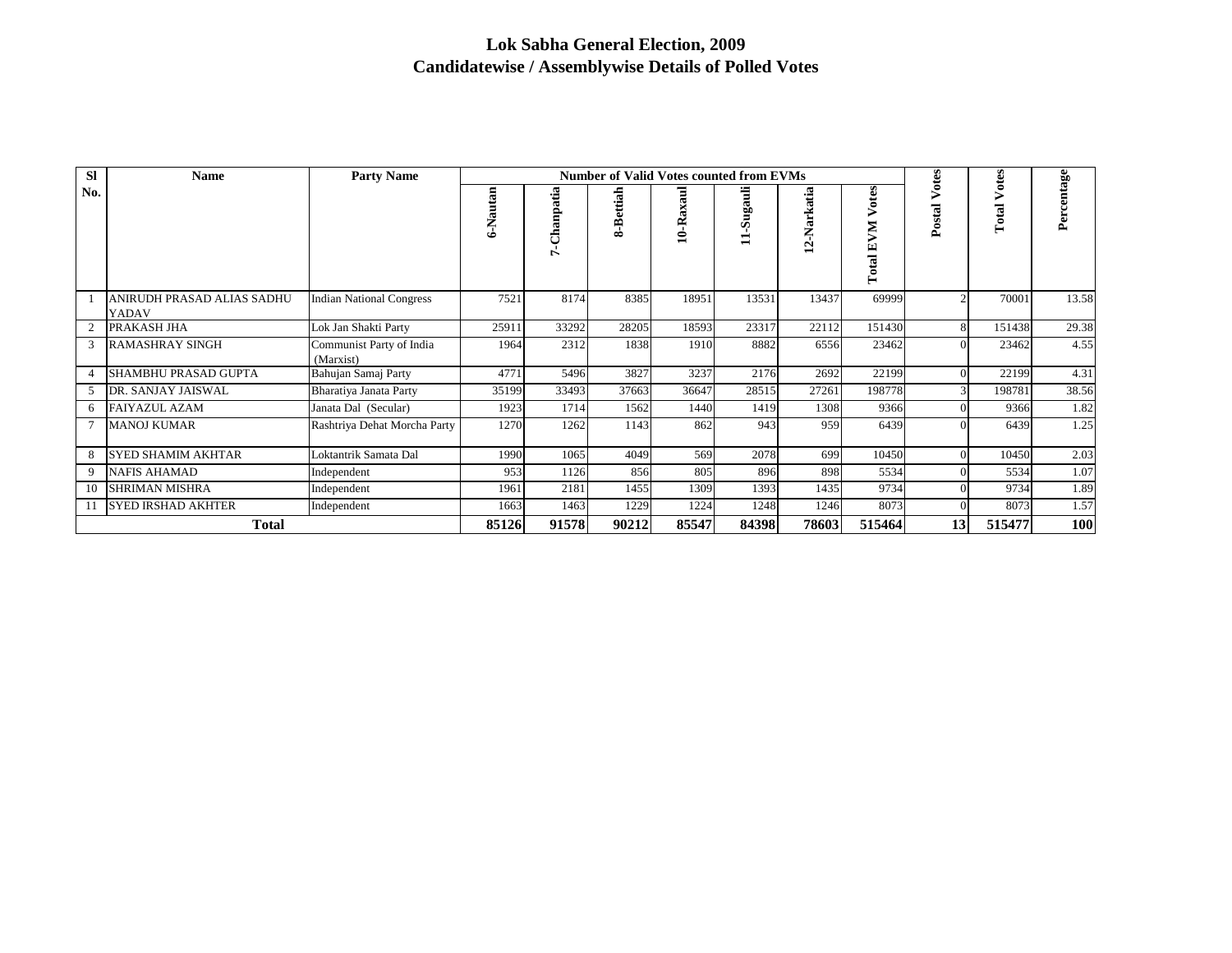# Lok Sabha General Election, 2009
## Candidatewise / Assemblywise Details of Polled Votes

| Sl No. | Name | Party Name | Number of Valid Votes counted from EVMs | | | | | | | Postal Votes | Total Votes | Percentage |
|---|---|---|---|---|---|---|---|---|---|---|---|---|
| | | | 6-Nautan | 7-Chanpatia | 8-Bettiah | 10-Raxaul | 11-Sugauli | 12-Narkatia | Total EVM Votes | | | |
| 1 | ANIRUDH PRASAD ALIAS SADHU YADAV | Indian National Congress | 7521 | 8174 | 8385 | 18951 | 13531 | 13437 | 69999 | 2 | 70001 | 13.58 |
| 2 | PRAKASH JHA | Lok Jan Shakti Party | 25911 | 33292 | 28205 | 18593 | 23317 | 22112 | 151430 | 8 | 151438 | 29.38 |
| 3 | RAMASHRAY SINGH | Communist Party of India (Marxist) | 1964 | 2312 | 1838 | 1910 | 8882 | 6556 | 23462 | 0 | 23462 | 4.55 |
| 4 | SHAMBHU PRASAD GUPTA | Bahujan Samaj Party | 4771 | 5496 | 3827 | 3237 | 2176 | 2692 | 22199 | 0 | 22199 | 4.31 |
| 5 | DR. SANJAY JAISWAL | Bharatiya Janata Party | 35199 | 33493 | 37663 | 36647 | 28515 | 27261 | 198778 | 3 | 198781 | 38.56 |
| 6 | FAIYAZUL AZAM | Janata Dal (Secular) | 1923 | 1714 | 1562 | 1440 | 1419 | 1308 | 9366 | 0 | 9366 | 1.82 |
| 7 | MANOJ KUMAR | Rashtriya Dehat Morcha Party | 1270 | 1262 | 1143 | 862 | 943 | 959 | 6439 | 0 | 6439 | 1.25 |
| 8 | SYED SHAMIM AKHTAR | Loktantrik Samata Dal | 1990 | 1065 | 4049 | 569 | 2078 | 699 | 10450 | 0 | 10450 | 2.03 |
| 9 | NAFIS AHAMAD | Independent | 953 | 1126 | 856 | 805 | 896 | 898 | 5534 | 0 | 5534 | 1.07 |
| 10 | SHRIMAN MISHRA | Independent | 1961 | 2181 | 1455 | 1309 | 1393 | 1435 | 9734 | 0 | 9734 | 1.89 |
| 11 | SYED IRSHAD AKHTER | Independent | 1663 | 1463 | 1229 | 1224 | 1248 | 1246 | 8073 | 0 | 8073 | 1.57 |
| **Total** | | | **85126** | **91578** | **90212** | **85547** | **84398** | **78603** | **515464** | **13** | **515477** | **100** |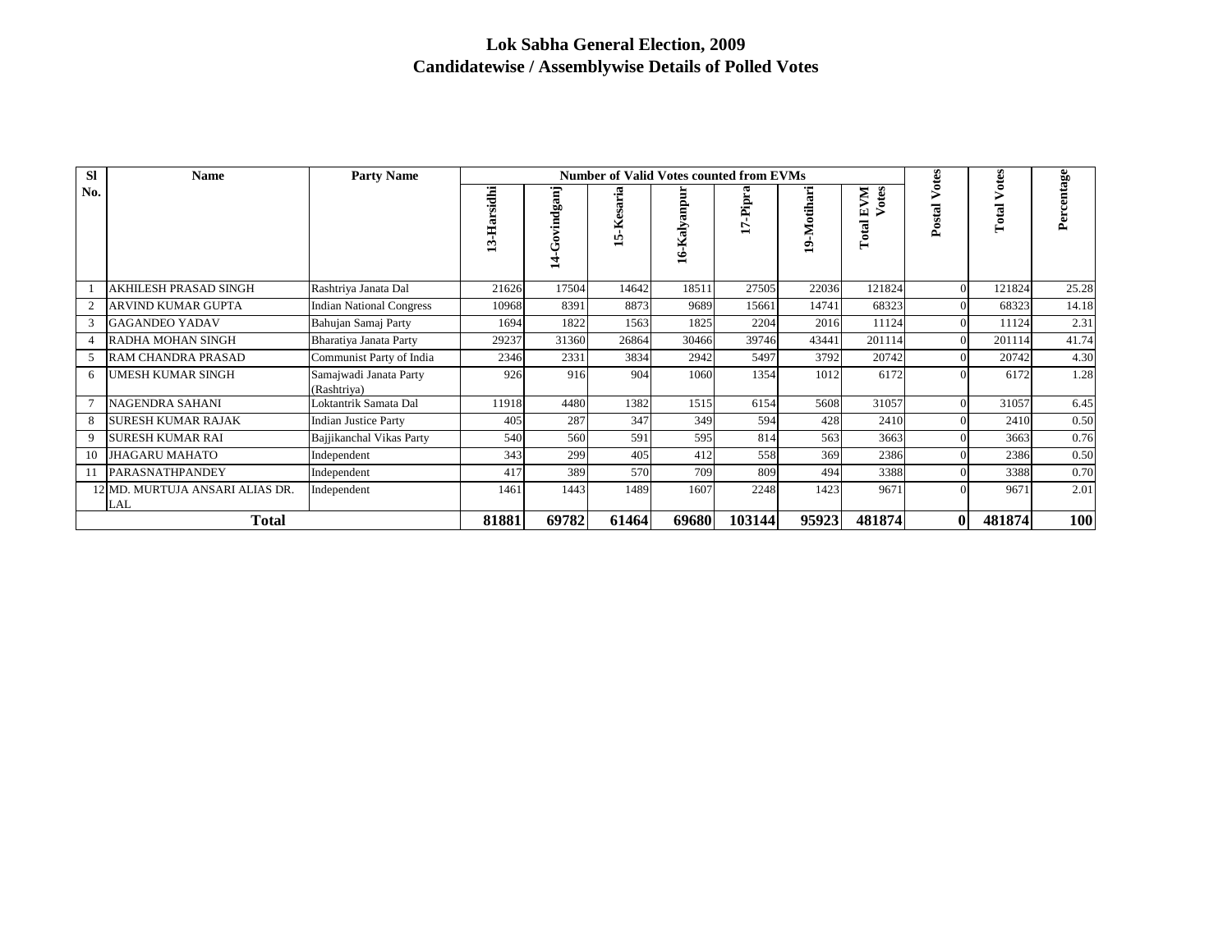# Lok Sabha General Election, 2009
## Candidatewise / Assemblywise Details of Polled Votes

| Sl No. | Name | Party Name | Number of Valid Votes counted from EVMs | | | | | | | Postal Votes | Total Votes | Percentage |
|---|---|---|---|---|---|---|---|---|---|---|---|---|
| | | | 13-Harsidhi | 14-Govindganj | 15-Kesaria | 16-Kalyanpur | 17-Pipra | 19-Motihari | Total EVM Votes | | | |
| 1 | AKHILESH PRASAD SINGH | Rashtriya Janata Dal | 21626 | 17504 | 14642 | 18511 | 27505 | 22036 | 121824 | 0 | 121824 | 25.28 |
| 2 | ARVIND KUMAR GUPTA | Indian National Congress | 10968 | 8391 | 8873 | 9689 | 15661 | 14741 | 68323 | 0 | 68323 | 14.18 |
| 3 | GAGANDEO YADAV | Bahujan Samaj Party | 1694 | 1822 | 1563 | 1825 | 2204 | 2016 | 11124 | 0 | 11124 | 2.31 |
| 4 | RADHA MOHAN SINGH | Bharatiya Janata Party | 29237 | 31360 | 26864 | 30466 | 39746 | 43441 | 201114 | 0 | 201114 | 41.74 |
| 5 | RAM CHANDRA PRASAD | Communist Party of India | 2346 | 2331 | 3834 | 2942 | 5497 | 3792 | 20742 | 0 | 20742 | 4.30 |
| 6 | UMESH KUMAR SINGH | Samajwadi Janata Party (Rashtriya) | 926 | 916 | 904 | 1060 | 1354 | 1012 | 6172 | 0 | 6172 | 1.28 |
| 7 | NAGENDRA SAHANI | Loktantrik Samata Dal | 11918 | 4480 | 1382 | 1515 | 6154 | 5608 | 31057 | 0 | 31057 | 6.45 |
| 8 | SURESH KUMAR RAJAK | Indian Justice Party | 405 | 287 | 347 | 349 | 594 | 428 | 2410 | 0 | 2410 | 0.50 |
| 9 | SURESH KUMAR RAI | Bajjikanchal Vikas Party | 540 | 560 | 591 | 595 | 814 | 563 | 3663 | 0 | 3663 | 0.76 |
| 10 | JHAGARU MAHATO | Independent | 343 | 299 | 405 | 412 | 558 | 369 | 2386 | 0 | 2386 | 0.50 |
| 11 | PARASNATHPANDEY | Independent | 417 | 389 | 570 | 709 | 809 | 494 | 3388 | 0 | 3388 | 0.70 |
| 12 | MD. MURTUJA ANSARI ALIAS DR. LAL | Independent | 1461 | 1443 | 1489 | 1607 | 2248 | 1423 | 9671 | 0 | 9671 | 2.01 |
| **Total** | | | **81881** | **69782** | **61464** | **69680** | **103144** | **95923** | **481874** | **0** | **481874** | **100** |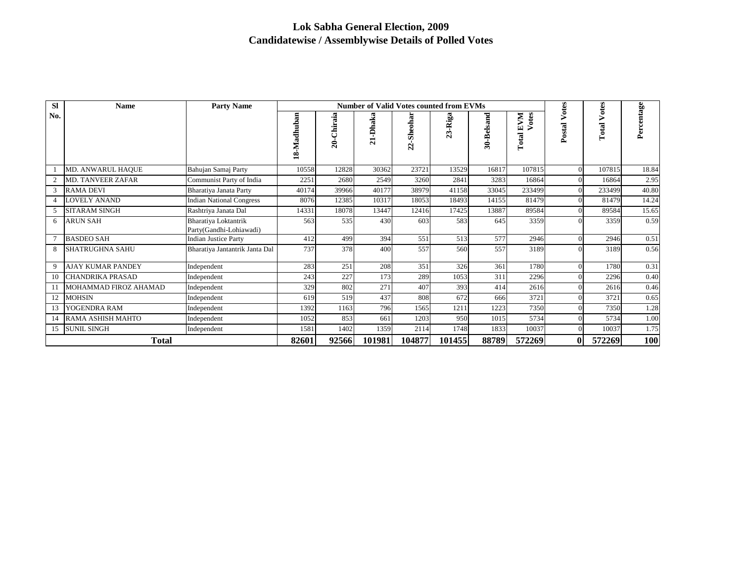# Lok Sabha General Election, 2009
## Candidatewise / Assemblywise Details of Polled Votes

| Sl No. | Name | Party Name | Number of Valid Votes counted from EVMs | | | | | | | Postal Votes | Total Votes | Percentage |
|---|---|---|---|---|---|---|---|---|---|---|---|---|
| | | | 18-Madhuban | 20-Chiraia | 21-Dhaka | 22-Sheohar | 23-Riga | 30-Belsand | Total EVM Votes | | | |
| 1 | MD. ANWARUL HAQUE | Bahujan Samaj Party | 10558 | 12828 | 30362 | 23721 | 13529 | 16817 | 107815 | 0 | 107815 | 18.84 |
| 2 | MD. TANVEER ZAFAR | Communist Party of India | 2251 | 2680 | 2549 | 3260 | 2841 | 3283 | 16864 | 0 | 16864 | 2.95 |
| 3 | RAMA DEVI | Bharatiya Janata Party | 40174 | 39966 | 40177 | 38979 | 41158 | 33045 | 233499 | 0 | 233499 | 40.80 |
| 4 | LOVELY ANAND | Indian National Congress | 8076 | 12385 | 10317 | 18053 | 18493 | 14155 | 81479 | 0 | 81479 | 14.24 |
| 5 | SITARAM SINGH | Rashtriya Janata Dal | 14331 | 18078 | 13447 | 12416 | 17425 | 13887 | 89584 | 0 | 89584 | 15.65 |
| 6 | ARUN SAH | Bharatiya Loktantrik Party(Gandhi-Lohiawadi) | 563 | 535 | 430 | 603 | 583 | 645 | 3359 | 0 | 3359 | 0.59 |
| 7 | BASDEO SAH | Indian Justice Party | 412 | 499 | 394 | 551 | 513 | 577 | 2946 | 0 | 2946 | 0.51 |
| 8 | SHATRUGHNA SAHU | Bharatiya Jantantrik Janta Dal | 737 | 378 | 400 | 557 | 560 | 557 | 3189 | 0 | 3189 | 0.56 |
| 9 | AJAY KUMAR PANDEY | Independent | 283 | 251 | 208 | 351 | 326 | 361 | 1780 | 0 | 1780 | 0.31 |
| 10 | CHANDRIKA PRASAD | Independent | 243 | 227 | 173 | 289 | 1053 | 311 | 2296 | 0 | 2296 | 0.40 |
| 11 | MOHAMMAD FIROZ AHAMAD | Independent | 329 | 802 | 271 | 407 | 393 | 414 | 2616 | 0 | 2616 | 0.46 |
| 12 | MOHSIN | Independent | 619 | 519 | 437 | 808 | 672 | 666 | 3721 | 0 | 3721 | 0.65 |
| 13 | YOGENDRA RAM | Independent | 1392 | 1163 | 796 | 1565 | 1211 | 1223 | 7350 | 0 | 7350 | 1.28 |
| 14 | RAMA ASHISH MAHTO | Independent | 1052 | 853 | 661 | 1203 | 950 | 1015 | 5734 | 0 | 5734 | 1.00 |
| 15 | SUNIL SINGH | Independent | 1581 | 1402 | 1359 | 2114 | 1748 | 1833 | 10037 | 0 | 10037 | 1.75 |
| **Total** | | | **82601** | **92566** | **101981** | **104877** | **101455** | **88789** | **572269** | **0** | **572269** | **100** |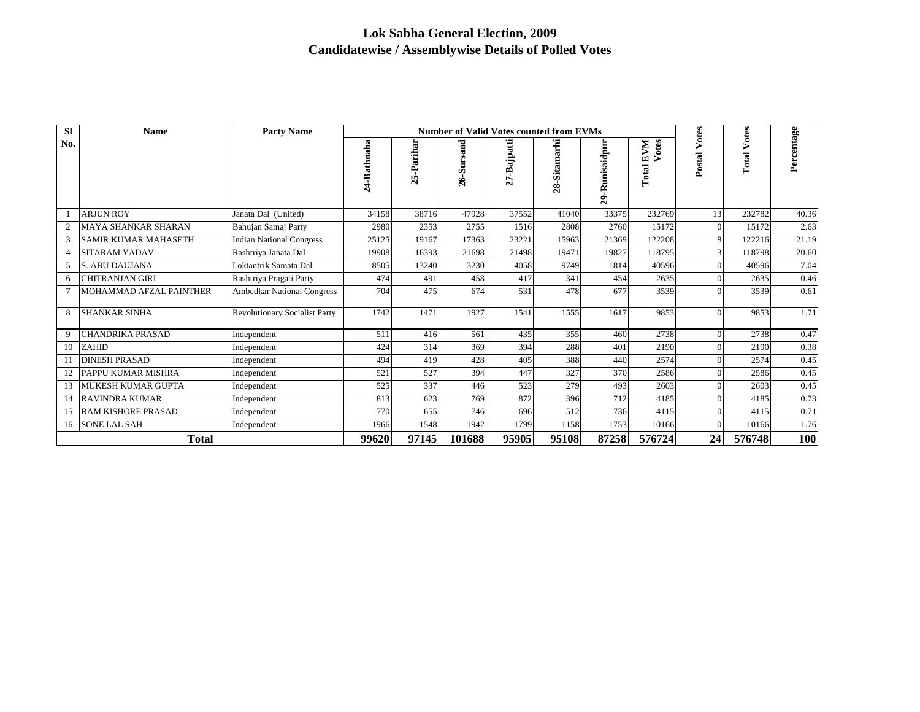# Lok Sabha General Election, 2009
## Candidatewise / Assemblywise Details of Polled Votes

| Sl No. | Name | Party Name | Number of Valid Votes counted from EVMs | | | | | | | Postal Votes | Total Votes | Percentage |
|---|---|---|---|---|---|---|---|---|---|---|---|---|
| | | | 24-Bathnaha | 25-Parihar | 26-Sursand | 27-Bajpatti | 28-Sitamarhi | 29-Runisaidpur | Total EVM Votes | | | |
| 1 | ARJUN ROY | Janata Dal (United) | 34158 | 38716 | 47928 | 37552 | 41040 | 33375 | 232769 | 13 | 232782 | 40.36 |
| 2 | MAYA SHANKAR SHARAN | Bahujan Samaj Party | 2980 | 2353 | 2755 | 1516 | 2808 | 2760 | 15172 | 0 | 15172 | 2.63 |
| 3 | SAMIR KUMAR MAHASETH | Indian National Congress | 25125 | 19167 | 17363 | 23221 | 15963 | 21369 | 122208 | 8 | 122216 | 21.19 |
| 4 | SITARAM YADAV | Rashtriya Janata Dal | 19908 | 16393 | 21698 | 21498 | 19471 | 19827 | 118795 | 3 | 118798 | 20.60 |
| 5 | S. ABU DAUJANA | Loktantrik Samata Dal | 8505 | 13240 | 3230 | 4058 | 9749 | 1814 | 40596 | 0 | 40596 | 7.04 |
| 6 | CHITRANJAN GIRI | Rashtriya Pragati Party | 474 | 491 | 458 | 417 | 341 | 454 | 2635 | 0 | 2635 | 0.46 |
| 7 | MOHAMMAD AFZAL PAINTHER | Ambedkar National Congress | 704 | 475 | 674 | 531 | 478 | 677 | 3539 | 0 | 3539 | 0.61 |
| 8 | SHANKAR SINHA | Revolutionary Socialist Party | 1742 | 1471 | 1927 | 1541 | 1555 | 1617 | 9853 | 0 | 9853 | 1.71 |
| 9 | CHANDRIKA PRASAD | Independent | 511 | 416 | 561 | 435 | 355 | 460 | 2738 | 0 | 2738 | 0.47 |
| 10 | ZAHID | Independent | 424 | 314 | 369 | 394 | 288 | 401 | 2190 | 0 | 2190 | 0.38 |
| 11 | DINESH PRASAD | Independent | 494 | 419 | 428 | 405 | 388 | 440 | 2574 | 0 | 2574 | 0.45 |
| 12 | PAPPU KUMAR MISHRA | Independent | 521 | 527 | 394 | 447 | 327 | 370 | 2586 | 0 | 2586 | 0.45 |
| 13 | MUKESH KUMAR GUPTA | Independent | 525 | 337 | 446 | 523 | 279 | 493 | 2603 | 0 | 2603 | 0.45 |
| 14 | RAVINDRA KUMAR | Independent | 813 | 623 | 769 | 872 | 396 | 712 | 4185 | 0 | 4185 | 0.73 |
| 15 | RAM KISHORE PRASAD | Independent | 770 | 655 | 746 | 696 | 512 | 736 | 4115 | 0 | 4115 | 0.71 |
| 16 | SONE LAL SAH | Independent | 1966 | 1548 | 1942 | 1799 | 1158 | 1753 | 10166 | 0 | 10166 | 1.76 |
| **Total** | | | **99620** | **97145** | **101688** | **95905** | **95108** | **87258** | **576724** | **24** | **576748** | **100** |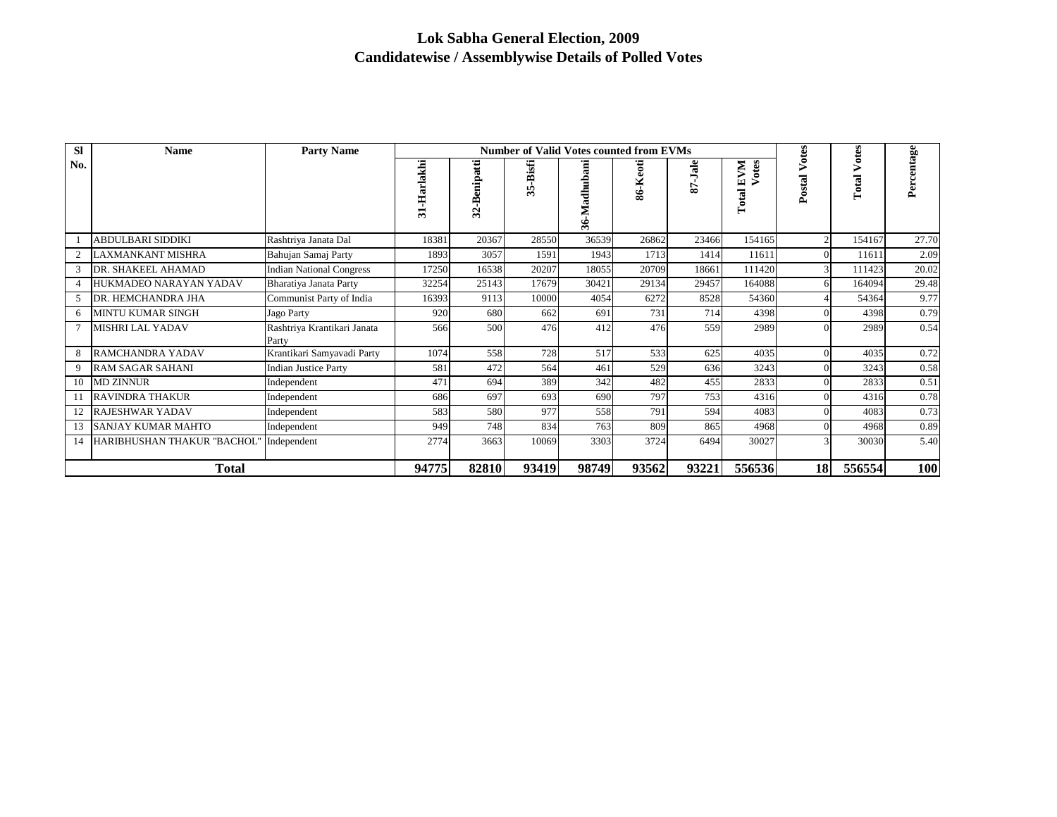# Lok Sabha General Election, 2009
## Candidatewise / Assemblywise Details of Polled Votes

| Sl No. | Name | Party Name | Number of Valid Votes counted from EVMs | | | | | | | Postal Votes | Total Votes | Percentage |
|---|---|---|---|---|---|---|---|---|---|---|---|---|
| | | | 31-Harlakhi | 32-Benipatti | 35-Bisfi | 36-Madhubani | 86-Keoti | 87-Jale | Total EVM Votes | | | |
| 1 | ABDULBARI SIDDIKI | Rashtriya Janata Dal | 18381 | 20367 | 28550 | 36539 | 26862 | 23466 | 154165 | 2 | 154167 | 27.70 |
| 2 | LAXMANKANT MISHRA | Bahujan Samaj Party | 1893 | 3057 | 1591 | 1943 | 1713 | 1414 | 11611 | 0 | 11611 | 2.09 |
| 3 | DR. SHAKEEL AHAMAD | Indian National Congress | 17250 | 16538 | 20207 | 18055 | 20709 | 18661 | 111420 | 3 | 111423 | 20.02 |
| 4 | HUKMADEO NARAYAN YADAV | Bharatiya Janata Party | 32254 | 25143 | 17679 | 30421 | 29134 | 29457 | 164088 | 6 | 164094 | 29.48 |
| 5 | DR. HEMCHANDRA JHA | Communist Party of India | 16393 | 9113 | 10000 | 4054 | 6272 | 8528 | 54360 | 4 | 54364 | 9.77 |
| 6 | MINTU KUMAR SINGH | Jago Party | 920 | 680 | 662 | 691 | 731 | 714 | 4398 | 0 | 4398 | 0.79 |
| 7 | MISHRI LAL YADAV | Rashtriya Krantikari Janata Party | 566 | 500 | 476 | 412 | 476 | 559 | 2989 | 0 | 2989 | 0.54 |
| 8 | RAMCHANDRA YADAV | Krantikari Samyavadi Party | 1074 | 558 | 728 | 517 | 533 | 625 | 4035 | 0 | 4035 | 0.72 |
| 9 | RAM SAGAR SAHANI | Indian Justice Party | 581 | 472 | 564 | 461 | 529 | 636 | 3243 | 0 | 3243 | 0.58 |
| 10 | MD ZINNUR | Independent | 471 | 694 | 389 | 342 | 482 | 455 | 2833 | 0 | 2833 | 0.51 |
| 11 | RAVINDRA THAKUR | Independent | 686 | 697 | 693 | 690 | 797 | 753 | 4316 | 0 | 4316 | 0.78 |
| 12 | RAJESHWAR YADAV | Independent | 583 | 580 | 977 | 558 | 791 | 594 | 4083 | 0 | 4083 | 0.73 |
| 13 | SANJAY KUMAR MAHTO | Independent | 949 | 748 | 834 | 763 | 809 | 865 | 4968 | 0 | 4968 | 0.89 |
| 14 | HARIBHUSHAN THAKUR "BACHOL" | Independent | 2774 | 3663 | 10069 | 3303 | 3724 | 6494 | 30027 | 3 | 30030 | 5.40 |
| **Total** | | | **94775** | **82810** | **93419** | **98749** | **93562** | **93221** | **556536** | **18** | **556554** | **100** |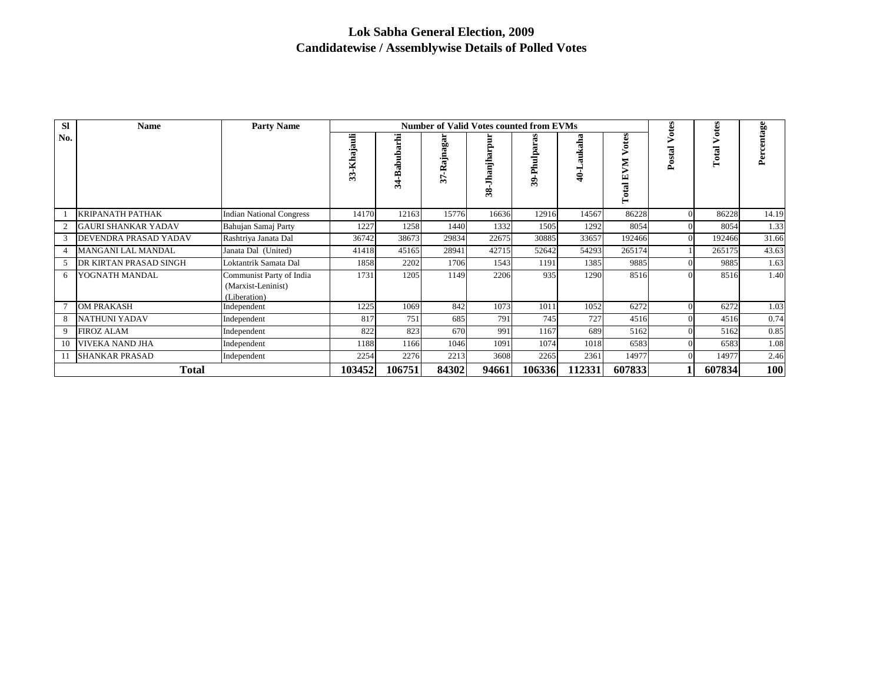# Lok Sabha General Election, 2009
## Candidatewise / Assemblywise Details of Polled Votes

| Sl No. | Name | Party Name | Number of Valid Votes counted from EVMs | | | | | | | Postal Votes | Total Votes | Percentage |
|---|---|---|---|---|---|---|---|---|---|---|---|---|
| | | | 33-Khajauli | 34-Babubarhi | 37-Rajnagar | 38-Jhanjharpur | 39-Phulparas | 40-Laukaha | Total EVM Votes | | | |
| 1 | KRIPANATH PATHAK | Indian National Congress | 14170 | 12163 | 15776 | 16636 | 12916 | 14567 | 86228 | 0 | 86228 | 14.19 |
| 2 | GAURI SHANKAR YADAV | Bahujan Samaj Party | 1227 | 1258 | 1440 | 1332 | 1505 | 1292 | 8054 | 0 | 8054 | 1.33 |
| 3 | DEVENDRA PRASAD YADAV | Rashtriya Janata Dal | 36742 | 38673 | 29834 | 22675 | 30885 | 33657 | 192466 | 0 | 192466 | 31.66 |
| 4 | MANGANI LAL MANDAL | Janata Dal (United) | 41418 | 45165 | 28941 | 42715 | 52642 | 54293 | 265174 | 1 | 265175 | 43.63 |
| 5 | DR KIRTAN PRASAD SINGH | Loktantrik Samata Dal | 1858 | 2202 | 1706 | 1543 | 1191 | 1385 | 9885 | 0 | 9885 | 1.63 |
| 6 | YOGNATH MANDAL | Communist Party of India (Marxist-Leninist) (Liberation) | 1731 | 1205 | 1149 | 2206 | 935 | 1290 | 8516 | 0 | 8516 | 1.40 |
| 7 | OM PRAKASH | Independent | 1225 | 1069 | 842 | 1073 | 1011 | 1052 | 6272 | 0 | 6272 | 1.03 |
| 8 | NATHUNI YADAV | Independent | 817 | 751 | 685 | 791 | 745 | 727 | 4516 | 0 | 4516 | 0.74 |
| 9 | FIROZ ALAM | Independent | 822 | 823 | 670 | 991 | 1167 | 689 | 5162 | 0 | 5162 | 0.85 |
| 10 | VIVEKA NAND JHA | Independent | 1188 | 1166 | 1046 | 1091 | 1074 | 1018 | 6583 | 0 | 6583 | 1.08 |
| 11 | SHANKAR PRASAD | Independent | 2254 | 2276 | 2213 | 3608 | 2265 | 2361 | 14977 | 0 | 14977 | 2.46 |
| **Total** | | | **103452** | **106751** | **84302** | **94661** | **106336** | **112331** | **607833** | **1** | **607834** | **100** |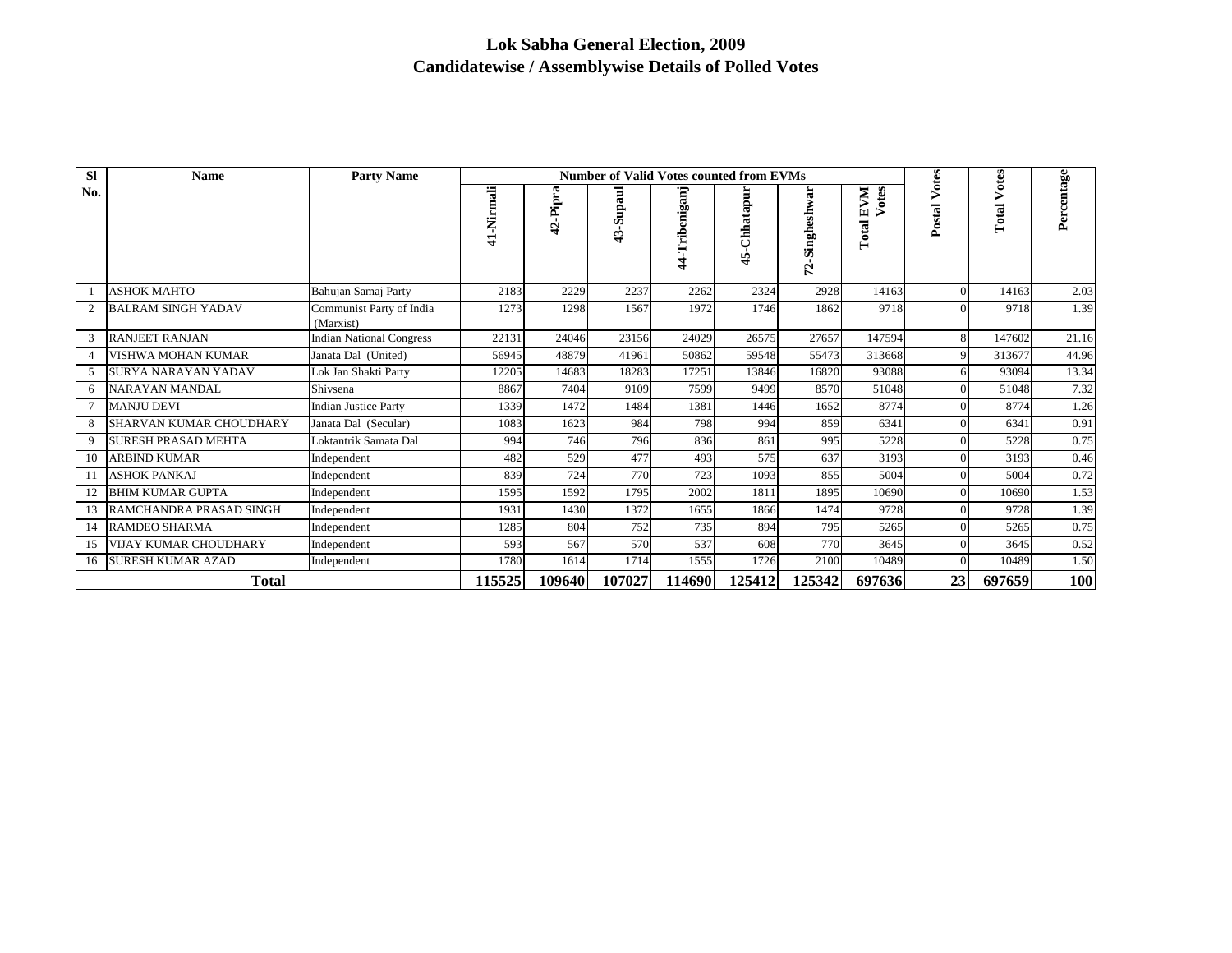# Lok Sabha General Election, 2009
## Candidatewise / Assemblywise Details of Polled Votes

| Sl No. | Name | Party Name | Number of Valid Votes counted from EVMs | | | | | | | Postal Votes | Total Votes | Percentage |
|---|---|---|---|---|---|---|---|---|---|---|---|---|
| | | | 41-Nirmali | 42-Pipra | 43-Supaul | 44-Tribeniganj | 45-Chhatapur | 72-Singheshwar | Total EVM Votes | | | |
| 1 | ASHOK MAHTO | Bahujan Samaj Party | 2183 | 2229 | 2237 | 2262 | 2324 | 2928 | 14163 | 0 | 14163 | 2.03 |
| 2 | BALRAM SINGH YADAV | Communist Party of India (Marxist) | 1273 | 1298 | 1567 | 1972 | 1746 | 1862 | 9718 | 0 | 9718 | 1.39 |
| 3 | RANJEET RANJAN | Indian National Congress | 22131 | 24046 | 23156 | 24029 | 26575 | 27657 | 147594 | 8 | 147602 | 21.16 |
| 4 | VISHWA MOHAN KUMAR | Janata Dal (United) | 56945 | 48879 | 41961 | 50862 | 59548 | 55473 | 313668 | 9 | 313677 | 44.96 |
| 5 | SURYA NARAYAN YADAV | Lok Jan Shakti Party | 12205 | 14683 | 18283 | 17251 | 13846 | 16820 | 93088 | 6 | 93094 | 13.34 |
| 6 | NARAYAN MANDAL | Shivsena | 8867 | 7404 | 9109 | 7599 | 9499 | 8570 | 51048 | 0 | 51048 | 7.32 |
| 7 | MANJU DEVI | Indian Justice Party | 1339 | 1472 | 1484 | 1381 | 1446 | 1652 | 8774 | 0 | 8774 | 1.26 |
| 8 | SHARVAN KUMAR CHOUDHARY | Janata Dal (Secular) | 1083 | 1623 | 984 | 798 | 994 | 859 | 6341 | 0 | 6341 | 0.91 |
| 9 | SURESH PRASAD MEHTA | Loktantrik Samata Dal | 994 | 746 | 796 | 836 | 861 | 995 | 5228 | 0 | 5228 | 0.75 |
| 10 | ARBIND KUMAR | Independent | 482 | 529 | 477 | 493 | 575 | 637 | 3193 | 0 | 3193 | 0.46 |
| 11 | ASHOK PANKAJ | Independent | 839 | 724 | 770 | 723 | 1093 | 855 | 5004 | 0 | 5004 | 0.72 |
| 12 | BHIM KUMAR GUPTA | Independent | 1595 | 1592 | 1795 | 2002 | 1811 | 1895 | 10690 | 0 | 10690 | 1.53 |
| 13 | RAMCHANDRA PRASAD SINGH | Independent | 1931 | 1430 | 1372 | 1655 | 1866 | 1474 | 9728 | 0 | 9728 | 1.39 |
| 14 | RAMDEO SHARMA | Independent | 1285 | 804 | 752 | 735 | 894 | 795 | 5265 | 0 | 5265 | 0.75 |
| 15 | VIJAY KUMAR CHOUDHARY | Independent | 593 | 567 | 570 | 537 | 608 | 770 | 3645 | 0 | 3645 | 0.52 |
| 16 | SURESH KUMAR AZAD | Independent | 1780 | 1614 | 1714 | 1555 | 1726 | 2100 | 10489 | 0 | 10489 | 1.50 |
| **Total** | | | **115525** | **109640** | **107027** | **114690** | **125412** | **125342** | **697636** | **23** | **697659** | **100** |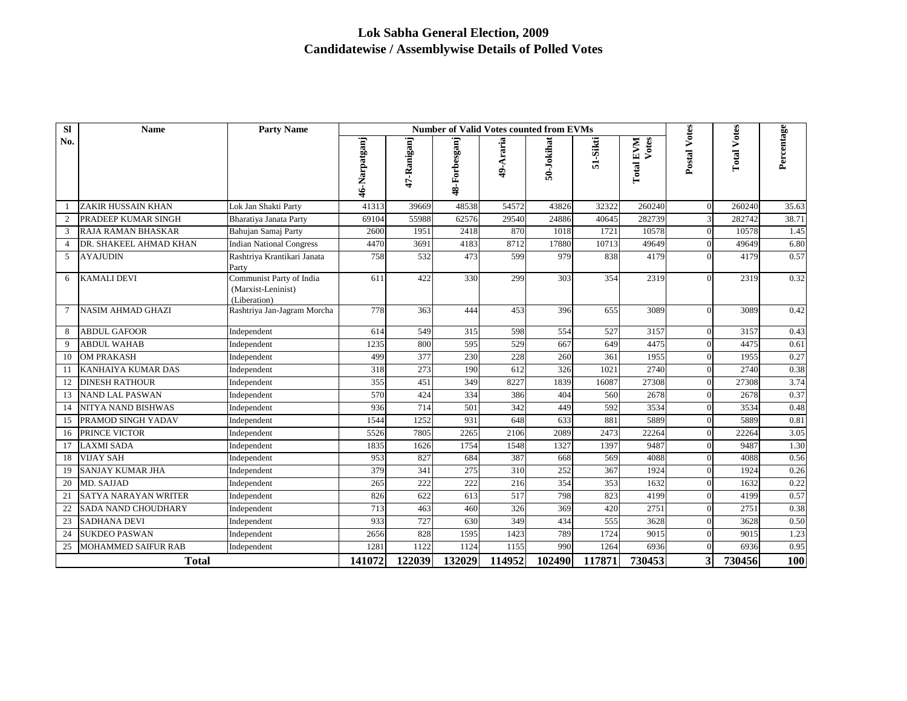# Lok Sabha General Election, 2009
## Candidatewise / Assemblywise Details of Polled Votes

| Sl No. | Name | Party Name | Number of Valid Votes counted from EVMs | | | | | | | Postal Votes | Total Votes | Percentage |
|---|---|---|---|---|---|---|---|---|---|---|---|---|
| | | | 46-Narpatganj | 47-Raniganj | 48-Forbesganj | 49-Araria | 50-Jokihat | 51-Sikti | Total EVM Votes | | | |
| 1 | ZAKIR HUSSAIN KHAN | Lok Jan Shakti Party | 41313 | 39669 | 48538 | 54572 | 43826 | 32322 | 260240 | 0 | 260240 | 35.63 |
| 2 | PRADEEP KUMAR SINGH | Bharatiya Janata Party | 69104 | 55988 | 62576 | 29540 | 24886 | 40645 | 282739 | 3 | 282742 | 38.71 |
| 3 | RAJA RAMAN BHASKAR | Bahujan Samaj Party | 2600 | 1951 | 2418 | 870 | 1018 | 1721 | 10578 | 0 | 10578 | 1.45 |
| 4 | DR. SHAKEEL AHMAD KHAN | Indian National Congress | 4470 | 3691 | 4183 | 8712 | 17880 | 10713 | 49649 | 0 | 49649 | 6.80 |
| 5 | AYAJUDIN | Rashtriya Krantikari Janata Party | 758 | 532 | 473 | 599 | 979 | 838 | 4179 | 0 | 4179 | 0.57 |
| 6 | KAMALI DEVI | Communist Party of India (Marxist-Leninist) (Liberation) | 611 | 422 | 330 | 299 | 303 | 354 | 2319 | 0 | 2319 | 0.32 |
| 7 | NASIM AHMAD GHAZI | Rashtriya Jan-Jagram Morcha | 778 | 363 | 444 | 453 | 396 | 655 | 3089 | 0 | 3089 | 0.42 |
| 8 | ABDUL GAFOOR | Independent | 614 | 549 | 315 | 598 | 554 | 527 | 3157 | 0 | 3157 | 0.43 |
| 9 | ABDUL WAHAB | Independent | 1235 | 800 | 595 | 529 | 667 | 649 | 4475 | 0 | 4475 | 0.61 |
| 10 | OM PRAKASH | Independent | 499 | 377 | 230 | 228 | 260 | 361 | 1955 | 0 | 1955 | 0.27 |
| 11 | KANHAIYA KUMAR DAS | Independent | 318 | 273 | 190 | 612 | 326 | 1021 | 2740 | 0 | 2740 | 0.38 |
| 12 | DINESH RATHOUR | Independent | 355 | 451 | 349 | 8227 | 1839 | 16087 | 27308 | 0 | 27308 | 3.74 |
| 13 | NAND LAL PASWAN | Independent | 570 | 424 | 334 | 386 | 404 | 560 | 2678 | 0 | 2678 | 0.37 |
| 14 | NITYA NAND BISHWAS | Independent | 936 | 714 | 501 | 342 | 449 | 592 | 3534 | 0 | 3534 | 0.48 |
| 15 | PRAMOD SINGH YADAV | Independent | 1544 | 1252 | 931 | 648 | 633 | 881 | 5889 | 0 | 5889 | 0.81 |
| 16 | PRINCE VICTOR | Independent | 5526 | 7805 | 2265 | 2106 | 2089 | 2473 | 22264 | 0 | 22264 | 3.05 |
| 17 | LAXMI SADA | Independent | 1835 | 1626 | 1754 | 1548 | 1327 | 1397 | 9487 | 0 | 9487 | 1.30 |
| 18 | VIJAY SAH | Independent | 953 | 827 | 684 | 387 | 668 | 569 | 4088 | 0 | 4088 | 0.56 |
| 19 | SANJAY KUMAR JHA | Independent | 379 | 341 | 275 | 310 | 252 | 367 | 1924 | 0 | 1924 | 0.26 |
| 20 | MD. SAJJAD | Independent | 265 | 222 | 222 | 216 | 354 | 353 | 1632 | 0 | 1632 | 0.22 |
| 21 | SATYA NARAYAN WRITER | Independent | 826 | 622 | 613 | 517 | 798 | 823 | 4199 | 0 | 4199 | 0.57 |
| 22 | SADA NAND CHOUDHARY | Independent | 713 | 463 | 460 | 326 | 369 | 420 | 2751 | 0 | 2751 | 0.38 |
| 23 | SADHANA DEVI | Independent | 933 | 727 | 630 | 349 | 434 | 555 | 3628 | 0 | 3628 | 0.50 |
| 24 | SUKDEO PASWAN | Independent | 2656 | 828 | 1595 | 1423 | 789 | 1724 | 9015 | 0 | 9015 | 1.23 |
| 25 | MOHAMMED SAIFUR RAB | Independent | 1281 | 1122 | 1124 | 1155 | 990 | 1264 | 6936 | 0 | 6936 | 0.95 |
| **Total** | | | **141072** | **122039** | **132029** | **114952** | **102490** | **117871** | **730453** | **3** | **730456** | **100** |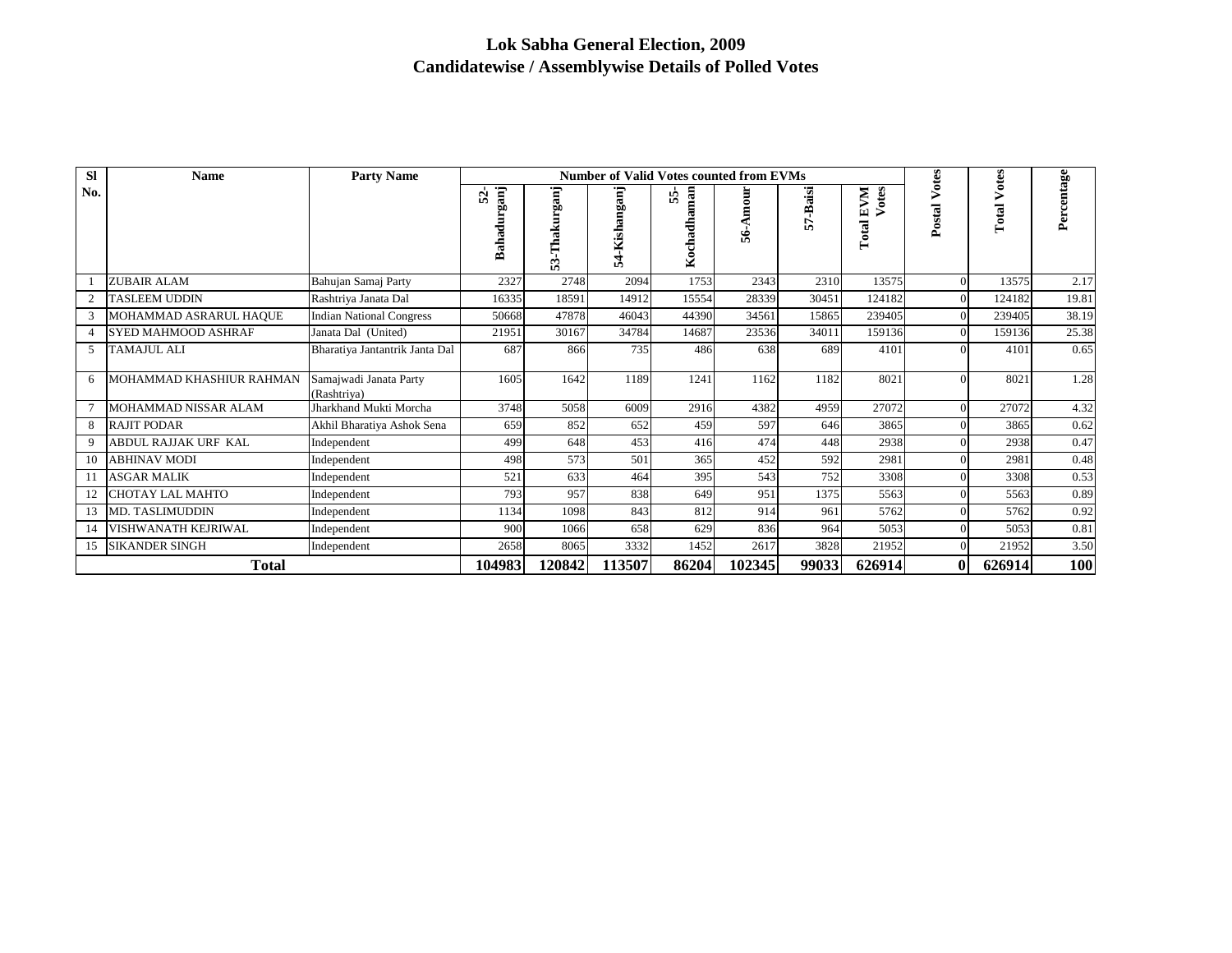# Lok Sabha General Election, 2009
## Candidatewise / Assemblywise Details of Polled Votes

| Sl No. | Name | Party Name | Number of Valid Votes counted from EVMs | | | | | | | Postal Votes | Total Votes | Percentage |
|---|---|---|---|---|---|---|---|---|---|---|---|---|
| | | | 52-Bahadurganj | 53-Thakurganj | 54-Kishanganj | 55-Kochadhaman | 56-Amour | 57-Baisi | Total EVM Votes | | | |
| 1 | ZUBAIR ALAM | Bahujan Samaj Party | 2327 | 2748 | 2094 | 1753 | 2343 | 2310 | 13575 | 0 | 13575 | 2.17 |
| 2 | TASLEEM UDDIN | Rashtriya Janata Dal | 16335 | 18591 | 14912 | 15554 | 28339 | 30451 | 124182 | 0 | 124182 | 19.81 |
| 3 | MOHAMMAD ASRARUL HAQUE | Indian National Congress | 50668 | 47878 | 46043 | 44390 | 34561 | 15865 | 239405 | 0 | 239405 | 38.19 |
| 4 | SYED MAHMOOD ASHRAF | Janata Dal (United) | 21951 | 30167 | 34784 | 14687 | 23536 | 34011 | 159136 | 0 | 159136 | 25.38 |
| 5 | TAMAJUL ALI | Bharatiya Jantantrik Janta Dal | 687 | 866 | 735 | 486 | 638 | 689 | 4101 | 0 | 4101 | 0.65 |
| 6 | MOHAMMAD KHASHIUR RAHMAN | Samajwadi Janata Party (Rashtriya) | 1605 | 1642 | 1189 | 1241 | 1162 | 1182 | 8021 | 0 | 8021 | 1.28 |
| 7 | MOHAMMAD NISSAR ALAM | Jharkhand Mukti Morcha | 3748 | 5058 | 6009 | 2916 | 4382 | 4959 | 27072 | 0 | 27072 | 4.32 |
| 8 | RAJIT PODAR | Akhil Bharatiya Ashok Sena | 659 | 852 | 652 | 459 | 597 | 646 | 3865 | 0 | 3865 | 0.62 |
| 9 | ABDUL RAJJAK URF KAL | Independent | 499 | 648 | 453 | 416 | 474 | 448 | 2938 | 0 | 2938 | 0.47 |
| 10 | ABHINAV MODI | Independent | 498 | 573 | 501 | 365 | 452 | 592 | 2981 | 0 | 2981 | 0.48 |
| 11 | ASGAR MALIK | Independent | 521 | 633 | 464 | 395 | 543 | 752 | 3308 | 0 | 3308 | 0.53 |
| 12 | CHOTAY LAL MAHTO | Independent | 793 | 957 | 838 | 649 | 951 | 1375 | 5563 | 0 | 5563 | 0.89 |
| 13 | MD. TASLIMUDDIN | Independent | 1134 | 1098 | 843 | 812 | 914 | 961 | 5762 | 0 | 5762 | 0.92 |
| 14 | VISHWANATH KEJRIWAL | Independent | 900 | 1066 | 658 | 629 | 836 | 964 | 5053 | 0 | 5053 | 0.81 |
| 15 | SIKANDER SINGH | Independent | 2658 | 8065 | 3332 | 1452 | 2617 | 3828 | 21952 | 0 | 21952 | 3.50 |
| **Total** | | | **104983** | **120842** | **113507** | **86204** | **102345** | **99033** | **626914** | **0** | **626914** | **100** |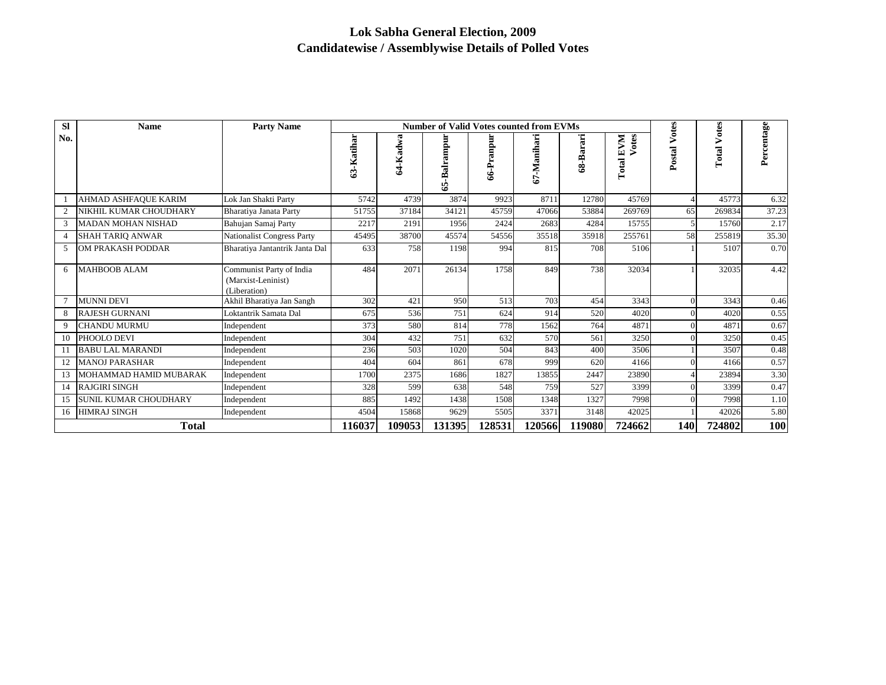# Lok Sabha General Election, 2009
## Candidatewise / Assemblywise Details of Polled Votes

| Sl No. | Name | Party Name | Number of Valid Votes counted from EVMs | | | | | | | Postal Votes | Total Votes | Percentage |
|---|---|---|---|---|---|---|---|---|---|---|---|---|
| | | | 63-Katihar | 64-Kadwa | 65-Balrampur | 66-Pranpur | 67-Manihari | 68-Barari | Total EVM Votes | | | |
| 1 | AHMAD ASHFAQUE KARIM | Lok Jan Shakti Party | 5742 | 4739 | 3874 | 9923 | 8711 | 12780 | 45769 | 4 | 45773 | 6.32 |
| 2 | NIKHIL KUMAR CHOUDHARY | Bharatiya Janata Party | 51755 | 37184 | 34121 | 45759 | 47066 | 53884 | 269769 | 65 | 269834 | 37.23 |
| 3 | MADAN MOHAN NISHAD | Bahujan Samaj Party | 2217 | 2191 | 1956 | 2424 | 2683 | 4284 | 15755 | 5 | 15760 | 2.17 |
| 4 | SHAH TARIQ ANWAR | Nationalist Congress Party | 45495 | 38700 | 45574 | 54556 | 35518 | 35918 | 255761 | 58 | 255819 | 35.30 |
| 5 | OM PRAKASH PODDAR | Bharatiya Jantantrik Janta Dal | 633 | 758 | 1198 | 994 | 815 | 708 | 5106 | 1 | 5107 | 0.70 |
| 6 | MAHBOOB ALAM | Communist Party of India (Marxist-Leninist) (Liberation) | 484 | 2071 | 26134 | 1758 | 849 | 738 | 32034 | 1 | 32035 | 4.42 |
| 7 | MUNNI DEVI | Akhil Bharatiya Jan Sangh | 302 | 421 | 950 | 513 | 703 | 454 | 3343 | 0 | 3343 | 0.46 |
| 8 | RAJESH GURNANI | Loktantrik Samata Dal | 675 | 536 | 751 | 624 | 914 | 520 | 4020 | 0 | 4020 | 0.55 |
| 9 | CHANDU MURMU | Independent | 373 | 580 | 814 | 778 | 1562 | 764 | 4871 | 0 | 4871 | 0.67 |
| 10 | PHOOLO DEVI | Independent | 304 | 432 | 751 | 632 | 570 | 561 | 3250 | 0 | 3250 | 0.45 |
| 11 | BABU LAL MARANDI | Independent | 236 | 503 | 1020 | 504 | 843 | 400 | 3506 | 1 | 3507 | 0.48 |
| 12 | MANOJ PARASHAR | Independent | 404 | 604 | 861 | 678 | 999 | 620 | 4166 | 0 | 4166 | 0.57 |
| 13 | MOHAMMAD HAMID MUBARAK | Independent | 1700 | 2375 | 1686 | 1827 | 13855 | 2447 | 23890 | 4 | 23894 | 3.30 |
| 14 | RAJGIRI SINGH | Independent | 328 | 599 | 638 | 548 | 759 | 527 | 3399 | 0 | 3399 | 0.47 |
| 15 | SUNIL KUMAR CHOUDHARY | Independent | 885 | 1492 | 1438 | 1508 | 1348 | 1327 | 7998 | 0 | 7998 | 1.10 |
| 16 | HIMRAJ SINGH | Independent | 4504 | 15868 | 9629 | 5505 | 3371 | 3148 | 42025 | 1 | 42026 | 5.80 |
| **Total** | | | **116037** | **109053** | **131395** | **128531** | **120566** | **119080** | **724662** | **140** | **724802** | **100** |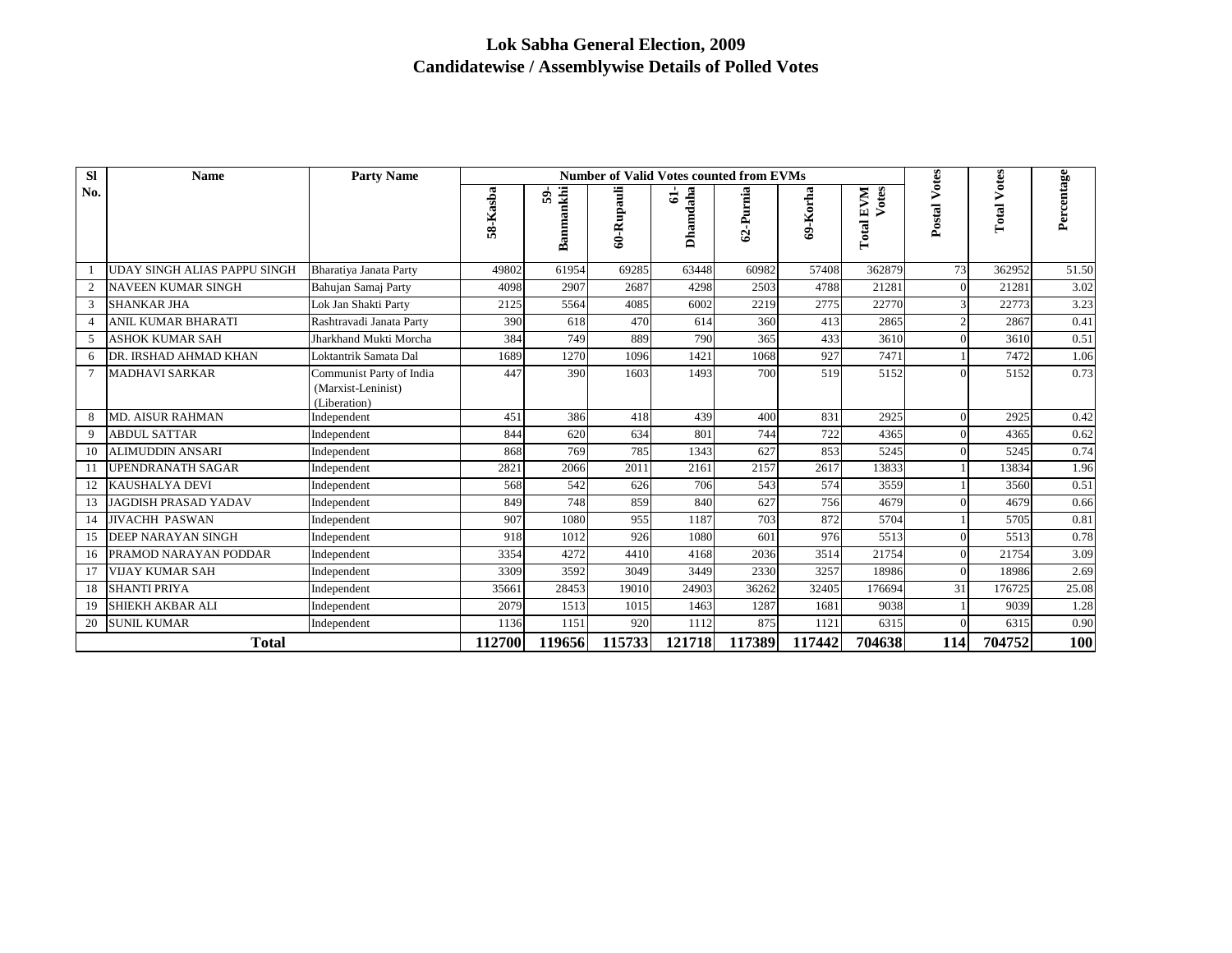# Lok Sabha General Election, 2009
## Candidatewise / Assemblywise Details of Polled Votes

| Sl No. | Name | Party Name | Number of Valid Votes counted from EVMs | | | | | | | Postal Votes | Total Votes | Percentage |
|---|---|---|---|---|---|---|---|---|---|---|---|---|
| | | | 58-Kasba | 59-Banmankhi | 60-Rupauli | 61-Dhamdaha | 62-Purnia | 69-Korha | Total EVM Votes | | | |
| 1 | UDAY SINGH ALIAS PAPPU SINGH | Bharatiya Janata Party | 49802 | 61954 | 69285 | 63448 | 60982 | 57408 | 362879 | 73 | 362952 | 51.50 |
| 2 | NAVEEN KUMAR SINGH | Bahujan Samaj Party | 4098 | 2907 | 2687 | 4298 | 2503 | 4788 | 21281 | 0 | 21281 | 3.02 |
| 3 | SHANKAR JHA | Lok Jan Shakti Party | 2125 | 5564 | 4085 | 6002 | 2219 | 2775 | 22770 | 3 | 22773 | 3.23 |
| 4 | ANIL KUMAR BHARATI | Rashtravadi Janata Party | 390 | 618 | 470 | 614 | 360 | 413 | 2865 | 2 | 2867 | 0.41 |
| 5 | ASHOK KUMAR SAH | Jharkhand Mukti Morcha | 384 | 749 | 889 | 790 | 365 | 433 | 3610 | 0 | 3610 | 0.51 |
| 6 | DR. IRSHAD AHMAD KHAN | Loktantrik Samata Dal | 1689 | 1270 | 1096 | 1421 | 1068 | 927 | 7471 | 1 | 7472 | 1.06 |
| 7 | MADHAVI SARKAR | Communist Party of India (Marxist-Leninist) (Liberation) | 447 | 390 | 1603 | 1493 | 700 | 519 | 5152 | 0 | 5152 | 0.73 |
| 8 | MD. AISUR RAHMAN | Independent | 451 | 386 | 418 | 439 | 400 | 831 | 2925 | 0 | 2925 | 0.42 |
| 9 | ABDUL SATTAR | Independent | 844 | 620 | 634 | 801 | 744 | 722 | 4365 | 0 | 4365 | 0.62 |
| 10 | ALIMUDDIN ANSARI | Independent | 868 | 769 | 785 | 1343 | 627 | 853 | 5245 | 0 | 5245 | 0.74 |
| 11 | UPENDRANATH SAGAR | Independent | 2821 | 2066 | 2011 | 2161 | 2157 | 2617 | 13833 | 1 | 13834 | 1.96 |
| 12 | KAUSHALYA DEVI | Independent | 568 | 542 | 626 | 706 | 543 | 574 | 3559 | 1 | 3560 | 0.51 |
| 13 | JAGDISH PRASAD YADAV | Independent | 849 | 748 | 859 | 840 | 627 | 756 | 4679 | 0 | 4679 | 0.66 |
| 14 | JIVACHH PASWAN | Independent | 907 | 1080 | 955 | 1187 | 703 | 872 | 5704 | 1 | 5705 | 0.81 |
| 15 | DEEP NARAYAN SINGH | Independent | 918 | 1012 | 926 | 1080 | 601 | 976 | 5513 | 0 | 5513 | 0.78 |
| 16 | PRAMOD NARAYAN PODDAR | Independent | 3354 | 4272 | 4410 | 4168 | 2036 | 3514 | 21754 | 0 | 21754 | 3.09 |
| 17 | VIJAY KUMAR SAH | Independent | 3309 | 3592 | 3049 | 3449 | 2330 | 3257 | 18986 | 0 | 18986 | 2.69 |
| 18 | SHANTI PRIYA | Independent | 35661 | 28453 | 19010 | 24903 | 36262 | 32405 | 176694 | 31 | 176725 | 25.08 |
| 19 | SHIEKH AKBAR ALI | Independent | 2079 | 1513 | 1015 | 1463 | 1287 | 1681 | 9038 | 1 | 9039 | 1.28 |
| 20 | SUNIL KUMAR | Independent | 1136 | 1151 | 920 | 1112 | 875 | 1121 | 6315 | 0 | 6315 | 0.90 |
| **Total** | | | **112700** | **119656** | **115733** | **121718** | **117389** | **117442** | **704638** | **114** | **704752** | **100** |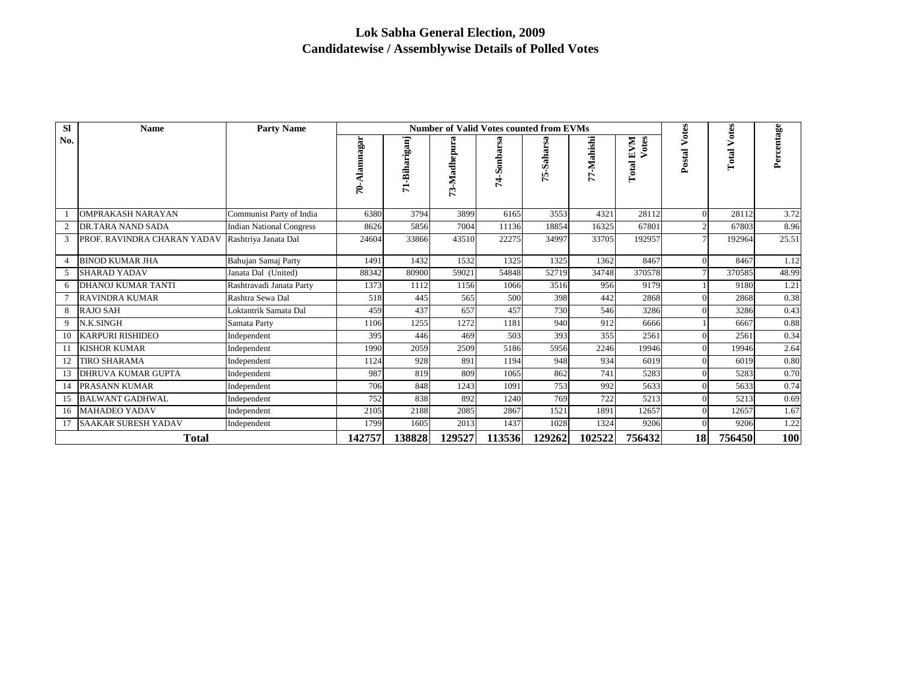# Lok Sabha General Election, 2009
## Candidatewise / Assemblywise Details of Polled Votes

| Sl No. | Name | Party Name | Number of Valid Votes counted from EVMs | | | | | | | Postal Votes | Total Votes | Percentage |
|---|---|---|---|---|---|---|---|---|---|---|---|---|
| | | | 70-Alamnagar | 71-Bihariganj | 73-Madhepura | 74-Sonbarsa | 75-Saharsa | 77-Mahishi | Total EVM Votes | | | |
| 1 | OMPRAKASH NARAYAN | Communist Party of India | 6380 | 3794 | 3899 | 6165 | 3553 | 4321 | 28112 | 0 | 28112 | 3.72 |
| 2 | DR.TARA NAND SADA | Indian National Congress | 8626 | 5856 | 7004 | 11136 | 18854 | 16325 | 67801 | 2 | 67803 | 8.96 |
| 3 | PROF. RAVINDRA CHARAN YADAV | Rashtriya Janata Dal | 24604 | 33866 | 43510 | 22275 | 34997 | 33705 | 192957 | 7 | 192964 | 25.51 |
| 4 | BINOD KUMAR JHA | Bahujan Samaj Party | 1491 | 1432 | 1532 | 1325 | 1325 | 1362 | 8467 | 0 | 8467 | 1.12 |
| 5 | SHARAD YADAV | Janata Dal (United) | 88342 | 80900 | 59021 | 54848 | 52719 | 34748 | 370578 | 7 | 370585 | 48.99 |
| 6 | DHANOJ KUMAR TANTI | Rashtravadi Janata Party | 1373 | 1112 | 1156 | 1066 | 3516 | 956 | 9179 | 1 | 9180 | 1.21 |
| 7 | RAVINDRA KUMAR | Rashtra Sewa Dal | 518 | 445 | 565 | 500 | 398 | 442 | 2868 | 0 | 2868 | 0.38 |
| 8 | RAJO SAH | Loktantrik Samata Dal | 459 | 437 | 657 | 457 | 730 | 546 | 3286 | 0 | 3286 | 0.43 |
| 9 | N.K.SINGH | Samata Party | 1106 | 1255 | 1272 | 1181 | 940 | 912 | 6666 | 1 | 6667 | 0.88 |
| 10 | KARPURI RISHIDEO | Independent | 395 | 446 | 469 | 503 | 393 | 355 | 2561 | 0 | 2561 | 0.34 |
| 11 | KISHOR KUMAR | Independent | 1990 | 2059 | 2509 | 5186 | 5956 | 2246 | 19946 | 0 | 19946 | 2.64 |
| 12 | TIRO SHARAMA | Independent | 1124 | 928 | 891 | 1194 | 948 | 934 | 6019 | 0 | 6019 | 0.80 |
| 13 | DHRUVA KUMAR GUPTA | Independent | 987 | 819 | 809 | 1065 | 862 | 741 | 5283 | 0 | 5283 | 0.70 |
| 14 | PRASANN KUMAR | Independent | 706 | 848 | 1243 | 1091 | 753 | 992 | 5633 | 0 | 5633 | 0.74 |
| 15 | BALWANT GADHWAL | Independent | 752 | 838 | 892 | 1240 | 769 | 722 | 5213 | 0 | 5213 | 0.69 |
| 16 | MAHADEO YADAV | Independent | 2105 | 2188 | 2085 | 2867 | 1521 | 1891 | 12657 | 0 | 12657 | 1.67 |
| 17 | SAAKAR SURESH YADAV | Independent | 1799 | 1605 | 2013 | 1437 | 1028 | 1324 | 9206 | 0 | 9206 | 1.22 |
| **Total** | | | **142757** | **138828** | **129527** | **113536** | **129262** | **102522** | **756432** | **18** | **756450** | **100** |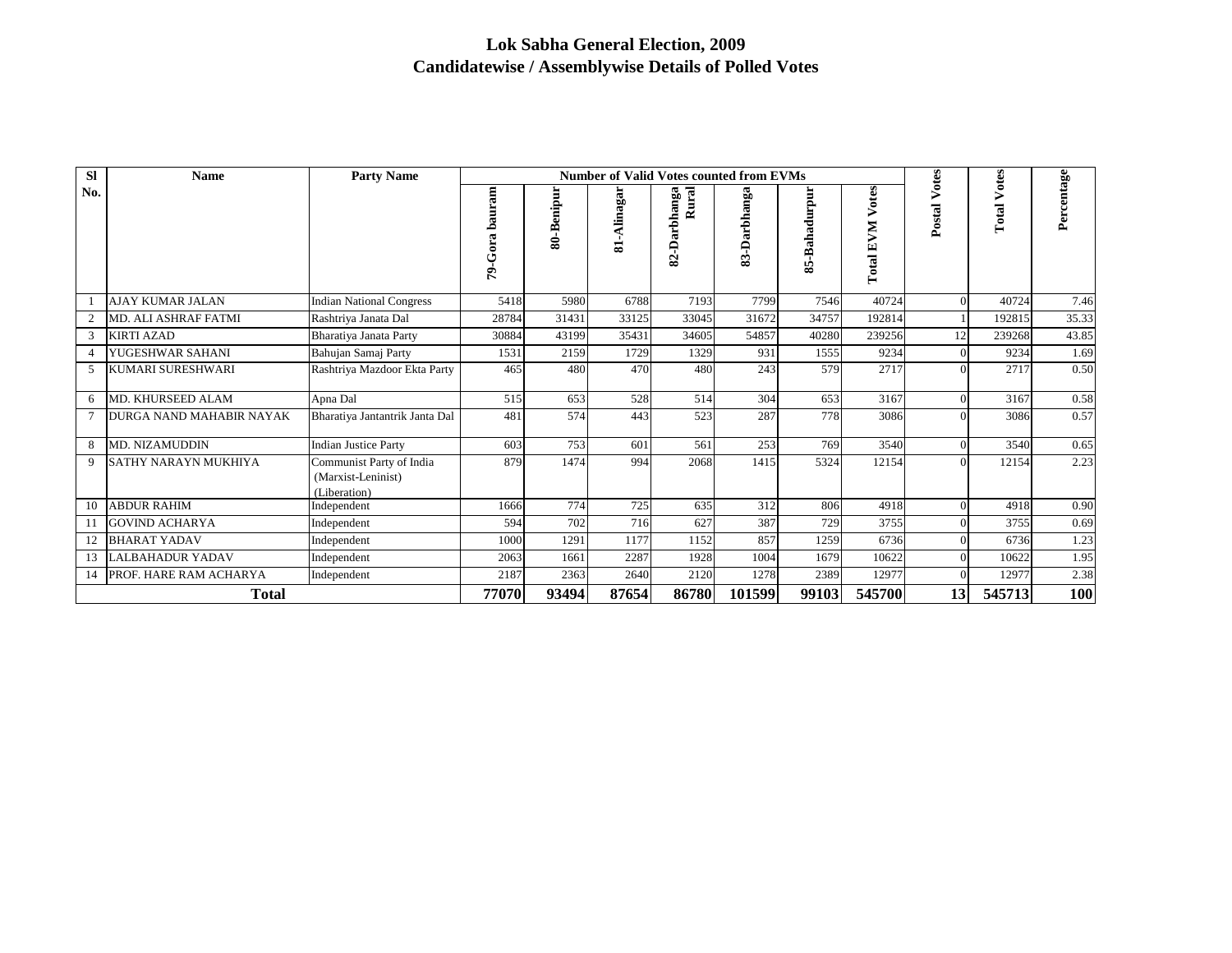# Lok Sabha General Election, 2009
## Candidatewise / Assemblywise Details of Polled Votes

| Sl No. | Name | Party Name | Number of Valid Votes counted from EVMs | | | | | | | Postal Votes | Total Votes | Percentage |
|---|---|---|---|---|---|---|---|---|---|---|---|---|
| | | | 79-Gora bauram | 80-Benipur | 81-Alinagar | 82-Darbhanga Rural | 83-Darbhanga | 85-Bahadurpur | Total EVM Votes | | | |
| 1 | AJAY KUMAR JALAN | Indian National Congress | 5418 | 5980 | 6788 | 7193 | 7799 | 7546 | 40724 | 0 | 40724 | 7.46 |
| 2 | MD. ALI ASHRAF FATMI | Rashtriya Janata Dal | 28784 | 31431 | 33125 | 33045 | 31672 | 34757 | 192814 | 1 | 192815 | 35.33 |
| 3 | KIRTI AZAD | Bharatiya Janata Party | 30884 | 43199 | 35431 | 34605 | 54857 | 40280 | 239256 | 12 | 239268 | 43.85 |
| 4 | YUGESHWAR SAHANI | Bahujan Samaj Party | 1531 | 2159 | 1729 | 1329 | 931 | 1555 | 9234 | 0 | 9234 | 1.69 |
| 5 | KUMARI SURESHWARI | Rashtriya Mazdoor Ekta Party | 465 | 480 | 470 | 480 | 243 | 579 | 2717 | 0 | 2717 | 0.50 |
| 6 | MD. KHURSEED ALAM | Apna Dal | 515 | 653 | 528 | 514 | 304 | 653 | 3167 | 0 | 3167 | 0.58 |
| 7 | DURGA NAND MAHABIR NAYAK | Bharatiya Jantantrik Janta Dal | 481 | 574 | 443 | 523 | 287 | 778 | 3086 | 0 | 3086 | 0.57 |
| 8 | MD. NIZAMUDDIN | Indian Justice Party | 603 | 753 | 601 | 561 | 253 | 769 | 3540 | 0 | 3540 | 0.65 |
| 9 | SATHY NARAYN MUKHIYA | Communist Party of India (Marxist-Leninist) (Liberation) | 879 | 1474 | 994 | 2068 | 1415 | 5324 | 12154 | 0 | 12154 | 2.23 |
| 10 | ABDUR RAHIM | Independent | 1666 | 774 | 725 | 635 | 312 | 806 | 4918 | 0 | 4918 | 0.90 |
| 11 | GOVIND ACHARYA | Independent | 594 | 702 | 716 | 627 | 387 | 729 | 3755 | 0 | 3755 | 0.69 |
| 12 | BHARAT YADAV | Independent | 1000 | 1291 | 1177 | 1152 | 857 | 1259 | 6736 | 0 | 6736 | 1.23 |
| 13 | LALBAHADUR YADAV | Independent | 2063 | 1661 | 2287 | 1928 | 1004 | 1679 | 10622 | 0 | 10622 | 1.95 |
| 14 | PROF. HARE RAM ACHARYA | Independent | 2187 | 2363 | 2640 | 2120 | 1278 | 2389 | 12977 | 0 | 12977 | 2.38 |
| **Total** | | | **77070** | **93494** | **87654** | **86780** | **101599** | **99103** | **545700** | **13** | **545713** | **100** |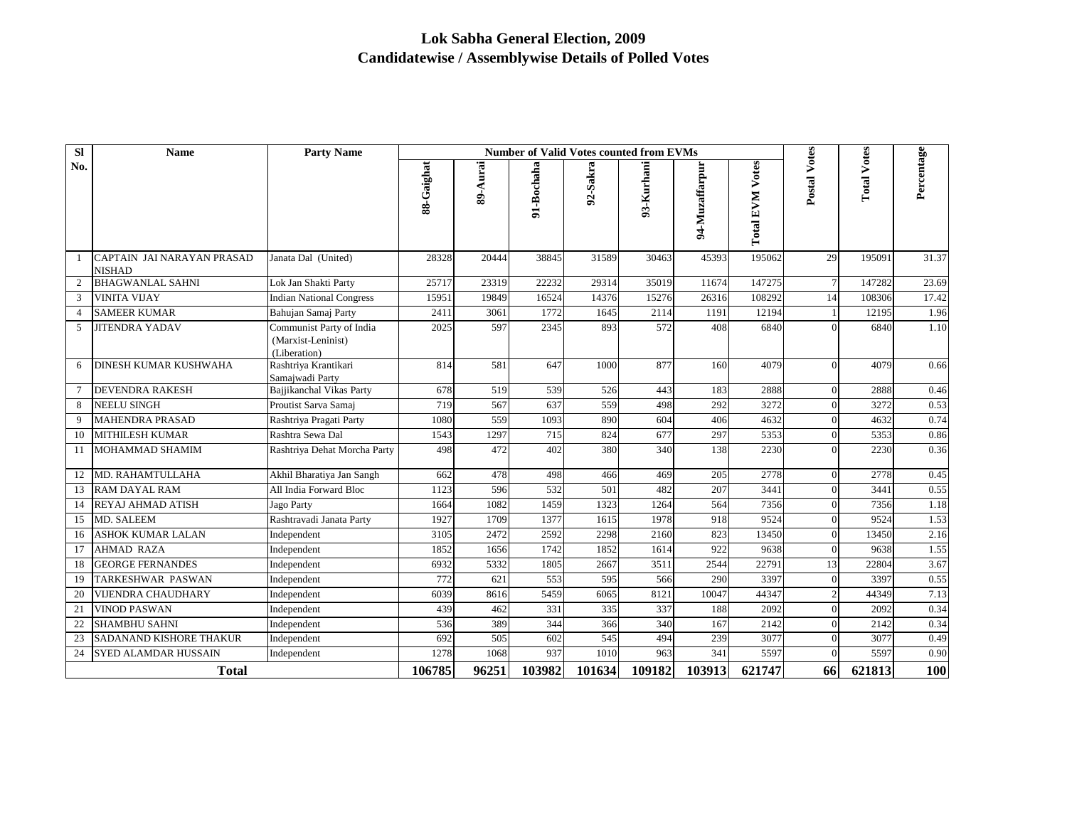# Lok Sabha General Election, 2009
## Candidatewise / Assemblywise Details of Polled Votes

| Sl No. | Name | Party Name | Number of Valid Votes counted from EVMs | | | | | | | Postal Votes | Total Votes | Percentage |
|---|---|---|---|---|---|---|---|---|---|---|---|---|
| | | | 88-Gaighat | 89-Aurai | 91-Bochaha | 92-Sakra | 93-Kurhani | 94-Muzaffarpur | Total EVM Votes | | | |
| 1 | CAPTAIN JAI NARAYAN PRASAD NISHAD | Janata Dal (United) | 28328 | 20444 | 38845 | 31589 | 30463 | 45393 | 195062 | 29 | 195091 | 31.37 |
| 2 | BHAGWANLAL SAHNI | Lok Jan Shakti Party | 25717 | 23319 | 22232 | 29314 | 35019 | 11674 | 147275 | 7 | 147282 | 23.69 |
| 3 | VINITA VIJAY | Indian National Congress | 15951 | 19849 | 16524 | 14376 | 15276 | 26316 | 108292 | 14 | 108306 | 17.42 |
| 4 | SAMEER KUMAR | Bahujan Samaj Party | 2411 | 3061 | 1772 | 1645 | 2114 | 1191 | 12194 | 1 | 12195 | 1.96 |
| 5 | JITENDRA YADAV | Communist Party of India (Marxist-Leninist) (Liberation) | 2025 | 597 | 2345 | 893 | 572 | 408 | 6840 | 0 | 6840 | 1.10 |
| 6 | DINESH KUMAR KUSHWAHA | Rashtriya Krantikari Samajwadi Party | 814 | 581 | 647 | 1000 | 877 | 160 | 4079 | 0 | 4079 | 0.66 |
| 7 | DEVENDRA RAKESH | Bajjikanchal Vikas Party | 678 | 519 | 539 | 526 | 443 | 183 | 2888 | 0 | 2888 | 0.46 |
| 8 | NEELU SINGH | Proutist Sarva Samaj | 719 | 567 | 637 | 559 | 498 | 292 | 3272 | 0 | 3272 | 0.53 |
| 9 | MAHENDRA PRASAD | Rashtriya Pragati Party | 1080 | 559 | 1093 | 890 | 604 | 406 | 4632 | 0 | 4632 | 0.74 |
| 10 | MITHILESH KUMAR | Rashtra Sewa Dal | 1543 | 1297 | 715 | 824 | 677 | 297 | 5353 | 0 | 5353 | 0.86 |
| 11 | MOHAMMAD SHAMIM | Rashtriya Dehat Morcha Party | 498 | 472 | 402 | 380 | 340 | 138 | 2230 | 0 | 2230 | 0.36 |
| 12 | MD. RAHAMTULLAHA | Akhil Bharatiya Jan Sangh | 662 | 478 | 498 | 466 | 469 | 205 | 2778 | 0 | 2778 | 0.45 |
| 13 | RAM DAYAL RAM | All India Forward Bloc | 1123 | 596 | 532 | 501 | 482 | 207 | 3441 | 0 | 3441 | 0.55 |
| 14 | REYAJ AHMAD ATISH | Jago Party | 1664 | 1082 | 1459 | 1323 | 1264 | 564 | 7356 | 0 | 7356 | 1.18 |
| 15 | MD. SALEEM | Rashtravadi Janata Party | 1927 | 1709 | 1377 | 1615 | 1978 | 918 | 9524 | 0 | 9524 | 1.53 |
| 16 | ASHOK KUMAR LALAN | Independent | 3105 | 2472 | 2592 | 2298 | 2160 | 823 | 13450 | 0 | 13450 | 2.16 |
| 17 | AHMAD RAZA | Independent | 1852 | 1656 | 1742 | 1852 | 1614 | 922 | 9638 | 0 | 9638 | 1.55 |
| 18 | GEORGE FERNANDES | Independent | 6932 | 5332 | 1805 | 2667 | 3511 | 2544 | 22791 | 13 | 22804 | 3.67 |
| 19 | TARKESHWAR PASWAN | Independent | 772 | 621 | 553 | 595 | 566 | 290 | 3397 | 0 | 3397 | 0.55 |
| 20 | VIJENDRA CHAUDHARY | Independent | 6039 | 8616 | 5459 | 6065 | 8121 | 10047 | 44347 | 2 | 44349 | 7.13 |
| 21 | VINOD PASWAN | Independent | 439 | 462 | 331 | 335 | 337 | 188 | 2092 | 0 | 2092 | 0.34 |
| 22 | SHAMBHU SAHNI | Independent | 536 | 389 | 344 | 366 | 340 | 167 | 2142 | 0 | 2142 | 0.34 |
| 23 | SADANAND KISHORE THAKUR | Independent | 692 | 505 | 602 | 545 | 494 | 239 | 3077 | 0 | 3077 | 0.49 |
| 24 | SYED ALAMDAR HUSSAIN | Independent | 1278 | 1068 | 937 | 1010 | 963 | 341 | 5597 | 0 | 5597 | 0.90 |
| **Total** | | | **106785** | **96251** | **103982** | **101634** | **109182** | **103913** | **621747** | **66** | **621813** | **100** |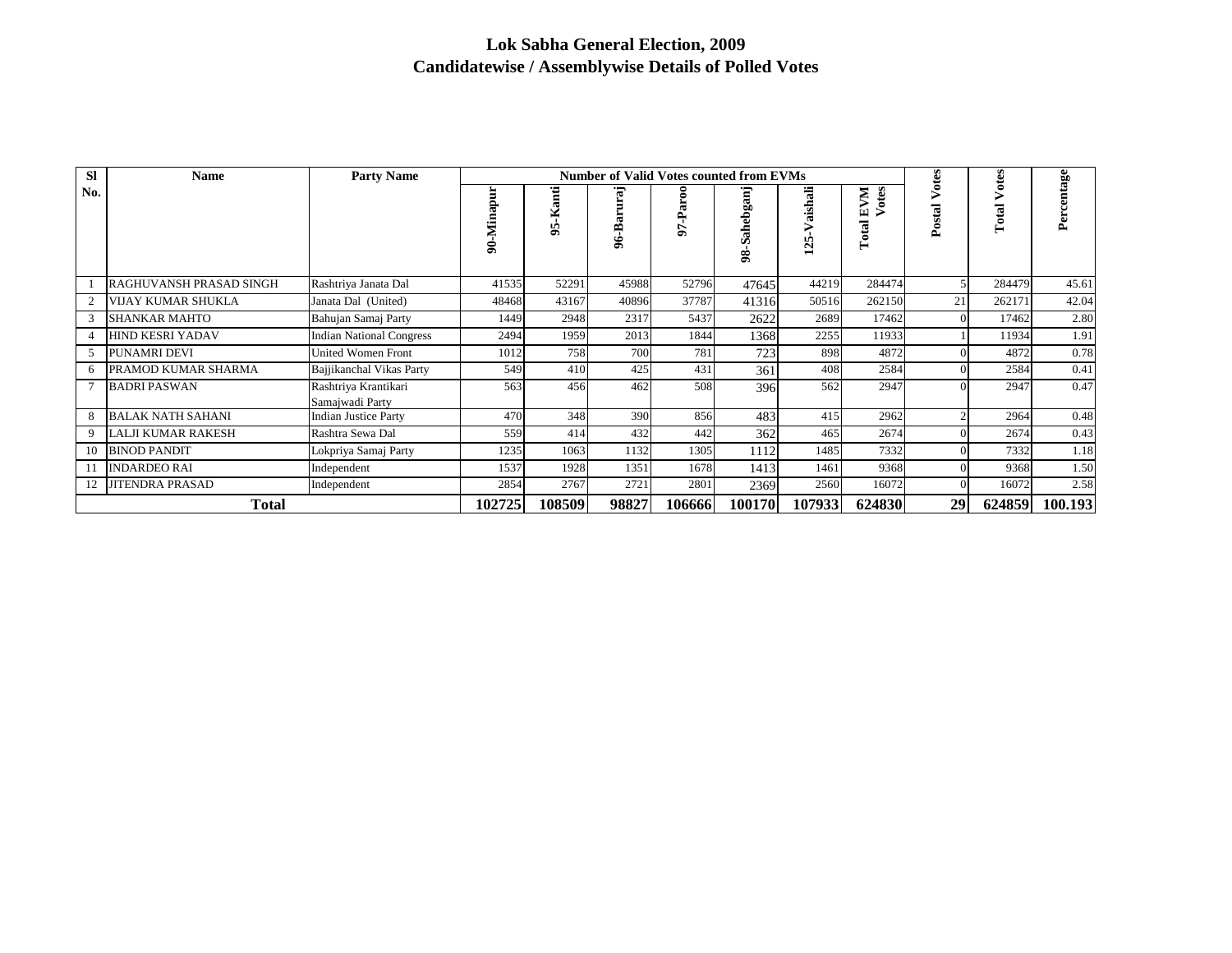# Lok Sabha General Election, 2009
## Candidatewise / Assemblywise Details of Polled Votes

| Sl No. | Name | Party Name | Number of Valid Votes counted from EVMs | | | | | | | Postal Votes | Total Votes | Percentage |
|---|---|---|---|---|---|---|---|---|---|---|---|---|
| | | | 90-Minapur | 95-Kanti | 96-Baruraj | 97-Paroo | 98-Sahebganj | 125-Vaishali | Total EVM Votes | | | |
| 1 | RAGHUVANSH PRASAD SINGH | Rashtriya Janata Dal | 41535 | 52291 | 45988 | 52796 | 47645 | 44219 | 284474 | 5 | 284479 | 45.61 |
| 2 | VIJAY KUMAR SHUKLA | Janata Dal (United) | 48468 | 43167 | 40896 | 37787 | 41316 | 50516 | 262150 | 21 | 262171 | 42.04 |
| 3 | SHANKAR MAHTO | Bahujan Samaj Party | 1449 | 2948 | 2317 | 5437 | 2622 | 2689 | 17462 | 0 | 17462 | 2.80 |
| 4 | HIND KESRI YADAV | Indian National Congress | 2494 | 1959 | 2013 | 1844 | 1368 | 2255 | 11933 | 1 | 11934 | 1.91 |
| 5 | PUNAMRI DEVI | United Women Front | 1012 | 758 | 700 | 781 | 723 | 898 | 4872 | 0 | 4872 | 0.78 |
| 6 | PRAMOD KUMAR SHARMA | Bajjikanchal Vikas Party | 549 | 410 | 425 | 431 | 361 | 408 | 2584 | 0 | 2584 | 0.41 |
| 7 | BADRI PASWAN | Rashtriya Krantikari Samajwadi Party | 563 | 456 | 462 | 508 | 396 | 562 | 2947 | 0 | 2947 | 0.47 |
| 8 | BALAK NATH SAHANI | Indian Justice Party | 470 | 348 | 390 | 856 | 483 | 415 | 2962 | 2 | 2964 | 0.48 |
| 9 | LALJI KUMAR RAKESH | Rashtra Sewa Dal | 559 | 414 | 432 | 442 | 362 | 465 | 2674 | 0 | 2674 | 0.43 |
| 10 | BINOD PANDIT | Lokpriya Samaj Party | 1235 | 1063 | 1132 | 1305 | 1112 | 1485 | 7332 | 0 | 7332 | 1.18 |
| 11 | INDARDEO RAI | Independent | 1537 | 1928 | 1351 | 1678 | 1413 | 1461 | 9368 | 0 | 9368 | 1.50 |
| 12 | JITENDRA PRASAD | Independent | 2854 | 2767 | 2721 | 2801 | 2369 | 2560 | 16072 | 0 | 16072 | 2.58 |
| **Total** | | | **102725** | **108509** | **98827** | **106666** | **100170** | **107933** | **624830** | **29** | **624859** | **100.193** |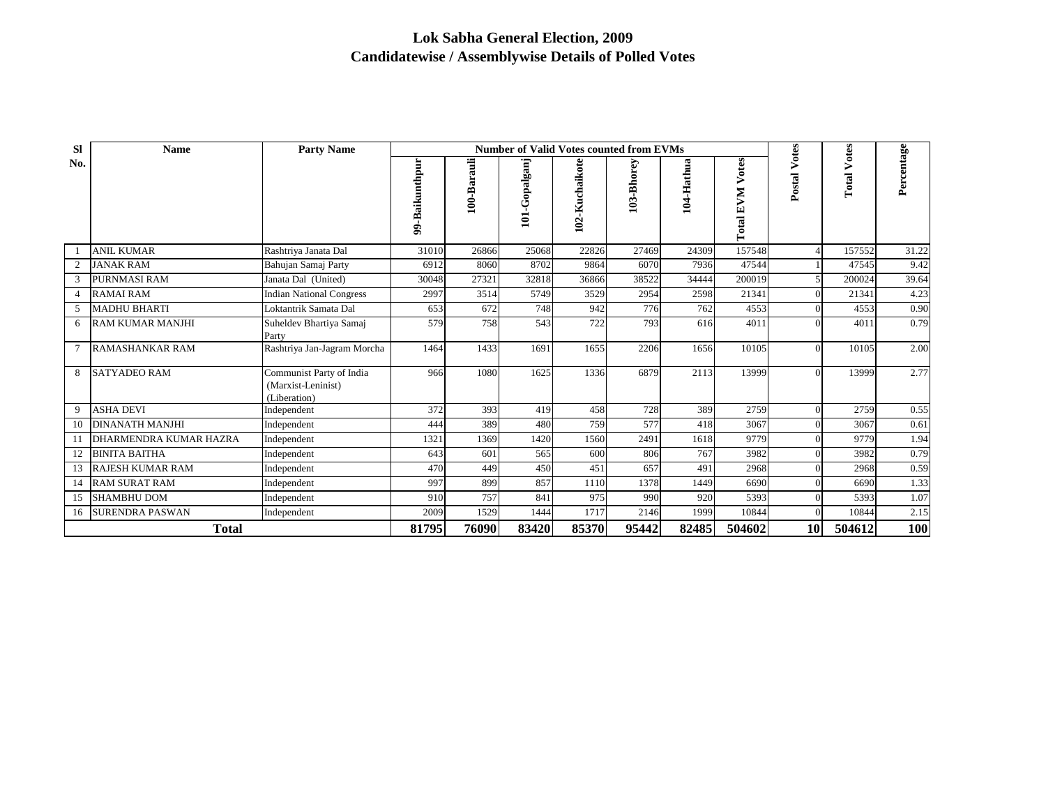# Lok Sabha General Election, 2009
## Candidatewise / Assemblywise Details of Polled Votes

| Sl No. | Name | Party Name | Number of Valid Votes counted from EVMs | | | | | | | Postal Votes | Total Votes | Percentage |
|---|---|---|---|---|---|---|---|---|---|---|---|---|
| | | | 99-Baikunthpur | 100-Barauli | 101-Gopalganj | 102-Kuchaikote | 103-Bhorey | 104-Hathua | Total EVM Votes | | | |
| 1 | ANIL KUMAR | Rashtriya Janata Dal | 31010 | 26866 | 25068 | 22826 | 27469 | 24309 | 157548 | 4 | 157552 | 31.22 |
| 2 | JANAK RAM | Bahujan Samaj Party | 6912 | 8060 | 8702 | 9864 | 6070 | 7936 | 47544 | 1 | 47545 | 9.42 |
| 3 | PURNMASI RAM | Janata Dal (United) | 30048 | 27321 | 32818 | 36866 | 38522 | 34444 | 200019 | 5 | 200024 | 39.64 |
| 4 | RAMAI RAM | Indian National Congress | 2997 | 3514 | 5749 | 3529 | 2954 | 2598 | 21341 | 0 | 21341 | 4.23 |
| 5 | MADHU BHARTI | Loktantrik Samata Dal | 653 | 672 | 748 | 942 | 776 | 762 | 4553 | 0 | 4553 | 0.90 |
| 6 | RAM KUMAR MANJHI | Suheldev Bhartiya Samaj Party | 579 | 758 | 543 | 722 | 793 | 616 | 4011 | 0 | 4011 | 0.79 |
| 7 | RAMASHANKAR RAM | Rashtriya Jan-Jagram Morcha | 1464 | 1433 | 1691 | 1655 | 2206 | 1656 | 10105 | 0 | 10105 | 2.00 |
| 8 | SATYADEO RAM | Communist Party of India (Marxist-Leninist) (Liberation) | 966 | 1080 | 1625 | 1336 | 6879 | 2113 | 13999 | 0 | 13999 | 2.77 |
| 9 | ASHA DEVI | Independent | 372 | 393 | 419 | 458 | 728 | 389 | 2759 | 0 | 2759 | 0.55 |
| 10 | DINANATH MANJHI | Independent | 444 | 389 | 480 | 759 | 577 | 418 | 3067 | 0 | 3067 | 0.61 |
| 11 | DHARMENDRA KUMAR HAZRA | Independent | 1321 | 1369 | 1420 | 1560 | 2491 | 1618 | 9779 | 0 | 9779 | 1.94 |
| 12 | BINITA BAITHA | Independent | 643 | 601 | 565 | 600 | 806 | 767 | 3982 | 0 | 3982 | 0.79 |
| 13 | RAJESH KUMAR RAM | Independent | 470 | 449 | 450 | 451 | 657 | 491 | 2968 | 0 | 2968 | 0.59 |
| 14 | RAM SURAT RAM | Independent | 997 | 899 | 857 | 1110 | 1378 | 1449 | 6690 | 0 | 6690 | 1.33 |
| 15 | SHAMBHU DOM | Independent | 910 | 757 | 841 | 975 | 990 | 920 | 5393 | 0 | 5393 | 1.07 |
| 16 | SURENDRA PASWAN | Independent | 2009 | 1529 | 1444 | 1717 | 2146 | 1999 | 10844 | 0 | 10844 | 2.15 |
| **Total** | | | **81795** | **76090** | **83420** | **85370** | **95442** | **82485** | **504602** | **10** | **504612** | **100** |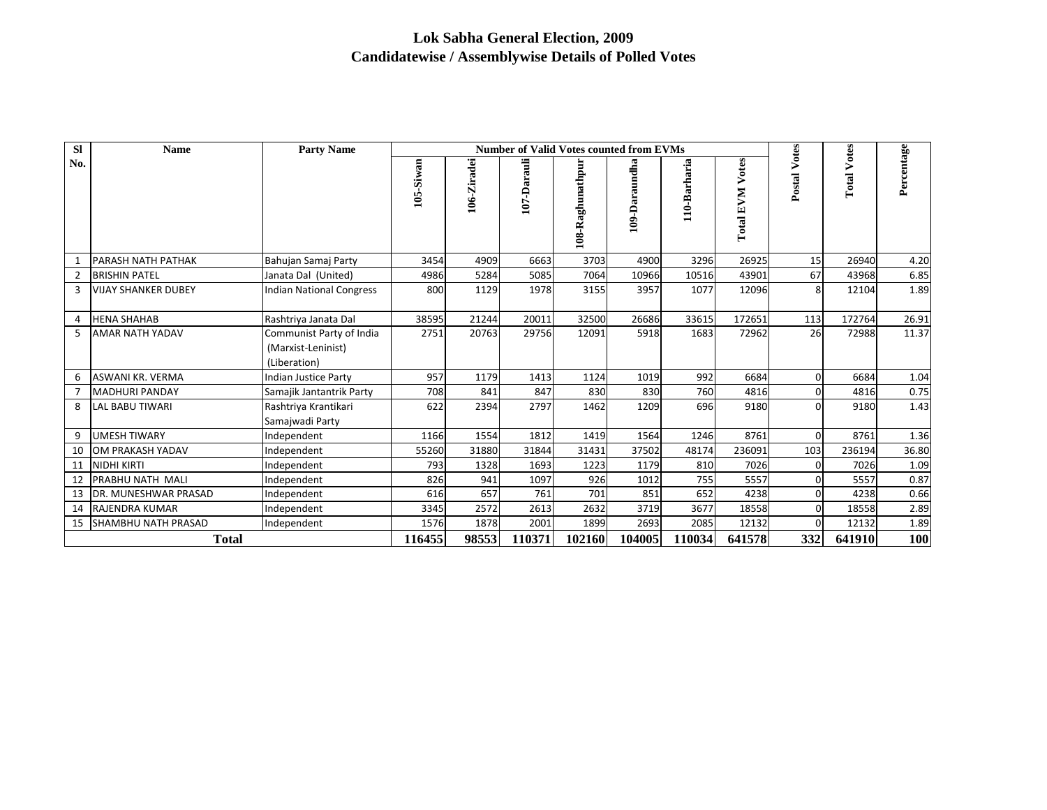# Lok Sabha General Election, 2009
## Candidatewise / Assemblywise Details of Polled Votes

| Sl No. | Name | Party Name | Number of Valid Votes counted from EVMs | | | | | | | Postal Votes | Total Votes | Percentage |
|---|---|---|---|---|---|---|---|---|---|---|---|---|
| | | | 105-Siwan | 106-Ziradei | 107-Darauli | 108-Raghunathpur | 109-Daraundha | 110-Barharia | Total EVM Votes | | | |
| 1 | PARASH NATH PATHAK | Bahujan Samaj Party | 3454 | 4909 | 6663 | 3703 | 4900 | 3296 | 26925 | 15 | 26940 | 4.20 |
| 2 | BRISHIN PATEL | Janata Dal (United) | 4986 | 5284 | 5085 | 7064 | 10966 | 10516 | 43901 | 67 | 43968 | 6.85 |
| 3 | VIJAY SHANKER DUBEY | Indian National Congress | 800 | 1129 | 1978 | 3155 | 3957 | 1077 | 12096 | 8 | 12104 | 1.89 |
| 4 | HENA SHAHAB | Rashtriya Janata Dal | 38595 | 21244 | 20011 | 32500 | 26686 | 33615 | 172651 | 113 | 172764 | 26.91 |
| 5 | AMAR NATH YADAV | Communist Party of India (Marxist-Leninist) (Liberation) | 2751 | 20763 | 29756 | 12091 | 5918 | 1683 | 72962 | 26 | 72988 | 11.37 |
| 6 | ASWANI KR. VERMA | Indian Justice Party | 957 | 1179 | 1413 | 1124 | 1019 | 992 | 6684 | 0 | 6684 | 1.04 |
| 7 | MADHURI PANDAY | Samajik Jantantrik Party | 708 | 841 | 847 | 830 | 830 | 760 | 4816 | 0 | 4816 | 0.75 |
| 8 | LAL BABU TIWARI | Rashtriya Krantikari Samajwadi Party | 622 | 2394 | 2797 | 1462 | 1209 | 696 | 9180 | 0 | 9180 | 1.43 |
| 9 | UMESH TIWARY | Independent | 1166 | 1554 | 1812 | 1419 | 1564 | 1246 | 8761 | 0 | 8761 | 1.36 |
| 10 | OM PRAKASH YADAV | Independent | 55260 | 31880 | 31844 | 31431 | 37502 | 48174 | 236091 | 103 | 236194 | 36.80 |
| 11 | NIDHI KIRTI | Independent | 793 | 1328 | 1693 | 1223 | 1179 | 810 | 7026 | 0 | 7026 | 1.09 |
| 12 | PRABHU NATH MALI | Independent | 826 | 941 | 1097 | 926 | 1012 | 755 | 5557 | 0 | 5557 | 0.87 |
| 13 | DR. MUNESHWAR PRASAD | Independent | 616 | 657 | 761 | 701 | 851 | 652 | 4238 | 0 | 4238 | 0.66 |
| 14 | RAJENDRA KUMAR | Independent | 3345 | 2572 | 2613 | 2632 | 3719 | 3677 | 18558 | 0 | 18558 | 2.89 |
| 15 | SHAMBHU NATH PRASAD | Independent | 1576 | 1878 | 2001 | 1899 | 2693 | 2085 | 12132 | 0 | 12132 | 1.89 |
| **Total** | | | **116455** | **98553** | **110371** | **102160** | **104005** | **110034** | **641578** | **332** | **641910** | **100** |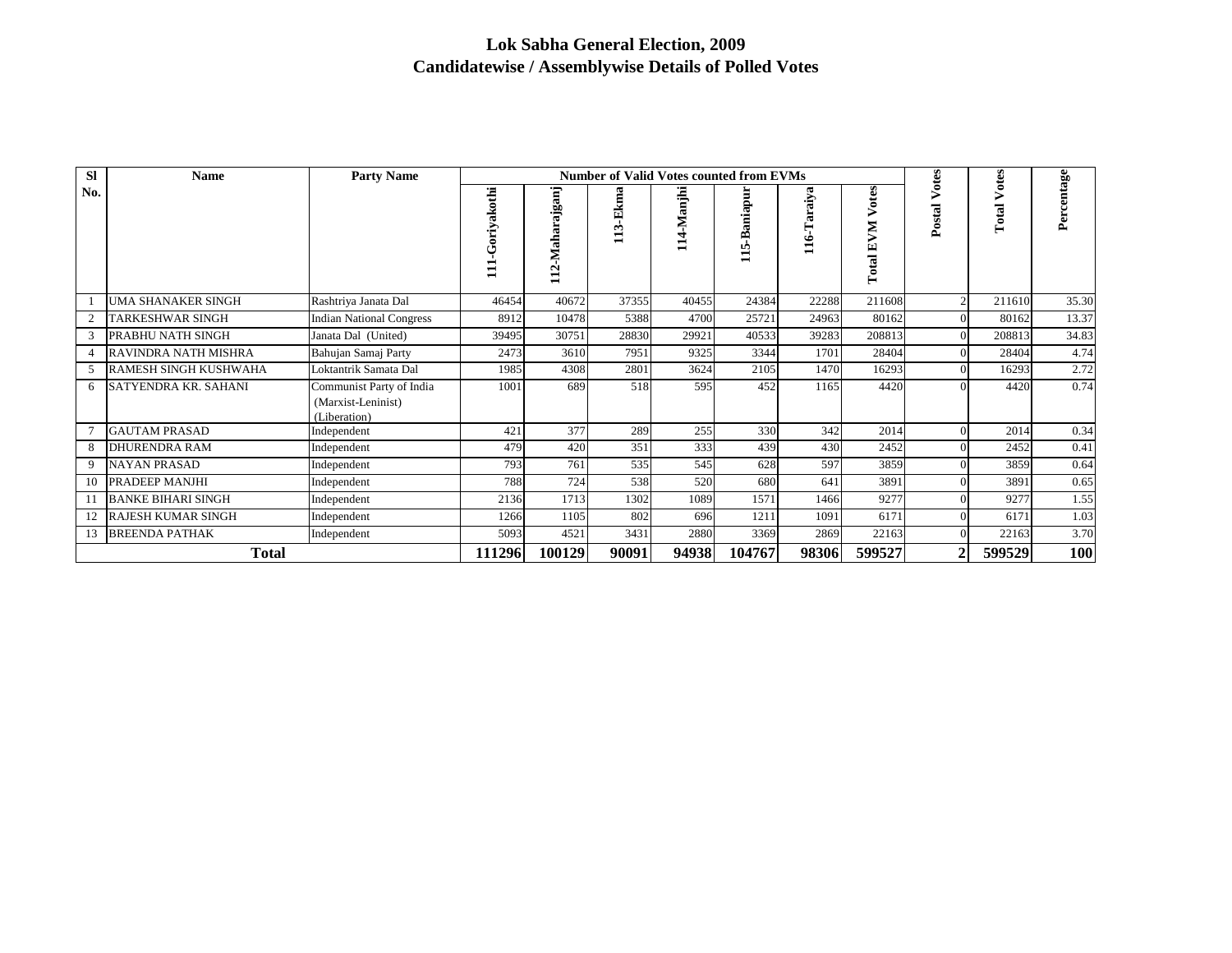# Lok Sabha General Election, 2009
## Candidatewise / Assemblywise Details of Polled Votes

| Sl No. | Name | Party Name | Number of Valid Votes counted from EVMs | | | | | | | Postal Votes | Total Votes | Percentage |
|---|---|---|---|---|---|---|---|---|---|---|---|---|
| | | | 111-Goriyakothi | 112-Maharajganj | 113-Ekma | 114-Manjhi | 115-Baniapur | 116-Taraiya | Total EVM Votes | | | |
| 1 | UMA SHANAKER SINGH | Rashtriya Janata Dal | 46454 | 40672 | 37355 | 40455 | 24384 | 22288 | 211608 | 2 | 211610 | 35.30 |
| 2 | TARKESHWAR SINGH | Indian National Congress | 8912 | 10478 | 5388 | 4700 | 25721 | 24963 | 80162 | 0 | 80162 | 13.37 |
| 3 | PRABHU NATH SINGH | Janata Dal (United) | 39495 | 30751 | 28830 | 29921 | 40533 | 39283 | 208813 | 0 | 208813 | 34.83 |
| 4 | RAVINDRA NATH MISHRA | Bahujan Samaj Party | 2473 | 3610 | 7951 | 9325 | 3344 | 1701 | 28404 | 0 | 28404 | 4.74 |
| 5 | RAMESH SINGH KUSHWAHA | Loktantrik Samata Dal | 1985 | 4308 | 2801 | 3624 | 2105 | 1470 | 16293 | 0 | 16293 | 2.72 |
| 6 | SATYENDRA KR. SAHANI | Communist Party of India (Marxist-Leninist) (Liberation) | 1001 | 689 | 518 | 595 | 452 | 1165 | 4420 | 0 | 4420 | 0.74 |
| 7 | GAUTAM PRASAD | Independent | 421 | 377 | 289 | 255 | 330 | 342 | 2014 | 0 | 2014 | 0.34 |
| 8 | DHURENDRA RAM | Independent | 479 | 420 | 351 | 333 | 439 | 430 | 2452 | 0 | 2452 | 0.41 |
| 9 | NAYAN PRASAD | Independent | 793 | 761 | 535 | 545 | 628 | 597 | 3859 | 0 | 3859 | 0.64 |
| 10 | PRADEEP MANJHI | Independent | 788 | 724 | 538 | 520 | 680 | 641 | 3891 | 0 | 3891 | 0.65 |
| 11 | BANKE BIHARI SINGH | Independent | 2136 | 1713 | 1302 | 1089 | 1571 | 1466 | 9277 | 0 | 9277 | 1.55 |
| 12 | RAJESH KUMAR SINGH | Independent | 1266 | 1105 | 802 | 696 | 1211 | 1091 | 6171 | 0 | 6171 | 1.03 |
| 13 | BREENDA PATHAK | Independent | 5093 | 4521 | 3431 | 2880 | 3369 | 2869 | 22163 | 0 | 22163 | 3.70 |
| **Total** | | | **111296** | **100129** | **90091** | **94938** | **104767** | **98306** | **599527** | **2** | **599529** | **100** |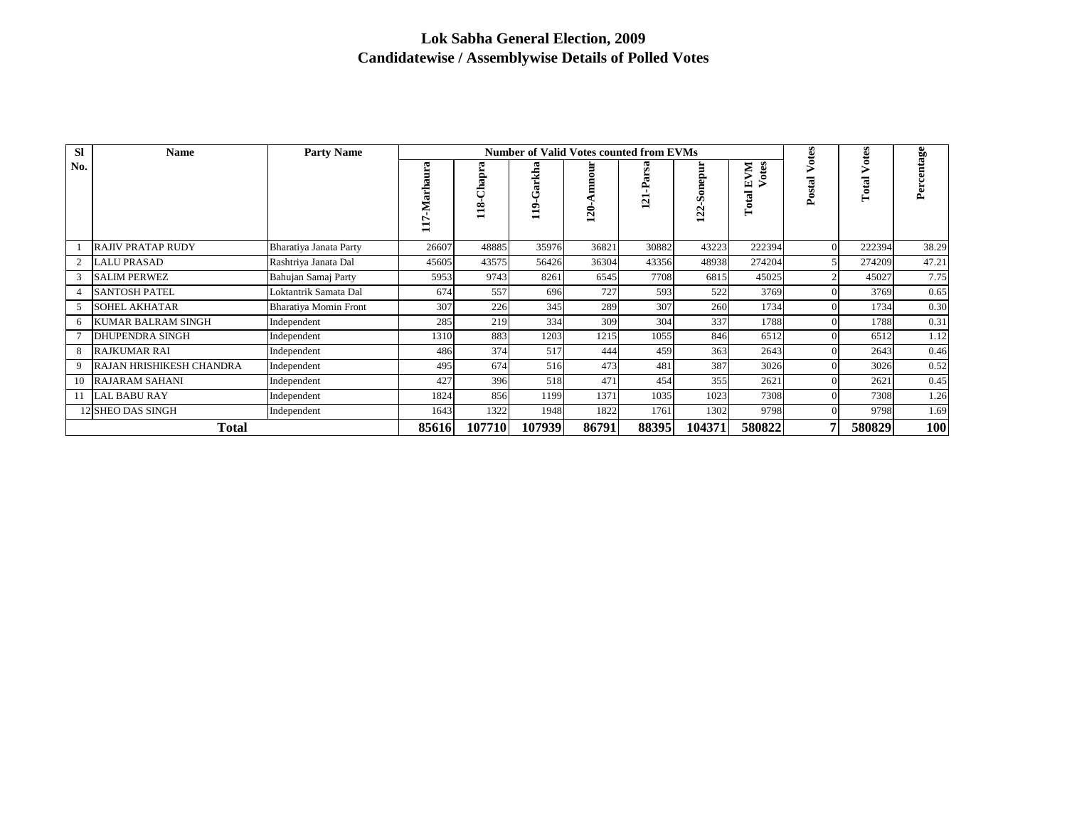# Lok Sabha General Election, 2009
## Candidatewise / Assemblywise Details of Polled Votes

| Sl No. | Name | Party Name | Number of Valid Votes counted from EVMs | | | | | | | Postal Votes | Total Votes | Percentage |
|---|---|---|---|---|---|---|---|---|---|---|---|---|
| | | | 117-Marhaura | 118-Chapra | 119-Garkha | 120-Amnour | 121-Parsa | 122-Sonepur | Total EVM Votes | | | |
| 1 | RAJIV PRATAP RUDY | Bharatiya Janata Party | 26607 | 48885 | 35976 | 36821 | 30882 | 43223 | 222394 | 0 | 222394 | 38.29 |
| 2 | LALU PRASAD | Rashtriya Janata Dal | 45605 | 43575 | 56426 | 36304 | 43356 | 48938 | 274204 | 5 | 274209 | 47.21 |
| 3 | SALIM PERWEZ | Bahujan Samaj Party | 5953 | 9743 | 8261 | 6545 | 7708 | 6815 | 45025 | 2 | 45027 | 7.75 |
| 4 | SANTOSH PATEL | Loktantrik Samata Dal | 674 | 557 | 696 | 727 | 593 | 522 | 3769 | 0 | 3769 | 0.65 |
| 5 | SOHEL AKHATAR | Bharatiya Momin Front | 307 | 226 | 345 | 289 | 307 | 260 | 1734 | 0 | 1734 | 0.30 |
| 6 | KUMAR BALRAM SINGH | Independent | 285 | 219 | 334 | 309 | 304 | 337 | 1788 | 0 | 1788 | 0.31 |
| 7 | DHUPENDRA SINGH | Independent | 1310 | 883 | 1203 | 1215 | 1055 | 846 | 6512 | 0 | 6512 | 1.12 |
| 8 | RAJKUMAR RAI | Independent | 486 | 374 | 517 | 444 | 459 | 363 | 2643 | 0 | 2643 | 0.46 |
| 9 | RAJAN HRISHIKESH CHANDRA | Independent | 495 | 674 | 516 | 473 | 481 | 387 | 3026 | 0 | 3026 | 0.52 |
| 10 | RAJARAM SAHANI | Independent | 427 | 396 | 518 | 471 | 454 | 355 | 2621 | 0 | 2621 | 0.45 |
| 11 | LAL BABU RAY | Independent | 1824 | 856 | 1199 | 1371 | 1035 | 1023 | 7308 | 0 | 7308 | 1.26 |
| 12 | SHEO DAS SINGH | Independent | 1643 | 1322 | 1948 | 1822 | 1761 | 1302 | 9798 | 0 | 9798 | 1.69 |
| **Total** | | | **85616** | **107710** | **107939** | **86791** | **88395** | **104371** | **580822** | **7** | **580829** | **100** |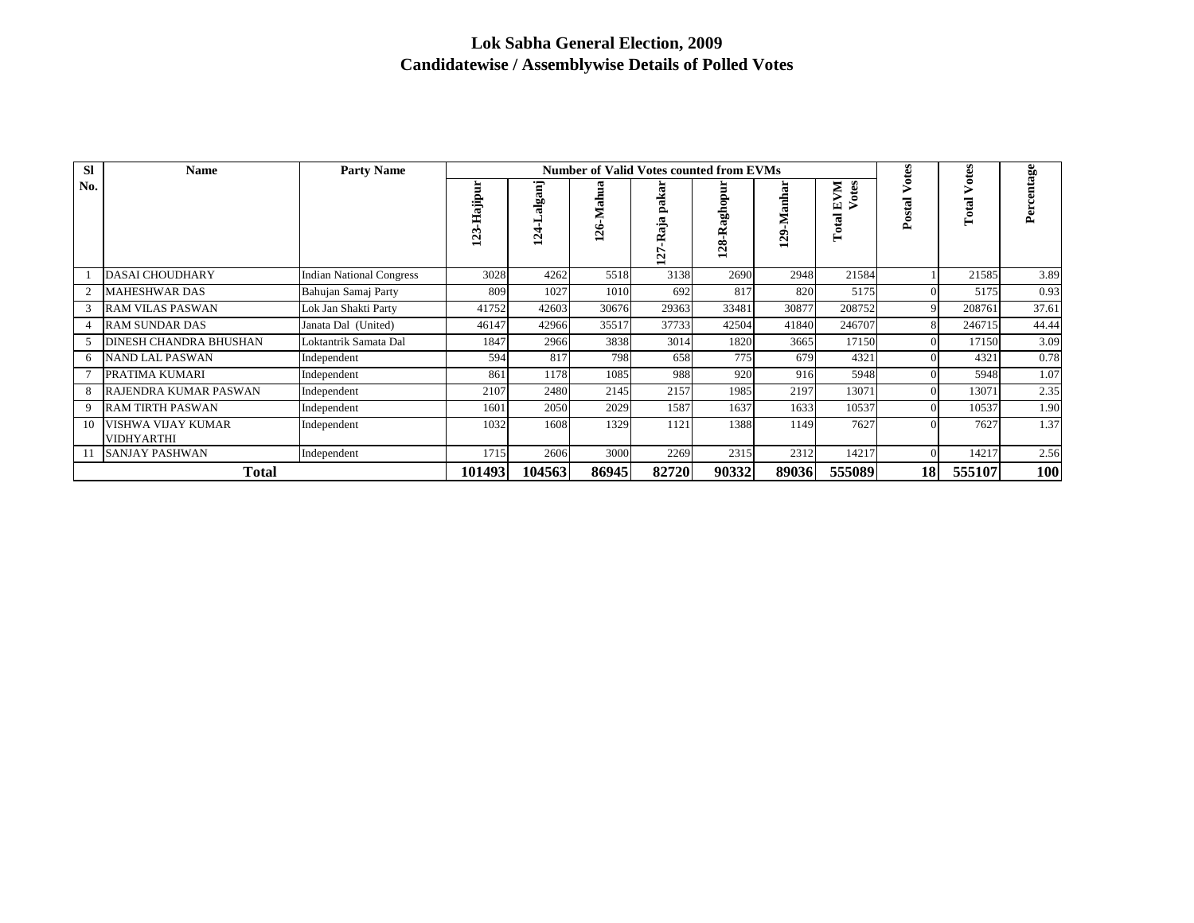# Lok Sabha General Election, 2009
## Candidatewise / Assemblywise Details of Polled Votes

| Sl No. | Name | Party Name | Number of Valid Votes counted from EVMs | | | | | | | Postal Votes | Total Votes | Percentage |
|---|---|---|---|---|---|---|---|---|---|---|---|---|
| | | | 123-Hajipur | 124-Lalganj | 126-Mahua | 127-Raja pakar | 128-Raghopur | 129-Manhar | Total EVM Votes | | | |
| 1 | DASAI CHOUDHARY | Indian National Congress | 3028 | 4262 | 5518 | 3138 | 2690 | 2948 | 21584 | 1 | 21585 | 3.89 |
| 2 | MAHESHWAR DAS | Bahujan Samaj Party | 809 | 1027 | 1010 | 692 | 817 | 820 | 5175 | 0 | 5175 | 0.93 |
| 3 | RAM VILAS PASWAN | Lok Jan Shakti Party | 41752 | 42603 | 30676 | 29363 | 33481 | 30877 | 208752 | 9 | 208761 | 37.61 |
| 4 | RAM SUNDAR DAS | Janata Dal (United) | 46147 | 42966 | 35517 | 37733 | 42504 | 41840 | 246707 | 8 | 246715 | 44.44 |
| 5 | DINESH CHANDRA BHUSHAN | Loktantrik Samata Dal | 1847 | 2966 | 3838 | 3014 | 1820 | 3665 | 17150 | 0 | 17150 | 3.09 |
| 6 | NAND LAL PASWAN | Independent | 594 | 817 | 798 | 658 | 775 | 679 | 4321 | 0 | 4321 | 0.78 |
| 7 | PRATIMA KUMARI | Independent | 861 | 1178 | 1085 | 988 | 920 | 916 | 5948 | 0 | 5948 | 1.07 |
| 8 | RAJENDRA KUMAR PASWAN | Independent | 2107 | 2480 | 2145 | 2157 | 1985 | 2197 | 13071 | 0 | 13071 | 2.35 |
| 9 | RAM TIRTH PASWAN | Independent | 1601 | 2050 | 2029 | 1587 | 1637 | 1633 | 10537 | 0 | 10537 | 1.90 |
| 10 | VISHWA VIJAY KUMAR VIDHYARTHI | Independent | 1032 | 1608 | 1329 | 1121 | 1388 | 1149 | 7627 | 0 | 7627 | 1.37 |
| 11 | SANJAY PASHWAN | Independent | 1715 | 2606 | 3000 | 2269 | 2315 | 2312 | 14217 | 0 | 14217 | 2.56 |
| **Total** | | | **101493** | **104563** | **86945** | **82720** | **90332** | **89036** | **555089** | **18** | **555107** | **100** |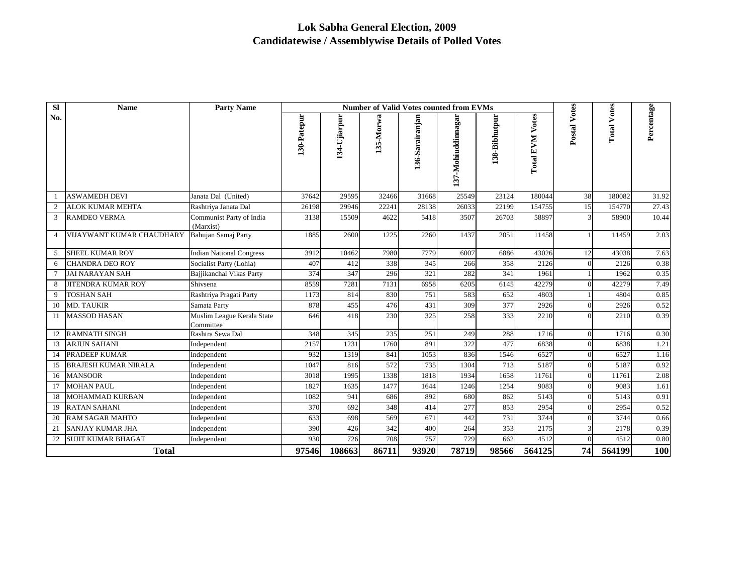# Lok Sabha General Election, 2009
## Candidatewise / Assemblywise Details of Polled Votes

| Sl No. | Name | Party Name | Number of Valid Votes counted from EVMs | | | | | | | Postal Votes | Total Votes | Percentage |
|---|---|---|---|---|---|---|---|---|---|---|---|---|
| | | | 130-Patepur | 134-Ujiarpur | 135-Morwa | 136-Sarairanjan | 137-Mohiuddinnagar | 138-Bibhutpur | Total EVM Votes | | | |
| 1 | ASWAMEDH DEVI | Janata Dal (United) | 37642 | 29595 | 32466 | 31668 | 25549 | 23124 | 180044 | 38 | 180082 | 31.92 |
| 2 | ALOK KUMAR MEHTA | Rashtriya Janata Dal | 26198 | 29946 | 22241 | 28138 | 26033 | 22199 | 154755 | 15 | 154770 | 27.43 |
| 3 | RAMDEO VERMA | Communist Party of India (Marxist) | 3138 | 15509 | 4622 | 5418 | 3507 | 26703 | 58897 | 3 | 58900 | 10.44 |
| 4 | VIJAYWANT KUMAR CHAUDHARY | Bahujan Samaj Party | 1885 | 2600 | 1225 | 2260 | 1437 | 2051 | 11458 | 1 | 11459 | 2.03 |
| 5 | SHEEL KUMAR ROY | Indian National Congress | 3912 | 10462 | 7980 | 7779 | 6007 | 6886 | 43026 | 12 | 43038 | 7.63 |
| 6 | CHANDRA DEO ROY | Socialist Party (Lohia) | 407 | 412 | 338 | 345 | 266 | 358 | 2126 | 0 | 2126 | 0.38 |
| 7 | JAI NARAYAN SAH | Bajjikanchal Vikas Party | 374 | 347 | 296 | 321 | 282 | 341 | 1961 | 1 | 1962 | 0.35 |
| 8 | JITENDRA KUMAR ROY | Shivsena | 8559 | 7281 | 7131 | 6958 | 6205 | 6145 | 42279 | 0 | 42279 | 7.49 |
| 9 | TOSHAN SAH | Rashtriya Pragati Party | 1173 | 814 | 830 | 751 | 583 | 652 | 4803 | 1 | 4804 | 0.85 |
| 10 | MD. TAUKIR | Samata Party | 878 | 455 | 476 | 431 | 309 | 377 | 2926 | 0 | 2926 | 0.52 |
| 11 | MASSOD HASAN | Muslim League Kerala State Committee | 646 | 418 | 230 | 325 | 258 | 333 | 2210 | 0 | 2210 | 0.39 |
| 12 | RAMNATH SINGH | Rashtra Sewa Dal | 348 | 345 | 235 | 251 | 249 | 288 | 1716 | 0 | 1716 | 0.30 |
| 13 | ARJUN SAHANI | Independent | 2157 | 1231 | 1760 | 891 | 322 | 477 | 6838 | 0 | 6838 | 1.21 |
| 14 | PRADEEP KUMAR | Independent | 932 | 1319 | 841 | 1053 | 836 | 1546 | 6527 | 0 | 6527 | 1.16 |
| 15 | BRAJESH KUMAR NIRALA | Independent | 1047 | 816 | 572 | 735 | 1304 | 713 | 5187 | 0 | 5187 | 0.92 |
| 16 | MANSOOR | Independent | 3018 | 1995 | 1338 | 1818 | 1934 | 1658 | 11761 | 0 | 11761 | 2.08 |
| 17 | MOHAN PAUL | Independent | 1827 | 1635 | 1477 | 1644 | 1246 | 1254 | 9083 | 0 | 9083 | 1.61 |
| 18 | MOHAMMAD KURBAN | Independent | 1082 | 941 | 686 | 892 | 680 | 862 | 5143 | 0 | 5143 | 0.91 |
| 19 | RATAN SAHANI | Independent | 370 | 692 | 348 | 414 | 277 | 853 | 2954 | 0 | 2954 | 0.52 |
| 20 | RAM SAGAR MAHTO | Independent | 633 | 698 | 569 | 671 | 442 | 731 | 3744 | 0 | 3744 | 0.66 |
| 21 | SANJAY KUMAR JHA | Independent | 390 | 426 | 342 | 400 | 264 | 353 | 2175 | 3 | 2178 | 0.39 |
| 22 | SUJIT KUMAR BHAGAT | Independent | 930 | 726 | 708 | 757 | 729 | 662 | 4512 | 0 | 4512 | 0.80 |
| **Total** | | | **97546** | **108663** | **86711** | **93920** | **78719** | **98566** | **564125** | **74** | **564199** | **100** |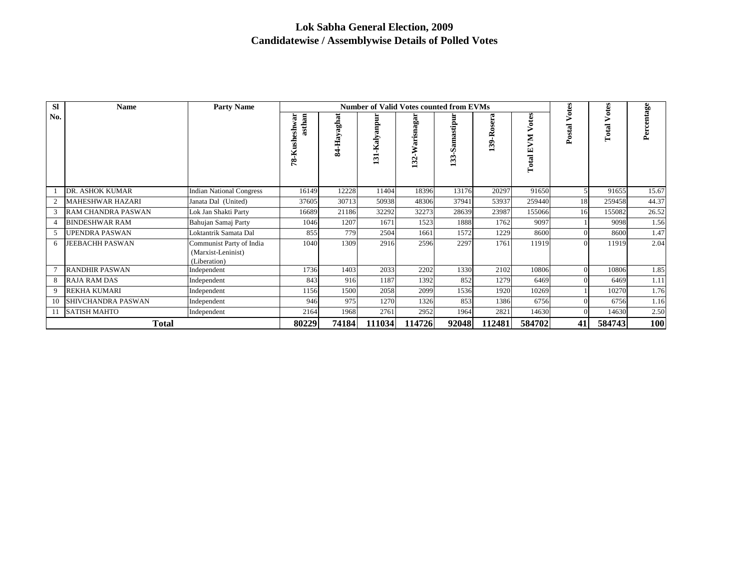# Lok Sabha General Election, 2009
## Candidatewise / Assemblywise Details of Polled Votes

| Sl No. | Name | Party Name | Number of Valid Votes counted from EVMs | | | | | | | Postal Votes | Total Votes | Percentage |
|---|---|---|---|---|---|---|---|---|---|---|---|---|
| | | | 78-Kusheshwar asthan | 84-Hayaghat | 131-Kalyanpur | 132-Warisnagar | 133-Samastipur | 139-Rosera | Total EVM Votes | | | |
| 1 | DR. ASHOK KUMAR | Indian National Congress | 16149 | 12228 | 11404 | 18396 | 13176 | 20297 | 91650 | 5 | 91655 | 15.67 |
| 2 | MAHESHWAR HAZARI | Janata Dal (United) | 37605 | 30713 | 50938 | 48306 | 37941 | 53937 | 259440 | 18 | 259458 | 44.37 |
| 3 | RAM CHANDRA PASWAN | Lok Jan Shakti Party | 16689 | 21186 | 32292 | 32273 | 28639 | 23987 | 155066 | 16 | 155082 | 26.52 |
| 4 | BINDESHWAR RAM | Bahujan Samaj Party | 1046 | 1207 | 1671 | 1523 | 1888 | 1762 | 9097 | 1 | 9098 | 1.56 |
| 5 | UPENDRA PASWAN | Loktantrik Samata Dal | 855 | 779 | 2504 | 1661 | 1572 | 1229 | 8600 | 0 | 8600 | 1.47 |
| 6 | JEEBACHH PASWAN | Communist Party of India (Marxist-Leninist) (Liberation) | 1040 | 1309 | 2916 | 2596 | 2297 | 1761 | 11919 | 0 | 11919 | 2.04 |
| 7 | RANDHIR PASWAN | Independent | 1736 | 1403 | 2033 | 2202 | 1330 | 2102 | 10806 | 0 | 10806 | 1.85 |
| 8 | RAJA RAM DAS | Independent | 843 | 916 | 1187 | 1392 | 852 | 1279 | 6469 | 0 | 6469 | 1.11 |
| 9 | REKHA KUMARI | Independent | 1156 | 1500 | 2058 | 2099 | 1536 | 1920 | 10269 | 1 | 10270 | 1.76 |
| 10 | SHIVCHANDRA PASWAN | Independent | 946 | 975 | 1270 | 1326 | 853 | 1386 | 6756 | 0 | 6756 | 1.16 |
| 11 | SATISH MAHTO | Independent | 2164 | 1968 | 2761 | 2952 | 1964 | 2821 | 14630 | 0 | 14630 | 2.50 |
| **Total** | | | **80229** | **74184** | **111034** | **114726** | **92048** | **112481** | **584702** | **41** | **584743** | **100** |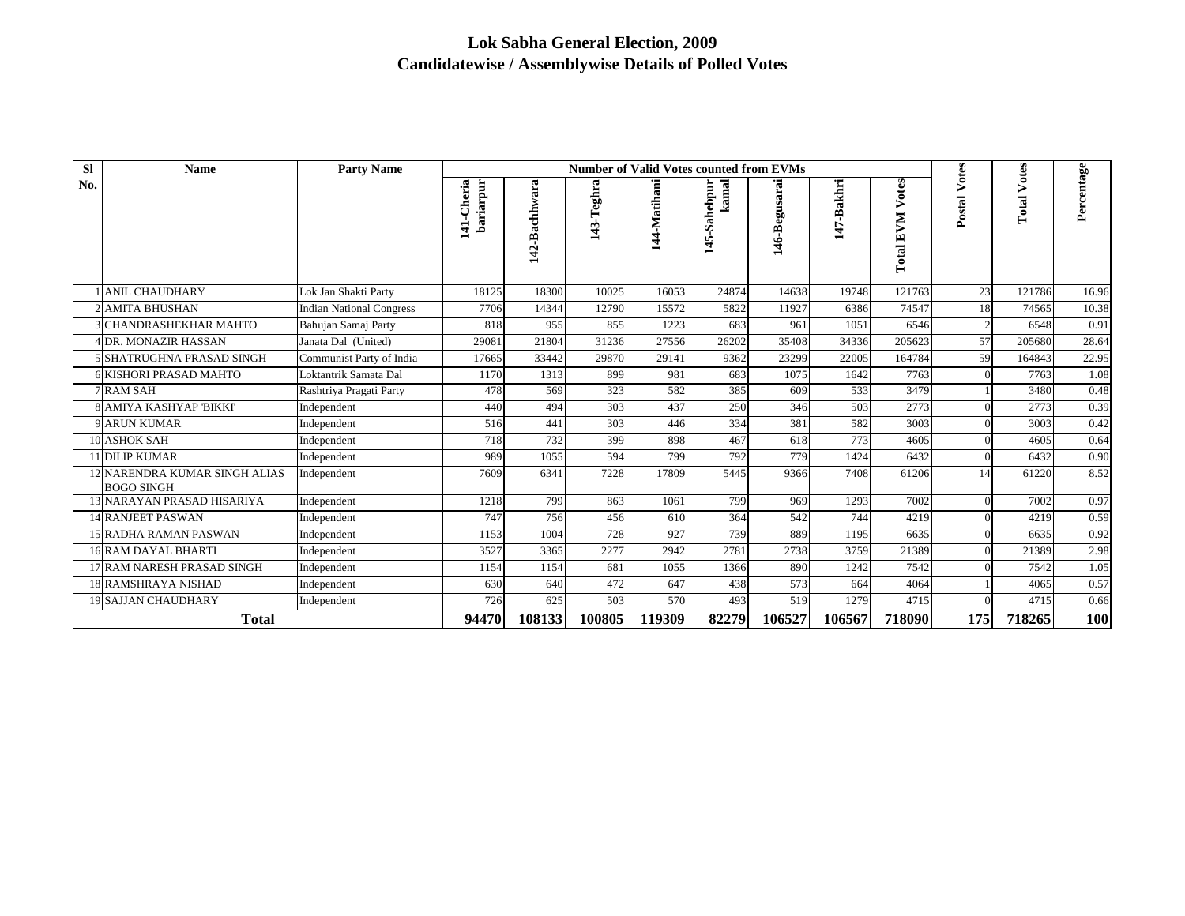# Lok Sabha General Election, 2009
## Candidatewise / Assemblywise Details of Polled Votes

| Sl No. | Name | Party Name | Number of Valid Votes counted from EVMs | | | | | | | | Postal Votes | Total Votes | Percentage |
|---|---|---|---|---|---|---|---|---|---|---|---|---|---|
| | | | 141-Cheria bariarpur | 142-Bachhwara | 143-Teghra | 144-Matihani | 145-Sahebpur kamal | 146-Begusarai | 147-Bakhri | Total EVM Votes | | | |
| 1 | ANIL CHAUDHARY | Lok Jan Shakti Party | 18125 | 18300 | 10025 | 16053 | 24874 | 14638 | 19748 | 121763 | 23 | 121786 | 16.96 |
| 2 | AMITA BHUSHAN | Indian National Congress | 7706 | 14344 | 12790 | 15572 | 5822 | 11927 | 6386 | 74547 | 18 | 74565 | 10.38 |
| 3 | CHANDRASHEKHAR MAHTO | Bahujan Samaj Party | 818 | 955 | 855 | 1223 | 683 | 961 | 1051 | 6546 | 2 | 6548 | 0.91 |
| 4 | DR. MONAZIR HASSAN | Janata Dal (United) | 29081 | 21804 | 31236 | 27556 | 26202 | 35408 | 34336 | 205623 | 57 | 205680 | 28.64 |
| 5 | SHATRUGHNA PRASAD SINGH | Communist Party of India | 17665 | 33442 | 29870 | 29141 | 9362 | 23299 | 22005 | 164784 | 59 | 164843 | 22.95 |
| 6 | KISHORI PRASAD MAHTO | Loktantrik Samata Dal | 1170 | 1313 | 899 | 981 | 683 | 1075 | 1642 | 7763 | 0 | 7763 | 1.08 |
| 7 | RAM SAH | Rashtriya Pragati Party | 478 | 569 | 323 | 582 | 385 | 609 | 533 | 3479 | 1 | 3480 | 0.48 |
| 8 | AMIYA KASHYAP 'BIKKI' | Independent | 440 | 494 | 303 | 437 | 250 | 346 | 503 | 2773 | 0 | 2773 | 0.39 |
| 9 | ARUN KUMAR | Independent | 516 | 441 | 303 | 446 | 334 | 381 | 582 | 3003 | 0 | 3003 | 0.42 |
| 10 | ASHOK SAH | Independent | 718 | 732 | 399 | 898 | 467 | 618 | 773 | 4605 | 0 | 4605 | 0.64 |
| 11 | DILIP KUMAR | Independent | 989 | 1055 | 594 | 799 | 792 | 779 | 1424 | 6432 | 0 | 6432 | 0.90 |
| 12 | NARENDRA KUMAR SINGH ALIAS BOGO SINGH | Independent | 7609 | 6341 | 7228 | 17809 | 5445 | 9366 | 7408 | 61206 | 14 | 61220 | 8.52 |
| 13 | NARAYAN PRASAD HISARIYA | Independent | 1218 | 799 | 863 | 1061 | 799 | 969 | 1293 | 7002 | 0 | 7002 | 0.97 |
| 14 | RANJEET PASWAN | Independent | 747 | 756 | 456 | 610 | 364 | 542 | 744 | 4219 | 0 | 4219 | 0.59 |
| 15 | RADHA RAMAN PASWAN | Independent | 1153 | 1004 | 728 | 927 | 739 | 889 | 1195 | 6635 | 0 | 6635 | 0.92 |
| 16 | RAM DAYAL BHARTI | Independent | 3527 | 3365 | 2277 | 2942 | 2781 | 2738 | 3759 | 21389 | 0 | 21389 | 2.98 |
| 17 | RAM NARESH PRASAD SINGH | Independent | 1154 | 1154 | 681 | 1055 | 1366 | 890 | 1242 | 7542 | 0 | 7542 | 1.05 |
| 18 | RAMSHRAYA NISHAD | Independent | 630 | 640 | 472 | 647 | 438 | 573 | 664 | 4064 | 1 | 4065 | 0.57 |
| 19 | SAJJAN CHAUDHARY | Independent | 726 | 625 | 503 | 570 | 493 | 519 | 1279 | 4715 | 0 | 4715 | 0.66 |
| **Total** | | | **94470** | **108133** | **100805** | **119309** | **82279** | **106527** | **106567** | **718090** | **175** | **718265** | **100** |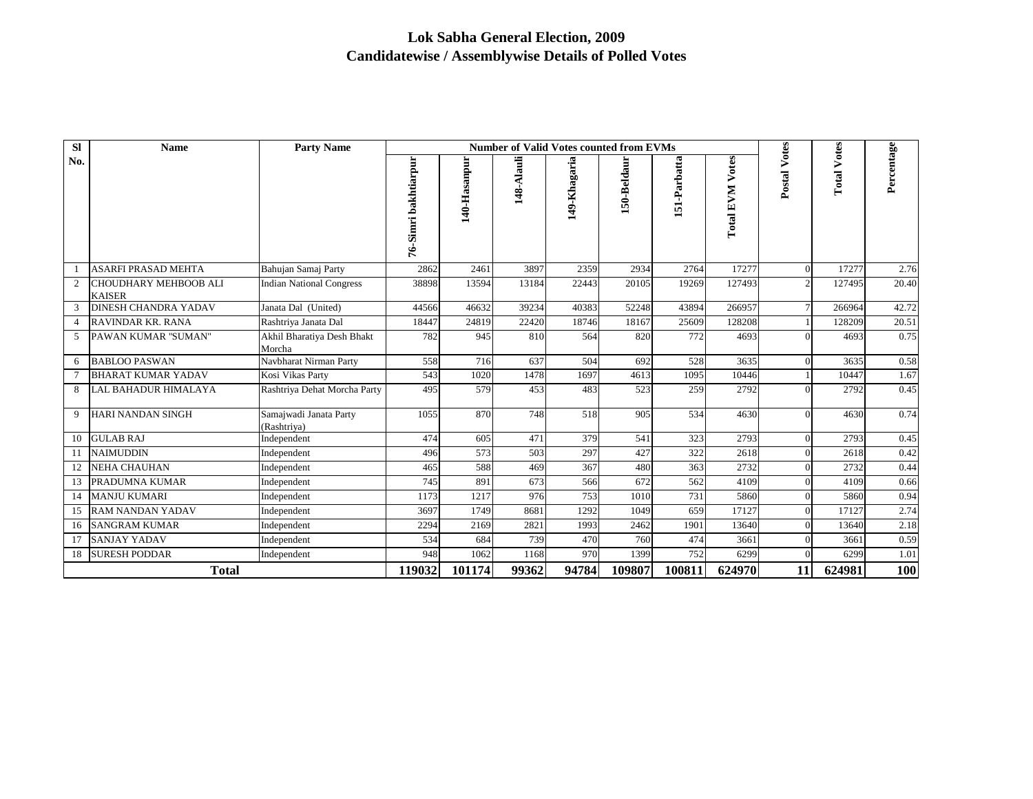# Lok Sabha General Election, 2009
## Candidatewise / Assemblywise Details of Polled Votes

| Sl No. | Name | Party Name | Number of Valid Votes counted from EVMs | | | | | | | Postal Votes | Total Votes | Percentage |
|---|---|---|---|---|---|---|---|---|---|---|---|---|
| | | | 76-Simri bakhtiarpur | 140-Hasanpur | 148-Alauli | 149-Khagaria | 150-Beldaur | 151-Parbatta | Total EVM Votes | | | |
| 1 | ASARFI PRASAD MEHTA | Bahujan Samaj Party | 2862 | 2461 | 3897 | 2359 | 2934 | 2764 | 17277 | 0 | 17277 | 2.76 |
| 2 | CHOUDHARY MEHBOOB ALI KAISER | Indian National Congress | 38898 | 13594 | 13184 | 22443 | 20105 | 19269 | 127493 | 2 | 127495 | 20.40 |
| 3 | DINESH CHANDRA YADAV | Janata Dal (United) | 44566 | 46632 | 39234 | 40383 | 52248 | 43894 | 266957 | 7 | 266964 | 42.72 |
| 4 | RAVINDAR KR. RANA | Rashtriya Janata Dal | 18447 | 24819 | 22420 | 18746 | 18167 | 25609 | 128208 | 1 | 128209 | 20.51 |
| 5 | PAWAN KUMAR "SUMAN" | Akhil Bharatiya Desh Bhakt Morcha | 782 | 945 | 810 | 564 | 820 | 772 | 4693 | 0 | 4693 | 0.75 |
| 6 | BABLOO PASWAN | Navbharat Nirman Party | 558 | 716 | 637 | 504 | 692 | 528 | 3635 | 0 | 3635 | 0.58 |
| 7 | BHARAT KUMAR YADAV | Kosi Vikas Party | 543 | 1020 | 1478 | 1697 | 4613 | 1095 | 10446 | 1 | 10447 | 1.67 |
| 8 | LAL BAHADUR HIMALAYA | Rashtriya Dehat Morcha Party | 495 | 579 | 453 | 483 | 523 | 259 | 2792 | 0 | 2792 | 0.45 |
| 9 | HARI NANDAN SINGH | Samajwadi Janata Party (Rashtriya) | 1055 | 870 | 748 | 518 | 905 | 534 | 4630 | 0 | 4630 | 0.74 |
| 10 | GULAB RAJ | Independent | 474 | 605 | 471 | 379 | 541 | 323 | 2793 | 0 | 2793 | 0.45 |
| 11 | NAIMUDDIN | Independent | 496 | 573 | 503 | 297 | 427 | 322 | 2618 | 0 | 2618 | 0.42 |
| 12 | NEHA CHAUHAN | Independent | 465 | 588 | 469 | 367 | 480 | 363 | 2732 | 0 | 2732 | 0.44 |
| 13 | PRADUMNA KUMAR | Independent | 745 | 891 | 673 | 566 | 672 | 562 | 4109 | 0 | 4109 | 0.66 |
| 14 | MANJU KUMARI | Independent | 1173 | 1217 | 976 | 753 | 1010 | 731 | 5860 | 0 | 5860 | 0.94 |
| 15 | RAM NANDAN YADAV | Independent | 3697 | 1749 | 8681 | 1292 | 1049 | 659 | 17127 | 0 | 17127 | 2.74 |
| 16 | SANGRAM KUMAR | Independent | 2294 | 2169 | 2821 | 1993 | 2462 | 1901 | 13640 | 0 | 13640 | 2.18 |
| 17 | SANJAY YADAV | Independent | 534 | 684 | 739 | 470 | 760 | 474 | 3661 | 0 | 3661 | 0.59 |
| 18 | SURESH PODDAR | Independent | 948 | 1062 | 1168 | 970 | 1399 | 752 | 6299 | 0 | 6299 | 1.01 |
| **Total** | | | **119032** | **101174** | **99362** | **94784** | **109807** | **100811** | **624970** | **11** | **624981** | **100** |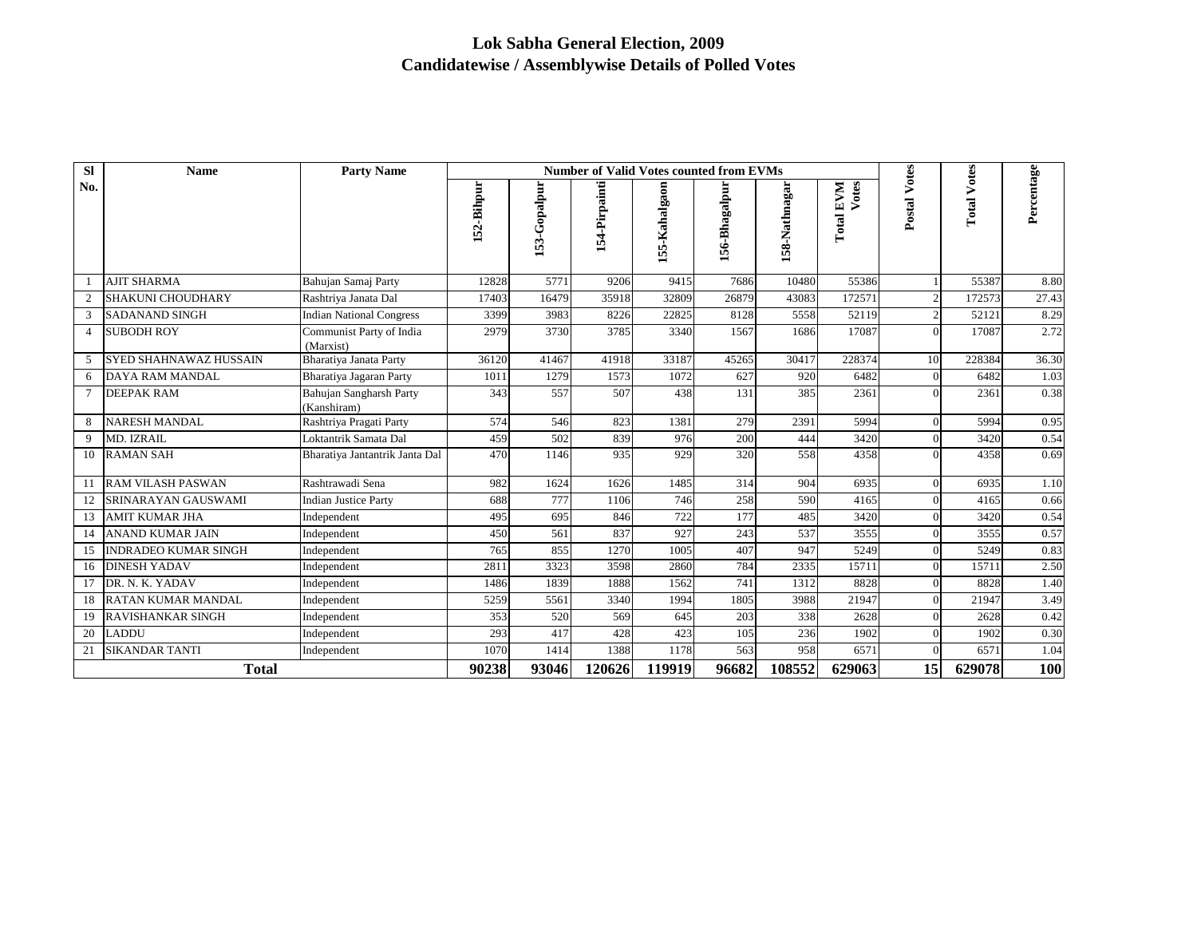# Lok Sabha General Election, 2009
## Candidatewise / Assemblywise Details of Polled Votes

| Sl No. | Name | Party Name | Number of Valid Votes counted from EVMs | | | | | | | Postal Votes | Total Votes | Percentage |
|---|---|---|---|---|---|---|---|---|---|---|---|---|
| | | | 152-Bihpur | 153-Gopalpur | 154-Pirpainti | 155-Kahalgaon | 156-Bhagalpur | 158-Nathnagar | Total EVM Votes | | | |
| 1 | AJIT SHARMA | Bahujan Samaj Party | 12828 | 5771 | 9206 | 9415 | 7686 | 10480 | 55386 | 1 | 55387 | 8.80 |
| 2 | SHAKUNI CHOUDHARY | Rashtriya Janata Dal | 17403 | 16479 | 35918 | 32809 | 26879 | 43083 | 172571 | 2 | 172573 | 27.43 |
| 3 | SADANAND SINGH | Indian National Congress | 3399 | 3983 | 8226 | 22825 | 8128 | 5558 | 52119 | 2 | 52121 | 8.29 |
| 4 | SUBODH ROY | Communist Party of India (Marxist) | 2979 | 3730 | 3785 | 3340 | 1567 | 1686 | 17087 | 0 | 17087 | 2.72 |
| 5 | SYED SHAHNAWAZ HUSSAIN | Bharatiya Janata Party | 36120 | 41467 | 41918 | 33187 | 45265 | 30417 | 228374 | 10 | 228384 | 36.30 |
| 6 | DAYA RAM MANDAL | Bharatiya Jagaran Party | 1011 | 1279 | 1573 | 1072 | 627 | 920 | 6482 | 0 | 6482 | 1.03 |
| 7 | DEEPAK RAM | Bahujan Sangharsh Party (Kanshiram) | 343 | 557 | 507 | 438 | 131 | 385 | 2361 | 0 | 2361 | 0.38 |
| 8 | NARESH MANDAL | Rashtriya Pragati Party | 574 | 546 | 823 | 1381 | 279 | 2391 | 5994 | 0 | 5994 | 0.95 |
| 9 | MD. IZRAIL | Loktantrik Samata Dal | 459 | 502 | 839 | 976 | 200 | 444 | 3420 | 0 | 3420 | 0.54 |
| 10 | RAMAN SAH | Bharatiya Jantantrik Janta Dal | 470 | 1146 | 935 | 929 | 320 | 558 | 4358 | 0 | 4358 | 0.69 |
| 11 | RAM VILASH PASWAN | Rashtrawadi Sena | 982 | 1624 | 1626 | 1485 | 314 | 904 | 6935 | 0 | 6935 | 1.10 |
| 12 | SRINARAYAN GAUSWAMI | Indian Justice Party | 688 | 777 | 1106 | 746 | 258 | 590 | 4165 | 0 | 4165 | 0.66 |
| 13 | AMIT KUMAR JHA | Independent | 495 | 695 | 846 | 722 | 177 | 485 | 3420 | 0 | 3420 | 0.54 |
| 14 | ANAND KUMAR JAIN | Independent | 450 | 561 | 837 | 927 | 243 | 537 | 3555 | 0 | 3555 | 0.57 |
| 15 | INDRADEO KUMAR SINGH | Independent | 765 | 855 | 1270 | 1005 | 407 | 947 | 5249 | 0 | 5249 | 0.83 |
| 16 | DINESH YADAV | Independent | 2811 | 3323 | 3598 | 2860 | 784 | 2335 | 15711 | 0 | 15711 | 2.50 |
| 17 | DR. N. K. YADAV | Independent | 1486 | 1839 | 1888 | 1562 | 741 | 1312 | 8828 | 0 | 8828 | 1.40 |
| 18 | RATAN KUMAR MANDAL | Independent | 5259 | 5561 | 3340 | 1994 | 1805 | 3988 | 21947 | 0 | 21947 | 3.49 |
| 19 | RAVISHANKAR SINGH | Independent | 353 | 520 | 569 | 645 | 203 | 338 | 2628 | 0 | 2628 | 0.42 |
| 20 | LADDU | Independent | 293 | 417 | 428 | 423 | 105 | 236 | 1902 | 0 | 1902 | 0.30 |
| 21 | SIKANDAR TANTI | Independent | 1070 | 1414 | 1388 | 1178 | 563 | 958 | 6571 | 0 | 6571 | 1.04 |
| | **Total** | | **90238** | **93046** | **120626** | **119919** | **96682** | **108552** | **629063** | **15** | **629078** | **100** |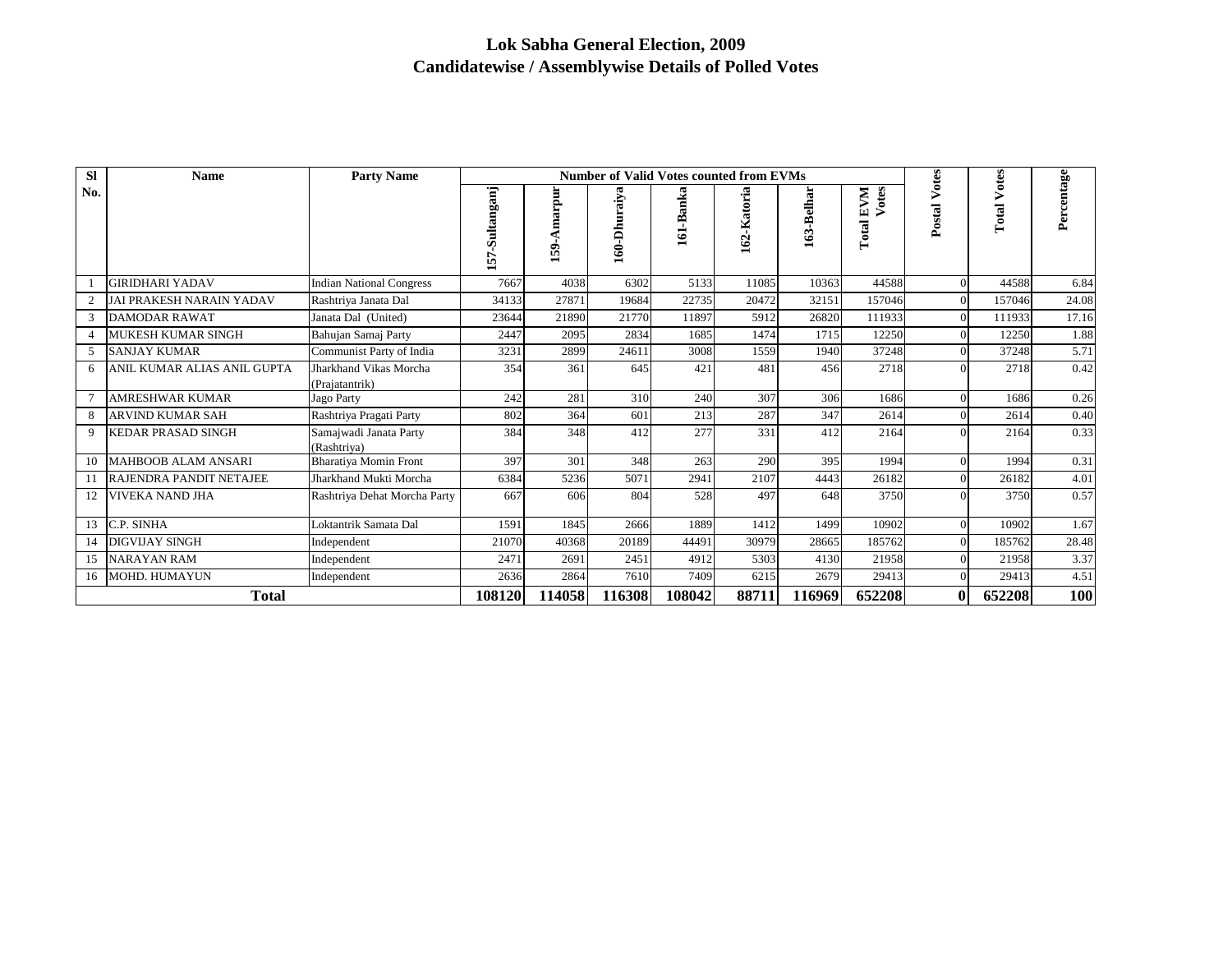# Lok Sabha General Election, 2009
## Candidatewise / Assemblywise Details of Polled Votes

| Sl No. | Name | Party Name | Number of Valid Votes counted from EVMs | | | | | | | Postal Votes | Total Votes | Percentage |
|---|---|---|---|---|---|---|---|---|---|---|---|---|
| | | | 157-Sultanganj | 159-Amarpur | 160-Dhuraiya | 161-Banka | 162-Katoria | 163-Belhar | Total EVM Votes | | | |
| 1 | GIRIDHARI YADAV | Indian National Congress | 7667 | 4038 | 6302 | 5133 | 11085 | 10363 | 44588 | 0 | 44588 | 6.84 |
| 2 | JAI PRAKESH NARAIN YADAV | Rashtriya Janata Dal | 34133 | 27871 | 19684 | 22735 | 20472 | 32151 | 157046 | 0 | 157046 | 24.08 |
| 3 | DAMODAR RAWAT | Janata Dal (United) | 23644 | 21890 | 21770 | 11897 | 5912 | 26820 | 111933 | 0 | 111933 | 17.16 |
| 4 | MUKESH KUMAR SINGH | Bahujan Samaj Party | 2447 | 2095 | 2834 | 1685 | 1474 | 1715 | 12250 | 0 | 12250 | 1.88 |
| 5 | SANJAY KUMAR | Communist Party of India | 3231 | 2899 | 24611 | 3008 | 1559 | 1940 | 37248 | 0 | 37248 | 5.71 |
| 6 | ANIL KUMAR ALIAS ANIL GUPTA | Jharkhand Vikas Morcha (Prajatantrik) | 354 | 361 | 645 | 421 | 481 | 456 | 2718 | 0 | 2718 | 0.42 |
| 7 | AMRESHWAR KUMAR | Jago Party | 242 | 281 | 310 | 240 | 307 | 306 | 1686 | 0 | 1686 | 0.26 |
| 8 | ARVIND KUMAR SAH | Rashtriya Pragati Party | 802 | 364 | 601 | 213 | 287 | 347 | 2614 | 0 | 2614 | 0.40 |
| 9 | KEDAR PRASAD SINGH | Samajwadi Janata Party (Rashtriya) | 384 | 348 | 412 | 277 | 331 | 412 | 2164 | 0 | 2164 | 0.33 |
| 10 | MAHBOOB ALAM ANSARI | Bharatiya Momin Front | 397 | 301 | 348 | 263 | 290 | 395 | 1994 | 0 | 1994 | 0.31 |
| 11 | RAJENDRA PANDIT NETAJEE | Jharkhand Mukti Morcha | 6384 | 5236 | 5071 | 2941 | 2107 | 4443 | 26182 | 0 | 26182 | 4.01 |
| 12 | VIVEKA NAND JHA | Rashtriya Dehat Morcha Party | 667 | 606 | 804 | 528 | 497 | 648 | 3750 | 0 | 3750 | 0.57 |
| 13 | C.P. SINHA | Loktantrik Samata Dal | 1591 | 1845 | 2666 | 1889 | 1412 | 1499 | 10902 | 0 | 10902 | 1.67 |
| 14 | DIGVIJAY SINGH | Independent | 21070 | 40368 | 20189 | 44491 | 30979 | 28665 | 185762 | 0 | 185762 | 28.48 |
| 15 | NARAYAN RAM | Independent | 2471 | 2691 | 2451 | 4912 | 5303 | 4130 | 21958 | 0 | 21958 | 3.37 |
| 16 | MOHD. HUMAYUN | Independent | 2636 | 2864 | 7610 | 7409 | 6215 | 2679 | 29413 | 0 | 29413 | 4.51 |
| **Total** | | | **108120** | **114058** | **116308** | **108042** | **88711** | **116969** | **652208** | **0** | **652208** | **100** |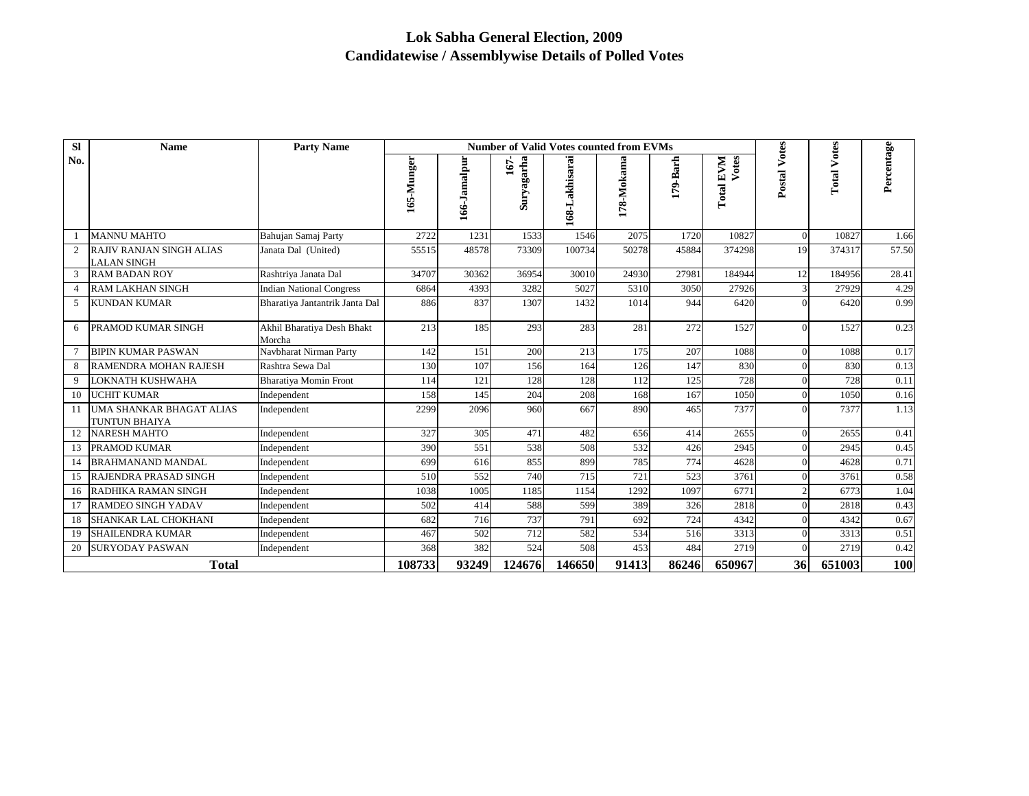# Lok Sabha General Election, 2009
## Candidatewise / Assemblywise Details of Polled Votes

| Sl No. | Name | Party Name | Number of Valid Votes counted from EVMs | | | | | | | Postal Votes | Total Votes | Percentage |
|---|---|---|---|---|---|---|---|---|---|---|---|---|
| | | | 165-Munger | 166-Jamalpur | 167-Suryagarha | 168-Lakhisarai | 178-Mokama | 179-Barh | Total EVM Votes | | | |
| 1 | MANNU MAHTO | Bahujan Samaj Party | 2722 | 1231 | 1533 | 1546 | 2075 | 1720 | 10827 | 0 | 10827 | 1.66 |
| 2 | RAJIV RANJAN SINGH ALIAS LALAN SINGH | Janata Dal (United) | 55515 | 48578 | 73309 | 100734 | 50278 | 45884 | 374298 | 19 | 374317 | 57.50 |
| 3 | RAM BADAN ROY | Rashtriya Janata Dal | 34707 | 30362 | 36954 | 30010 | 24930 | 27981 | 184944 | 12 | 184956 | 28.41 |
| 4 | RAM LAKHAN SINGH | Indian National Congress | 6864 | 4393 | 3282 | 5027 | 5310 | 3050 | 27926 | 3 | 27929 | 4.29 |
| 5 | KUNDAN KUMAR | Bharatiya Jantantrik Janta Dal | 886 | 837 | 1307 | 1432 | 1014 | 944 | 6420 | 0 | 6420 | 0.99 |
| 6 | PRAMOD KUMAR SINGH | Akhil Bharatiya Desh Bhakt Morcha | 213 | 185 | 293 | 283 | 281 | 272 | 1527 | 0 | 1527 | 0.23 |
| 7 | BIPIN KUMAR PASWAN | Navbharat Nirman Party | 142 | 151 | 200 | 213 | 175 | 207 | 1088 | 0 | 1088 | 0.17 |
| 8 | RAMENDRA MOHAN RAJESH | Rashtra Sewa Dal | 130 | 107 | 156 | 164 | 126 | 147 | 830 | 0 | 830 | 0.13 |
| 9 | LOKNATH KUSHWAHA | Bharatiya Momin Front | 114 | 121 | 128 | 128 | 112 | 125 | 728 | 0 | 728 | 0.11 |
| 10 | UCHIT KUMAR | Independent | 158 | 145 | 204 | 208 | 168 | 167 | 1050 | 0 | 1050 | 0.16 |
| 11 | UMA SHANKAR BHAGAT ALIAS TUNTUN BHAIYA | Independent | 2299 | 2096 | 960 | 667 | 890 | 465 | 7377 | 0 | 7377 | 1.13 |
| 12 | NARESH MAHTO | Independent | 327 | 305 | 471 | 482 | 656 | 414 | 2655 | 0 | 2655 | 0.41 |
| 13 | PRAMOD KUMAR | Independent | 390 | 551 | 538 | 508 | 532 | 426 | 2945 | 0 | 2945 | 0.45 |
| 14 | BRAHMANAND MANDAL | Independent | 699 | 616 | 855 | 899 | 785 | 774 | 4628 | 0 | 4628 | 0.71 |
| 15 | RAJENDRA PRASAD SINGH | Independent | 510 | 552 | 740 | 715 | 721 | 523 | 3761 | 0 | 3761 | 0.58 |
| 16 | RADHIKA RAMAN SINGH | Independent | 1038 | 1005 | 1185 | 1154 | 1292 | 1097 | 6771 | 2 | 6773 | 1.04 |
| 17 | RAMDEO SINGH YADAV | Independent | 502 | 414 | 588 | 599 | 389 | 326 | 2818 | 0 | 2818 | 0.43 |
| 18 | SHANKAR LAL CHOKHANI | Independent | 682 | 716 | 737 | 791 | 692 | 724 | 4342 | 0 | 4342 | 0.67 |
| 19 | SHAILENDRA KUMAR | Independent | 467 | 502 | 712 | 582 | 534 | 516 | 3313 | 0 | 3313 | 0.51 |
| 20 | SURYODAY PASWAN | Independent | 368 | 382 | 524 | 508 | 453 | 484 | 2719 | 0 | 2719 | 0.42 |
| **Total** | | | **108733** | **93249** | **124676** | **146650** | **91413** | **86246** | **650967** | **36** | **651003** | **100** |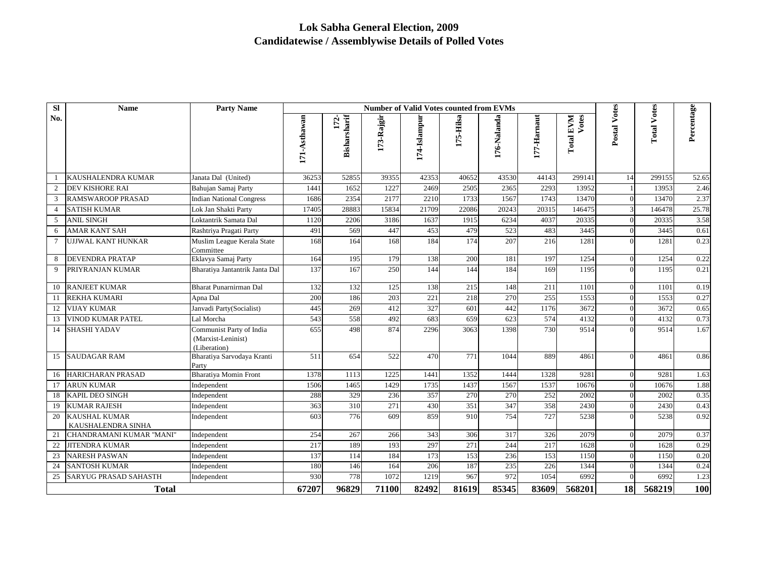# Lok Sabha General Election, 2009
## Candidatewise / Assemblywise Details of Polled Votes

| Sl No. | Name | Party Name | Number of Valid Votes counted from EVMs | | | | | | | | Postal Votes | Total Votes | Percentage |
|---|---|---|---|---|---|---|---|---|---|---|---|---|---|
| | | | 171-Asthawan | 172-Bisharsharif | 173-Rajgir | 174-Islampur | 175-Hilsa | 176-Nalanda | 177-Harnaut | Total EVM Votes | | | |
| 1 | KAUSHALENDRA KUMAR | Janata Dal (United) | 36253 | 52855 | 39355 | 42353 | 40652 | 43530 | 44143 | 299141 | 14 | 299155 | 52.65 |
| 2 | DEV KISHORE RAI | Bahujan Samaj Party | 1441 | 1652 | 1227 | 2469 | 2505 | 2365 | 2293 | 13952 | 1 | 13953 | 2.46 |
| 3 | RAMSWAROOP PRASAD | Indian National Congress | 1686 | 2354 | 2177 | 2210 | 1733 | 1567 | 1743 | 13470 | 0 | 13470 | 2.37 |
| 4 | SATISH KUMAR | Lok Jan Shakti Party | 17405 | 28883 | 15834 | 21709 | 22086 | 20243 | 20315 | 146475 | 3 | 146478 | 25.78 |
| 5 | ANIL SINGH | Loktantrik Samata Dal | 1120 | 2206 | 3186 | 1637 | 1915 | 6234 | 4037 | 20335 | 0 | 20335 | 3.58 |
| 6 | AMAR KANT SAH | Rashtriya Pragati Party | 491 | 569 | 447 | 453 | 479 | 523 | 483 | 3445 | 0 | 3445 | 0.61 |
| 7 | UJJWAL KANT HUNKAR | Muslim League Kerala State Committee | 168 | 164 | 168 | 184 | 174 | 207 | 216 | 1281 | 0 | 1281 | 0.23 |
| 8 | DEVENDRA PRATAP | Eklavya Samaj Party | 164 | 195 | 179 | 138 | 200 | 181 | 197 | 1254 | 0 | 1254 | 0.22 |
| 9 | PRIYRANJAN KUMAR | Bharatiya Jantantrik Janta Dal | 137 | 167 | 250 | 144 | 144 | 184 | 169 | 1195 | 0 | 1195 | 0.21 |
| 10 | RANJEET KUMAR | Bharat Punarnirman Dal | 132 | 132 | 125 | 138 | 215 | 148 | 211 | 1101 | 0 | 1101 | 0.19 |
| 11 | REKHA KUMARI | Apna Dal | 200 | 186 | 203 | 221 | 218 | 270 | 255 | 1553 | 0 | 1553 | 0.27 |
| 12 | VIJAY KUMAR | Janvadi Party(Socialist) | 445 | 269 | 412 | 327 | 601 | 442 | 1176 | 3672 | 0 | 3672 | 0.65 |
| 13 | VINOD KUMAR PATEL | Lal Morcha | 543 | 558 | 492 | 683 | 659 | 623 | 574 | 4132 | 0 | 4132 | 0.73 |
| 14 | SHASHI YADAV | Communist Party of India (Marxist-Leninist) (Liberation) | 655 | 498 | 874 | 2296 | 3063 | 1398 | 730 | 9514 | 0 | 9514 | 1.67 |
| 15 | SAUDAGAR RAM | Bharatiya Sarvodaya Kranti Party | 511 | 654 | 522 | 470 | 771 | 1044 | 889 | 4861 | 0 | 4861 | 0.86 |
| 16 | HARICHARAN PRASAD | Bharatiya Momin Front | 1378 | 1113 | 1225 | 1441 | 1352 | 1444 | 1328 | 9281 | 0 | 9281 | 1.63 |
| 17 | ARUN KUMAR | Independent | 1506 | 1465 | 1429 | 1735 | 1437 | 1567 | 1537 | 10676 | 0 | 10676 | 1.88 |
| 18 | KAPIL DEO SINGH | Independent | 288 | 329 | 236 | 357 | 270 | 270 | 252 | 2002 | 0 | 2002 | 0.35 |
| 19 | KUMAR RAJESH | Independent | 363 | 310 | 271 | 430 | 351 | 347 | 358 | 2430 | 0 | 2430 | 0.43 |
| 20 | KAUSHAL KUMAR KAUSHALENDRA SINHA | Independent | 603 | 776 | 609 | 859 | 910 | 754 | 727 | 5238 | 0 | 5238 | 0.92 |
| 21 | CHANDRAMANI KUMAR "MANI" | Independent | 254 | 267 | 266 | 343 | 306 | 317 | 326 | 2079 | 0 | 2079 | 0.37 |
| 22 | JITENDRA KUMAR | Independent | 217 | 189 | 193 | 297 | 271 | 244 | 217 | 1628 | 0 | 1628 | 0.29 |
| 23 | NARESH PASWAN | Independent | 137 | 114 | 184 | 173 | 153 | 236 | 153 | 1150 | 0 | 1150 | 0.20 |
| 24 | SANTOSH KUMAR | Independent | 180 | 146 | 164 | 206 | 187 | 235 | 226 | 1344 | 0 | 1344 | 0.24 |
| 25 | SARYUG PRASAD SAHASTH | Independent | 930 | 778 | 1072 | 1219 | 967 | 972 | 1054 | 6992 | 0 | 6992 | 1.23 |
| **Total** | | | **67207** | **96829** | **71100** | **82492** | **81619** | **85345** | **83609** | **568201** | **18** | **568219** | **100** |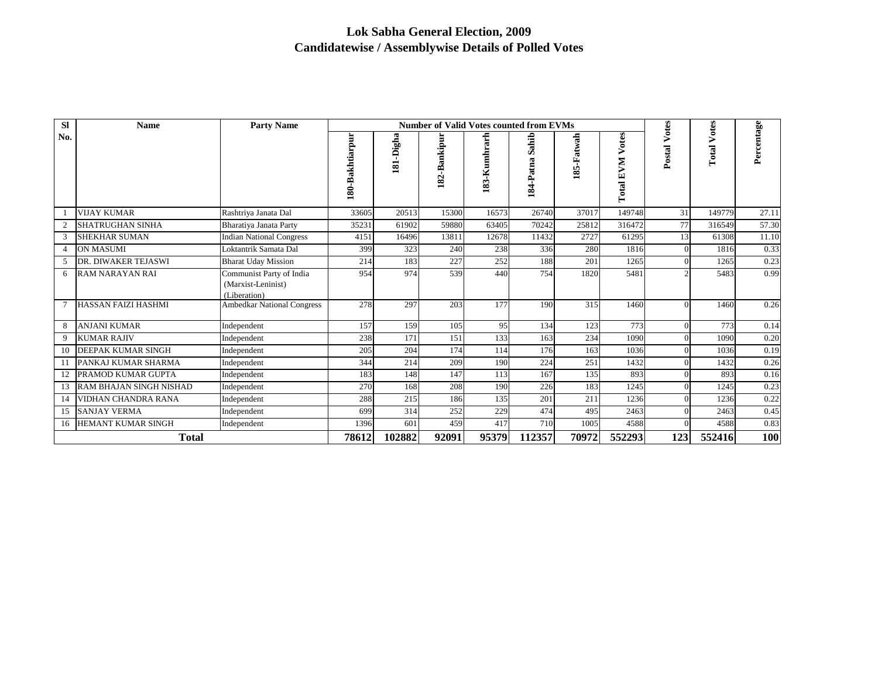# Lok Sabha General Election, 2009
## Candidatewise / Assemblywise Details of Polled Votes

| Sl No. | Name | Party Name | Number of Valid Votes counted from EVMs | | | | | | | Postal Votes | Total Votes | Percentage |
|---|---|---|---|---|---|---|---|---|---|---|---|---|
| | | | 180-Bakhtiarpur | 181-Digha | 182-Bankipur | 183-Kumhrarh | 184-Patna Sahib | 185-Fatwah | Total EVM Votes | | | |
| 1 | VIJAY KUMAR | Rashtriya Janata Dal | 33605 | 20513 | 15300 | 16573 | 26740 | 37017 | 149748 | 31 | 149779 | 27.11 |
| 2 | SHATRUGHAN SINHA | Bharatiya Janata Party | 35231 | 61902 | 59880 | 63405 | 70242 | 25812 | 316472 | 77 | 316549 | 57.30 |
| 3 | SHEKHAR SUMAN | Indian National Congress | 4151 | 16496 | 13811 | 12678 | 11432 | 2727 | 61295 | 13 | 61308 | 11.10 |
| 4 | ON MASUMI | Loktantrik Samata Dal | 399 | 323 | 240 | 238 | 336 | 280 | 1816 | 0 | 1816 | 0.33 |
| 5 | DR. DIWAKER TEJASWI | Bharat Uday Mission | 214 | 183 | 227 | 252 | 188 | 201 | 1265 | 0 | 1265 | 0.23 |
| 6 | RAM NARAYAN RAI | Communist Party of India (Marxist-Leninist) (Liberation) | 954 | 974 | 539 | 440 | 754 | 1820 | 5481 | 2 | 5483 | 0.99 |
| 7 | HASSAN FAIZI HASHMI | Ambedkar National Congress | 278 | 297 | 203 | 177 | 190 | 315 | 1460 | 0 | 1460 | 0.26 |
| 8 | ANJANI KUMAR | Independent | 157 | 159 | 105 | 95 | 134 | 123 | 773 | 0 | 773 | 0.14 |
| 9 | KUMAR RAJIV | Independent | 238 | 171 | 151 | 133 | 163 | 234 | 1090 | 0 | 1090 | 0.20 |
| 10 | DEEPAK KUMAR SINGH | Independent | 205 | 204 | 174 | 114 | 176 | 163 | 1036 | 0 | 1036 | 0.19 |
| 11 | PANKAJ KUMAR SHARMA | Independent | 344 | 214 | 209 | 190 | 224 | 251 | 1432 | 0 | 1432 | 0.26 |
| 12 | PRAMOD KUMAR GUPTA | Independent | 183 | 148 | 147 | 113 | 167 | 135 | 893 | 0 | 893 | 0.16 |
| 13 | RAM BHAJAN SINGH NISHAD | Independent | 270 | 168 | 208 | 190 | 226 | 183 | 1245 | 0 | 1245 | 0.23 |
| 14 | VIDHAN CHANDRA RANA | Independent | 288 | 215 | 186 | 135 | 201 | 211 | 1236 | 0 | 1236 | 0.22 |
| 15 | SANJAY VERMA | Independent | 699 | 314 | 252 | 229 | 474 | 495 | 2463 | 0 | 2463 | 0.45 |
| 16 | HEMANT KUMAR SINGH | Independent | 1396 | 601 | 459 | 417 | 710 | 1005 | 4588 | 0 | 4588 | 0.83 |
| **Total** | | | **78612** | **102882** | **92091** | **95379** | **112357** | **70972** | **552293** | **123** | **552416** | **100** |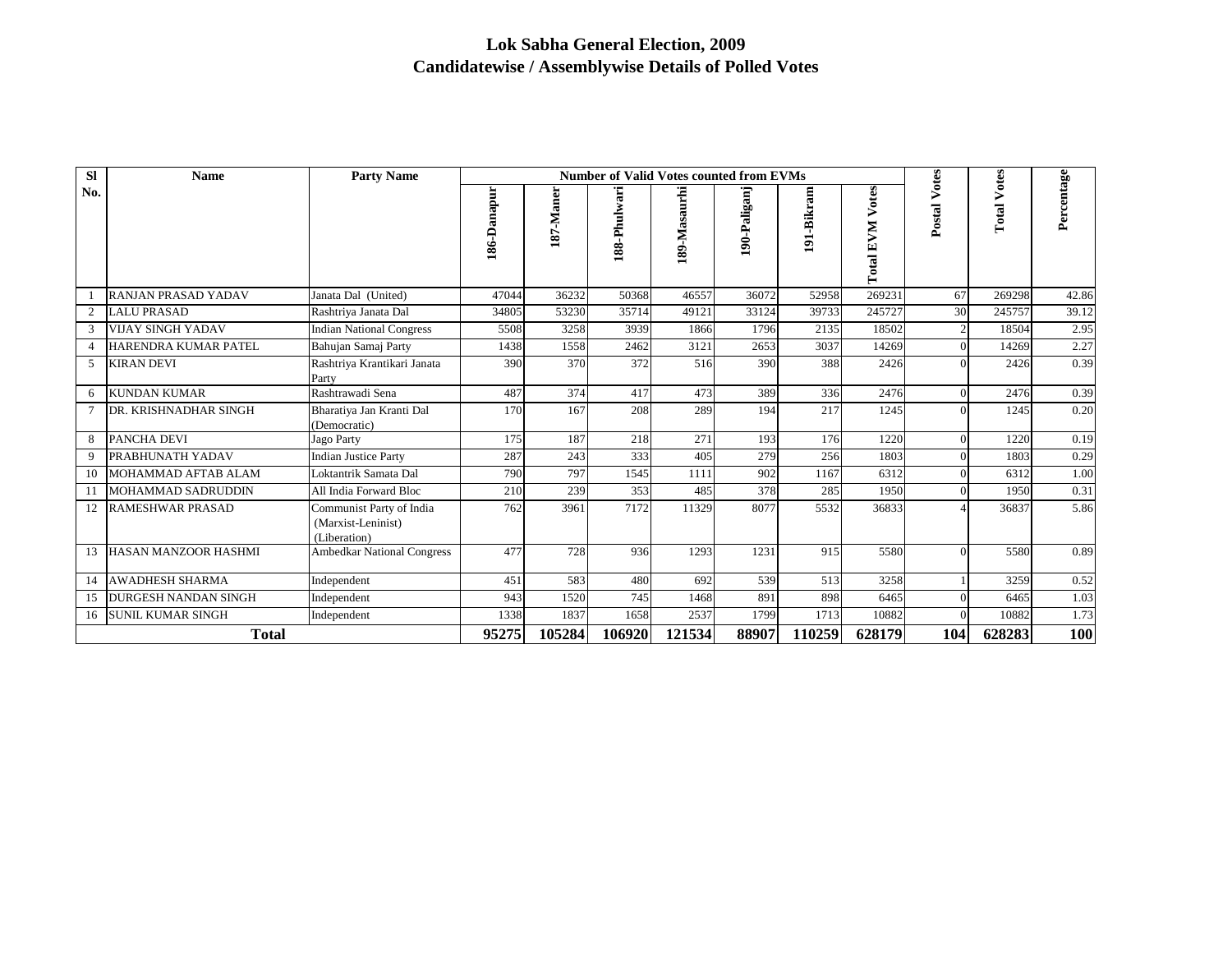# Lok Sabha General Election, 2009
## Candidatewise / Assemblywise Details of Polled Votes

| Sl No. | Name | Party Name | Number of Valid Votes counted from EVMs | | | | | | | Postal Votes | Total Votes | Percentage |
|---|---|---|---|---|---|---|---|---|---|---|---|---|
| | | | 186-Danapur | 187-Maner | 188-Phulwari | 189-Masaurhi | 190-Paliganj | 191-Bikram | Total EVM Votes | | | |
| 1 | RANJAN PRASAD YADAV | Janata Dal (United) | 47044 | 36232 | 50368 | 46557 | 36072 | 52958 | 269231 | 67 | 269298 | 42.86 |
| 2 | LALU PRASAD | Rashtriya Janata Dal | 34805 | 53230 | 35714 | 49121 | 33124 | 39733 | 245727 | 30 | 245757 | 39.12 |
| 3 | VIJAY SINGH YADAV | Indian National Congress | 5508 | 3258 | 3939 | 1866 | 1796 | 2135 | 18502 | 2 | 18504 | 2.95 |
| 4 | HARENDRA KUMAR PATEL | Bahujan Samaj Party | 1438 | 1558 | 2462 | 3121 | 2653 | 3037 | 14269 | 0 | 14269 | 2.27 |
| 5 | KIRAN DEVI | Rashtriya Krantikari Janata Party | 390 | 370 | 372 | 516 | 390 | 388 | 2426 | 0 | 2426 | 0.39 |
| 6 | KUNDAN KUMAR | Rashtrawadi Sena | 487 | 374 | 417 | 473 | 389 | 336 | 2476 | 0 | 2476 | 0.39 |
| 7 | DR. KRISHNADHAR SINGH | Bharatiya Jan Kranti Dal (Democratic) | 170 | 167 | 208 | 289 | 194 | 217 | 1245 | 0 | 1245 | 0.20 |
| 8 | PANCHA DEVI | Jago Party | 175 | 187 | 218 | 271 | 193 | 176 | 1220 | 0 | 1220 | 0.19 |
| 9 | PRABHUNATH YADAV | Indian Justice Party | 287 | 243 | 333 | 405 | 279 | 256 | 1803 | 0 | 1803 | 0.29 |
| 10 | MOHAMMAD AFTAB ALAM | Loktantrik Samata Dal | 790 | 797 | 1545 | 1111 | 902 | 1167 | 6312 | 0 | 6312 | 1.00 |
| 11 | MOHAMMAD SADRUDDIN | All India Forward Bloc | 210 | 239 | 353 | 485 | 378 | 285 | 1950 | 0 | 1950 | 0.31 |
| 12 | RAMESHWAR PRASAD | Communist Party of India (Marxist-Leninist) (Liberation) | 762 | 3961 | 7172 | 11329 | 8077 | 5532 | 36833 | 4 | 36837 | 5.86 |
| 13 | HASAN MANZOOR HASHMI | Ambedkar National Congress | 477 | 728 | 936 | 1293 | 1231 | 915 | 5580 | 0 | 5580 | 0.89 |
| 14 | AWADHESH SHARMA | Independent | 451 | 583 | 480 | 692 | 539 | 513 | 3258 | 1 | 3259 | 0.52 |
| 15 | DURGESH NANDAN SINGH | Independent | 943 | 1520 | 745 | 1468 | 891 | 898 | 6465 | 0 | 6465 | 1.03 |
| 16 | SUNIL KUMAR SINGH | Independent | 1338 | 1837 | 1658 | 2537 | 1799 | 1713 | 10882 | 0 | 10882 | 1.73 |
| **Total** | | | **95275** | **105284** | **106920** | **121534** | **88907** | **110259** | **628179** | **104** | **628283** | **100** |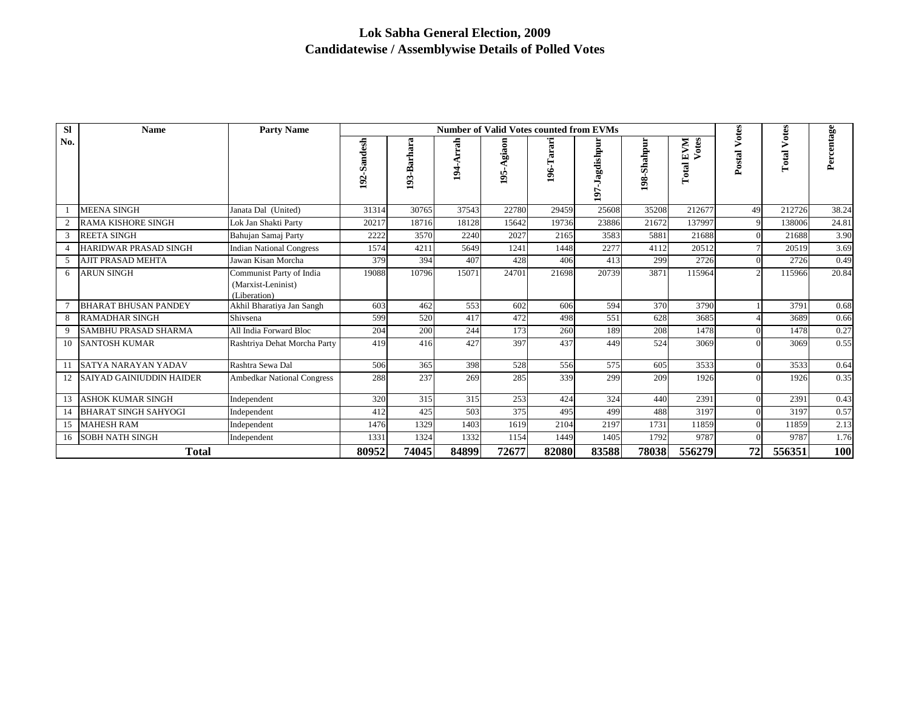# Lok Sabha General Election, 2009
## Candidatewise / Assemblywise Details of Polled Votes

| Sl No. | Name | Party Name | Number of Valid Votes counted from EVMs | | | | | | | | Postal Votes | Total Votes | Percentage |
|---|---|---|---|---|---|---|---|---|---|---|---|---|---|
| | | | 192-Sandesh | 193-Barhara | 194-Arrah | 195-Agiaon | 196-Tarari | 197-Jagdishpur | 198-Shahpur | Total EVM Votes | | | |
| 1 | MEENA SINGH | Janata Dal (United) | 31314 | 30765 | 37543 | 22780 | 29459 | 25608 | 35208 | 212677 | 49 | 212726 | 38.24 |
| 2 | RAMA KISHORE SINGH | Lok Jan Shakti Party | 20217 | 18716 | 18128 | 15642 | 19736 | 23886 | 21672 | 137997 | 9 | 138006 | 24.81 |
| 3 | REETA SINGH | Bahujan Samaj Party | 2222 | 3570 | 2240 | 2027 | 2165 | 3583 | 5881 | 21688 | 0 | 21688 | 3.90 |
| 4 | HARIDWAR PRASAD SINGH | Indian National Congress | 1574 | 4211 | 5649 | 1241 | 1448 | 2277 | 4112 | 20512 | 7 | 20519 | 3.69 |
| 5 | AJIT PRASAD MEHTA | Jawan Kisan Morcha | 379 | 394 | 407 | 428 | 406 | 413 | 299 | 2726 | 0 | 2726 | 0.49 |
| 6 | ARUN SINGH | Communist Party of India (Marxist-Leninist) (Liberation) | 19088 | 10796 | 15071 | 24701 | 21698 | 20739 | 3871 | 115964 | 2 | 115966 | 20.84 |
| 7 | BHARAT BHUSAN PANDEY | Akhil Bharatiya Jan Sangh | 603 | 462 | 553 | 602 | 606 | 594 | 370 | 3790 | 1 | 3791 | 0.68 |
| 8 | RAMADHAR SINGH | Shivsena | 599 | 520 | 417 | 472 | 498 | 551 | 628 | 3685 | 4 | 3689 | 0.66 |
| 9 | SAMBHU PRASAD SHARMA | All India Forward Bloc | 204 | 200 | 244 | 173 | 260 | 189 | 208 | 1478 | 0 | 1478 | 0.27 |
| 10 | SANTOSH KUMAR | Rashtriya Dehat Morcha Party | 419 | 416 | 427 | 397 | 437 | 449 | 524 | 3069 | 0 | 3069 | 0.55 |
| 11 | SATYA NARAYAN YADAV | Rashtra Sewa Dal | 506 | 365 | 398 | 528 | 556 | 575 | 605 | 3533 | 0 | 3533 | 0.64 |
| 12 | SAIYAD GAINIUDDIN HAIDER | Ambedkar National Congress | 288 | 237 | 269 | 285 | 339 | 299 | 209 | 1926 | 0 | 1926 | 0.35 |
| 13 | ASHOK KUMAR SINGH | Independent | 320 | 315 | 315 | 253 | 424 | 324 | 440 | 2391 | 0 | 2391 | 0.43 |
| 14 | BHARAT SINGH SAHYOGI | Independent | 412 | 425 | 503 | 375 | 495 | 499 | 488 | 3197 | 0 | 3197 | 0.57 |
| 15 | MAHESH RAM | Independent | 1476 | 1329 | 1403 | 1619 | 2104 | 2197 | 1731 | 11859 | 0 | 11859 | 2.13 |
| 16 | SOBH NATH SINGH | Independent | 1331 | 1324 | 1332 | 1154 | 1449 | 1405 | 1792 | 9787 | 0 | 9787 | 1.76 |
| **Total** | | | **80952** | **74045** | **84899** | **72677** | **82080** | **83588** | **78038** | **556279** | **72** | **556351** | **100** |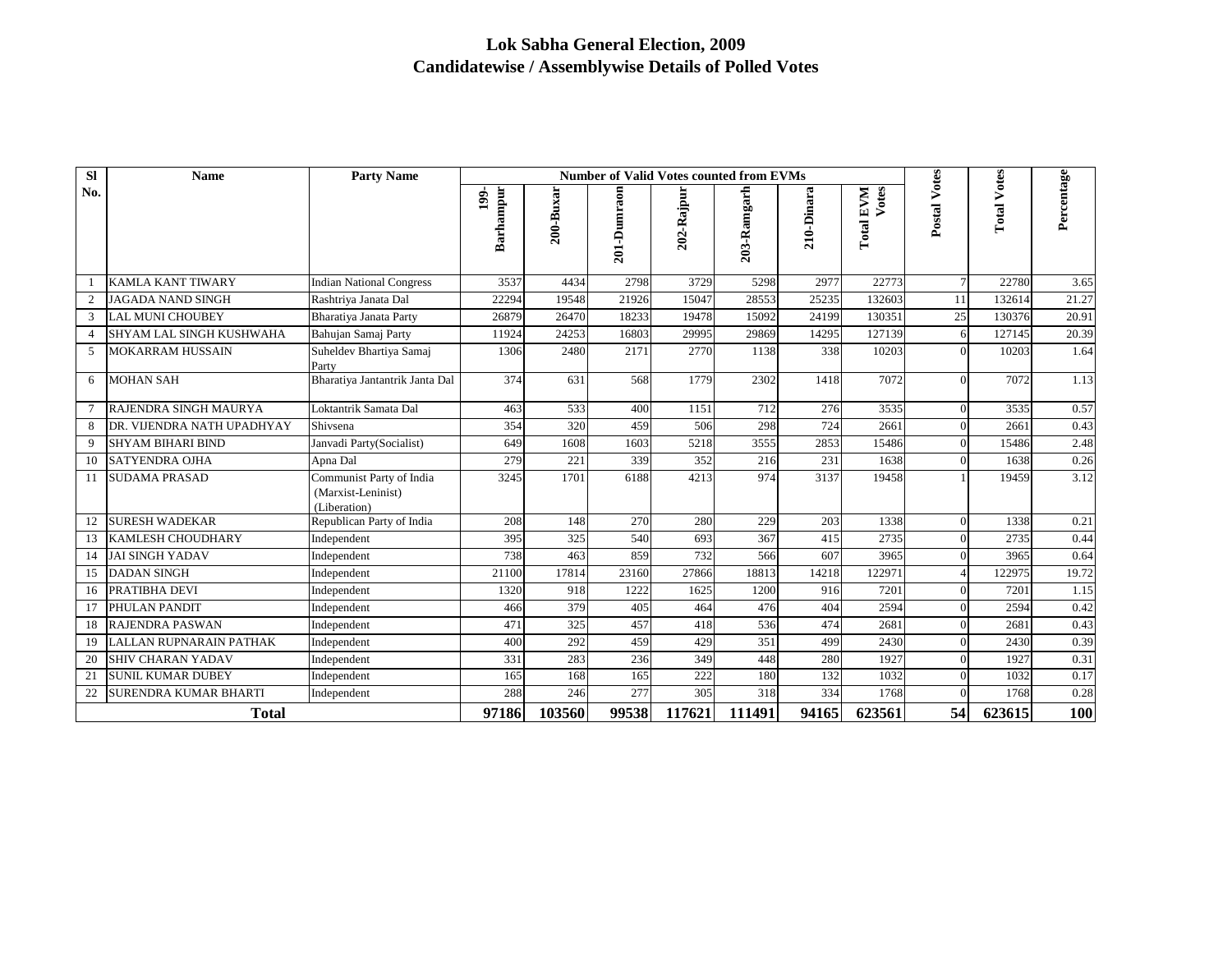# Lok Sabha General Election, 2009
## Candidatewise / Assemblywise Details of Polled Votes

| Sl No. | Name | Party Name | Number of Valid Votes counted from EVMs | | | | | | | Postal Votes | Total Votes | Percentage |
|---|---|---|---|---|---|---|---|---|---|---|---|---|
| | | | 199-Barhampur | 200-Buxar | 201-Dumraon | 202-Rajpur | 203-Ramgarh | 210-Dinara | Total EVM Votes | | | |
| 1 | KAMLA KANT TIWARY | Indian National Congress | 3537 | 4434 | 2798 | 3729 | 5298 | 2977 | 22773 | 7 | 22780 | 3.65 |
| 2 | JAGADA NAND SINGH | Rashtriya Janata Dal | 22294 | 19548 | 21926 | 15047 | 28553 | 25235 | 132603 | 11 | 132614 | 21.27 |
| 3 | LAL MUNI CHOUBEY | Bharatiya Janata Party | 26879 | 26470 | 18233 | 19478 | 15092 | 24199 | 130351 | 25 | 130376 | 20.91 |
| 4 | SHYAM LAL SINGH KUSHWAHA | Bahujan Samaj Party | 11924 | 24253 | 16803 | 29995 | 29869 | 14295 | 127139 | 6 | 127145 | 20.39 |
| 5 | MOKARRAM HUSSAIN | Suheldev Bhartiya Samaj Party | 1306 | 2480 | 2171 | 2770 | 1138 | 338 | 10203 | 0 | 10203 | 1.64 |
| 6 | MOHAN SAH | Bharatiya Jantantrik Janta Dal | 374 | 631 | 568 | 1779 | 2302 | 1418 | 7072 | 0 | 7072 | 1.13 |
| 7 | RAJENDRA SINGH MAURYA | Loktantrik Samata Dal | 463 | 533 | 400 | 1151 | 712 | 276 | 3535 | 0 | 3535 | 0.57 |
| 8 | DR. VIJENDRA NATH UPADHYAY | Shivsena | 354 | 320 | 459 | 506 | 298 | 724 | 2661 | 0 | 2661 | 0.43 |
| 9 | SHYAM BIHARI BIND | Janvadi Party(Socialist) | 649 | 1608 | 1603 | 5218 | 3555 | 2853 | 15486 | 0 | 15486 | 2.48 |
| 10 | SATYENDRA OJHA | Apna Dal | 279 | 221 | 339 | 352 | 216 | 231 | 1638 | 0 | 1638 | 0.26 |
| 11 | SUDAMA PRASAD | Communist Party of India (Marxist-Leninist) (Liberation) | 3245 | 1701 | 6188 | 4213 | 974 | 3137 | 19458 | 1 | 19459 | 3.12 |
| 12 | SURESH WADEKAR | Republican Party of India | 208 | 148 | 270 | 280 | 229 | 203 | 1338 | 0 | 1338 | 0.21 |
| 13 | KAMLESH CHOUDHARY | Independent | 395 | 325 | 540 | 693 | 367 | 415 | 2735 | 0 | 2735 | 0.44 |
| 14 | JAI SINGH YADAV | Independent | 738 | 463 | 859 | 732 | 566 | 607 | 3965 | 0 | 3965 | 0.64 |
| 15 | DADAN SINGH | Independent | 21100 | 17814 | 23160 | 27866 | 18813 | 14218 | 122971 | 4 | 122975 | 19.72 |
| 16 | PRATIBHA DEVI | Independent | 1320 | 918 | 1222 | 1625 | 1200 | 916 | 7201 | 0 | 7201 | 1.15 |
| 17 | PHULAN PANDIT | Independent | 466 | 379 | 405 | 464 | 476 | 404 | 2594 | 0 | 2594 | 0.42 |
| 18 | RAJENDRA PASWAN | Independent | 471 | 325 | 457 | 418 | 536 | 474 | 2681 | 0 | 2681 | 0.43 |
| 19 | LALLAN RUPNARAIN PATHAK | Independent | 400 | 292 | 459 | 429 | 351 | 499 | 2430 | 0 | 2430 | 0.39 |
| 20 | SHIV CHARAN YADAV | Independent | 331 | 283 | 236 | 349 | 448 | 280 | 1927 | 0 | 1927 | 0.31 |
| 21 | SUNIL KUMAR DUBEY | Independent | 165 | 168 | 165 | 222 | 180 | 132 | 1032 | 0 | 1032 | 0.17 |
| 22 | SURENDRA KUMAR BHARTI | Independent | 288 | 246 | 277 | 305 | 318 | 334 | 1768 | 0 | 1768 | 0.28 |
| **Total** | | | **97186** | **103560** | **99538** | **117621** | **111491** | **94165** | **623561** | **54** | **623615** | **100** |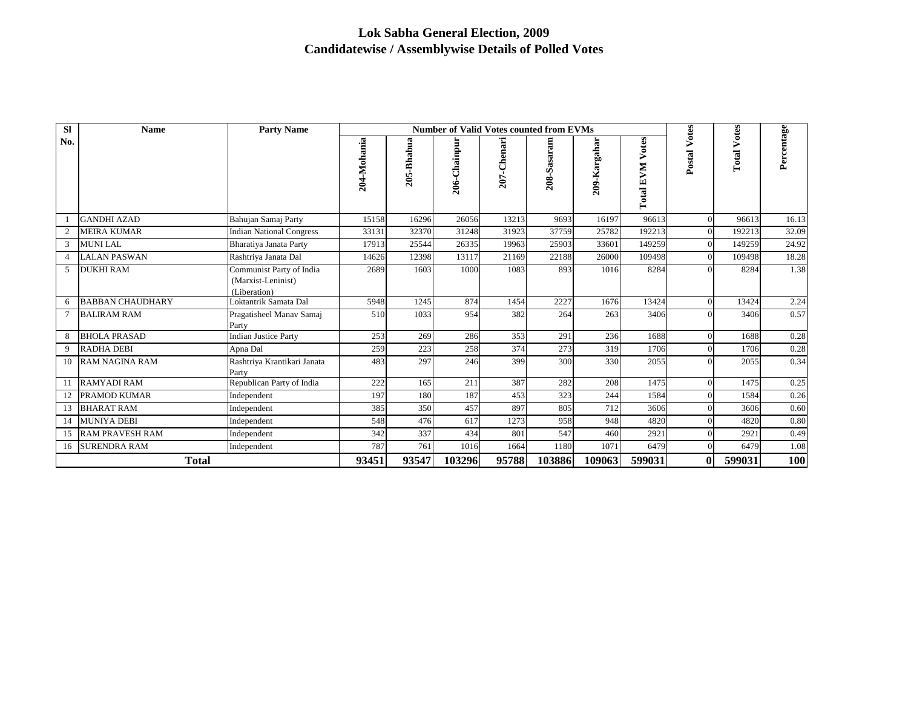# Lok Sabha General Election, 2009
## Candidatewise / Assemblywise Details of Polled Votes

| Sl No. | Name | Party Name | Number of Valid Votes counted from EVMs | | | | | | | Postal Votes | Total Votes | Percentage |
|---|---|---|---|---|---|---|---|---|---|---|---|---|
| | | | 204-Mohania | 205-Bhabua | 206-Chainpur | 207-Chenari | 208-Sasaram | 209-Kargahar | Total EVM Votes | | | |
| 1 | GANDHI AZAD | Bahujan Samaj Party | 15158 | 16296 | 26056 | 13213 | 9693 | 16197 | 96613 | 0 | 96613 | 16.13 |
| 2 | MEIRA KUMAR | Indian National Congress | 33131 | 32370 | 31248 | 31923 | 37759 | 25782 | 192213 | 0 | 192213 | 32.09 |
| 3 | MUNI LAL | Bharatiya Janata Party | 17913 | 25544 | 26335 | 19963 | 25903 | 33601 | 149259 | 0 | 149259 | 24.92 |
| 4 | LALAN PASWAN | Rashtriya Janata Dal | 14626 | 12398 | 13117 | 21169 | 22188 | 26000 | 109498 | 0 | 109498 | 18.28 |
| 5 | DUKHI RAM | Communist Party of India (Marxist-Leninist) (Liberation) | 2689 | 1603 | 1000 | 1083 | 893 | 1016 | 8284 | 0 | 8284 | 1.38 |
| 6 | BABBAN CHAUDHARY | Loktantrik Samata Dal | 5948 | 1245 | 874 | 1454 | 2227 | 1676 | 13424 | 0 | 13424 | 2.24 |
| 7 | BALIRAM RAM | Pragatisheel Manav Samaj Party | 510 | 1033 | 954 | 382 | 264 | 263 | 3406 | 0 | 3406 | 0.57 |
| 8 | BHOLA PRASAD | Indian Justice Party | 253 | 269 | 286 | 353 | 291 | 236 | 1688 | 0 | 1688 | 0.28 |
| 9 | RADHA DEBI | Apna Dal | 259 | 223 | 258 | 374 | 273 | 319 | 1706 | 0 | 1706 | 0.28 |
| 10 | RAM NAGINA RAM | Rashtriya Krantikari Janata Party | 483 | 297 | 246 | 399 | 300 | 330 | 2055 | 0 | 2055 | 0.34 |
| 11 | RAMYADI RAM | Republican Party of India | 222 | 165 | 211 | 387 | 282 | 208 | 1475 | 0 | 1475 | 0.25 |
| 12 | PRAMOD KUMAR | Independent | 197 | 180 | 187 | 453 | 323 | 244 | 1584 | 0 | 1584 | 0.26 |
| 13 | BHARAT RAM | Independent | 385 | 350 | 457 | 897 | 805 | 712 | 3606 | 0 | 3606 | 0.60 |
| 14 | MUNIYA DEBI | Independent | 548 | 476 | 617 | 1273 | 958 | 948 | 4820 | 0 | 4820 | 0.80 |
| 15 | RAM PRAVESH RAM | Independent | 342 | 337 | 434 | 801 | 547 | 460 | 2921 | 0 | 2921 | 0.49 |
| 16 | SURENDRA RAM | Independent | 787 | 761 | 1016 | 1664 | 1180 | 1071 | 6479 | 0 | 6479 | 1.08 |
| **Total** | | | **93451** | **93547** | **103296** | **95788** | **103886** | **109063** | **599031** | **0** | **599031** | **100** |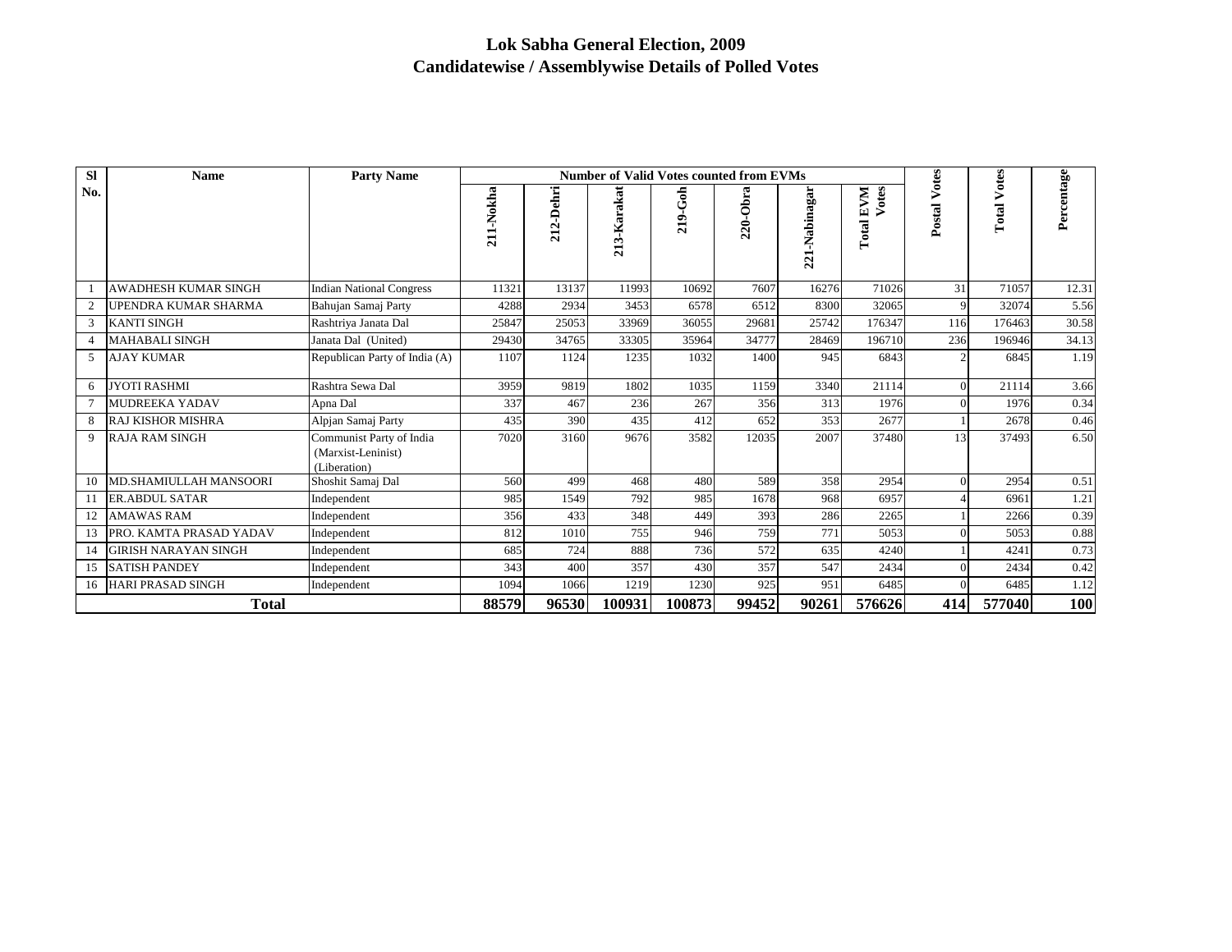# Lok Sabha General Election, 2009
## Candidatewise / Assemblywise Details of Polled Votes

| Sl No. | Name | Party Name | Number of Valid Votes counted from EVMs | | | | | | | Postal Votes | Total Votes | Percentage |
|---|---|---|---|---|---|---|---|---|---|---|---|---|
| | | | 211-Nokha | 212-Dehri | 213-Karakat | 219-Goh | 220-Obra | 221-Nabinagar | Total EVM Votes | | | |
| 1 | AWADHESH KUMAR SINGH | Indian National Congress | 11321 | 13137 | 11993 | 10692 | 7607 | 16276 | 71026 | 31 | 71057 | 12.31 |
| 2 | UPENDRA KUMAR SHARMA | Bahujan Samaj Party | 4288 | 2934 | 3453 | 6578 | 6512 | 8300 | 32065 | 9 | 32074 | 5.56 |
| 3 | KANTI SINGH | Rashtriya Janata Dal | 25847 | 25053 | 33969 | 36055 | 29681 | 25742 | 176347 | 116 | 176463 | 30.58 |
| 4 | MAHABALI SINGH | Janata Dal (United) | 29430 | 34765 | 33305 | 35964 | 34777 | 28469 | 196710 | 236 | 196946 | 34.13 |
| 5 | AJAY KUMAR | Republican Party of India (A) | 1107 | 1124 | 1235 | 1032 | 1400 | 945 | 6843 | 2 | 6845 | 1.19 |
| 6 | JYOTI RASHMI | Rashtra Sewa Dal | 3959 | 9819 | 1802 | 1035 | 1159 | 3340 | 21114 | 0 | 21114 | 3.66 |
| 7 | MUDREEKA YADAV | Apna Dal | 337 | 467 | 236 | 267 | 356 | 313 | 1976 | 0 | 1976 | 0.34 |
| 8 | RAJ KISHOR MISHRA | Alpjan Samaj Party | 435 | 390 | 435 | 412 | 652 | 353 | 2677 | 1 | 2678 | 0.46 |
| 9 | RAJA RAM SINGH | Communist Party of India (Marxist-Leninist) (Liberation) | 7020 | 3160 | 9676 | 3582 | 12035 | 2007 | 37480 | 13 | 37493 | 6.50 |
| 10 | MD.SHAMIULLAH MANSOORI | Shoshit Samaj Dal | 560 | 499 | 468 | 480 | 589 | 358 | 2954 | 0 | 2954 | 0.51 |
| 11 | ER.ABDUL SATAR | Independent | 985 | 1549 | 792 | 985 | 1678 | 968 | 6957 | 4 | 6961 | 1.21 |
| 12 | AMAWAS RAM | Independent | 356 | 433 | 348 | 449 | 393 | 286 | 2265 | 1 | 2266 | 0.39 |
| 13 | PRO. KAMTA PRASAD YADAV | Independent | 812 | 1010 | 755 | 946 | 759 | 771 | 5053 | 0 | 5053 | 0.88 |
| 14 | GIRISH NARAYAN SINGH | Independent | 685 | 724 | 888 | 736 | 572 | 635 | 4240 | 1 | 4241 | 0.73 |
| 15 | SATISH PANDEY | Independent | 343 | 400 | 357 | 430 | 357 | 547 | 2434 | 0 | 2434 | 0.42 |
| 16 | HARI PRASAD SINGH | Independent | 1094 | 1066 | 1219 | 1230 | 925 | 951 | 6485 | 0 | 6485 | 1.12 |
| **Total** | | | **88579** | **96530** | **100931** | **100873** | **99452** | **90261** | **576626** | **414** | **577040** | **100** |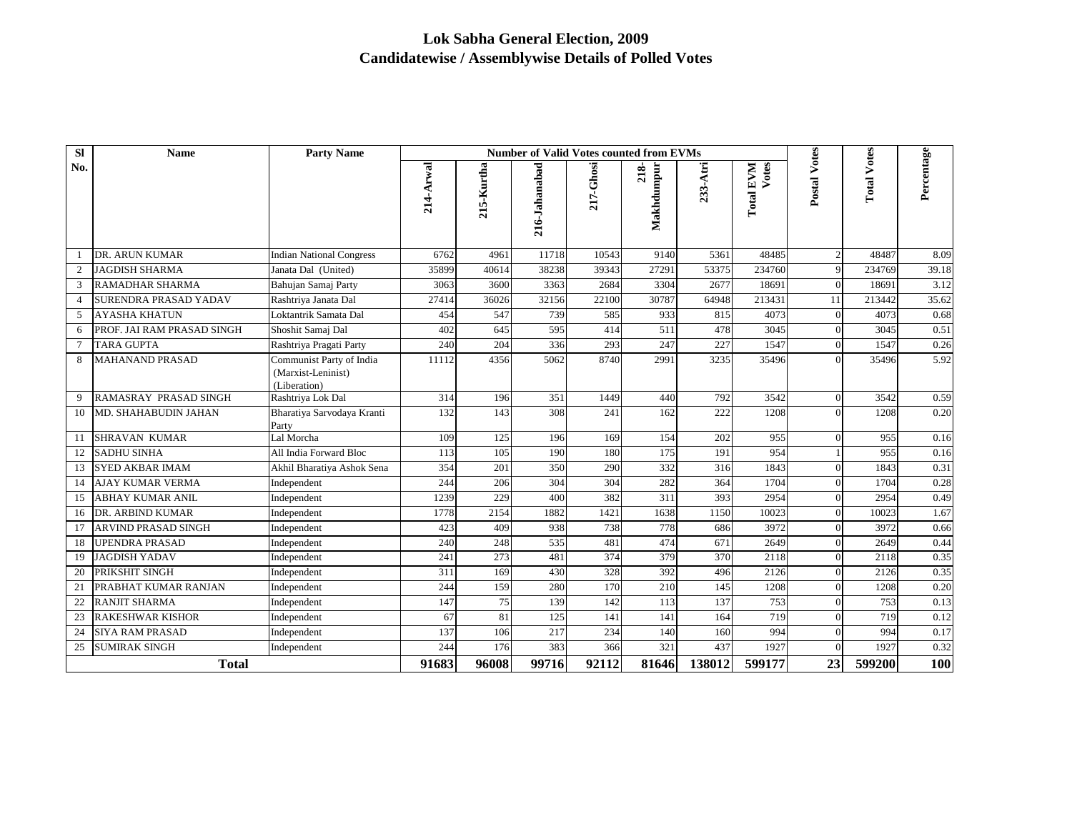# Lok Sabha General Election, 2009
## Candidatewise / Assemblywise Details of Polled Votes

| Sl No. | Name | Party Name | Number of Valid Votes counted from EVMs | | | | | | | Postal Votes | Total Votes | Percentage |
|---|---|---|---|---|---|---|---|---|---|---|---|---|
| | | | 214-Arwal | 215-Kurtha | 216-Jahanabad | 217-Ghosi | 218-Makhdumpur | 233-Atri | Total EVM Votes | | | |
| 1 | DR. ARUN KUMAR | Indian National Congress | 6762 | 4961 | 11718 | 10543 | 9140 | 5361 | 48485 | 2 | 48487 | 8.09 |
| 2 | JAGDISH SHARMA | Janata Dal (United) | 35899 | 40614 | 38238 | 39343 | 27291 | 53375 | 234760 | 9 | 234769 | 39.18 |
| 3 | RAMADHAR SHARMA | Bahujan Samaj Party | 3063 | 3600 | 3363 | 2684 | 3304 | 2677 | 18691 | 0 | 18691 | 3.12 |
| 4 | SURENDRA PRASAD YADAV | Rashtriya Janata Dal | 27414 | 36026 | 32156 | 22100 | 30787 | 64948 | 213431 | 11 | 213442 | 35.62 |
| 5 | AYASHA KHATUN | Loktantrik Samata Dal | 454 | 547 | 739 | 585 | 933 | 815 | 4073 | 0 | 4073 | 0.68 |
| 6 | PROF. JAI RAM PRASAD SINGH | Shoshit Samaj Dal | 402 | 645 | 595 | 414 | 511 | 478 | 3045 | 0 | 3045 | 0.51 |
| 7 | TARA GUPTA | Rashtriya Pragati Party | 240 | 204 | 336 | 293 | 247 | 227 | 1547 | 0 | 1547 | 0.26 |
| 8 | MAHANAND PRASAD | Communist Party of India (Marxist-Leninist) (Liberation) | 11112 | 4356 | 5062 | 8740 | 2991 | 3235 | 35496 | 0 | 35496 | 5.92 |
| 9 | RAMASRAY PRASAD SINGH | Rashtriya Lok Dal | 314 | 196 | 351 | 1449 | 440 | 792 | 3542 | 0 | 3542 | 0.59 |
| 10 | MD. SHAHABUDIN JAHAN | Bharatiya Sarvodaya Kranti Party | 132 | 143 | 308 | 241 | 162 | 222 | 1208 | 0 | 1208 | 0.20 |
| 11 | SHRAVAN KUMAR | Lal Morcha | 109 | 125 | 196 | 169 | 154 | 202 | 955 | 0 | 955 | 0.16 |
| 12 | SADHU SINHA | All India Forward Bloc | 113 | 105 | 190 | 180 | 175 | 191 | 954 | 1 | 955 | 0.16 |
| 13 | SYED AKBAR IMAM | Akhil Bharatiya Ashok Sena | 354 | 201 | 350 | 290 | 332 | 316 | 1843 | 0 | 1843 | 0.31 |
| 14 | AJAY KUMAR VERMA | Independent | 244 | 206 | 304 | 304 | 282 | 364 | 1704 | 0 | 1704 | 0.28 |
| 15 | ABHAY KUMAR ANIL | Independent | 1239 | 229 | 400 | 382 | 311 | 393 | 2954 | 0 | 2954 | 0.49 |
| 16 | DR. ARBIND KUMAR | Independent | 1778 | 2154 | 1882 | 1421 | 1638 | 1150 | 10023 | 0 | 10023 | 1.67 |
| 17 | ARVIND PRASAD SINGH | Independent | 423 | 409 | 938 | 738 | 778 | 686 | 3972 | 0 | 3972 | 0.66 |
| 18 | UPENDRA PRASAD | Independent | 240 | 248 | 535 | 481 | 474 | 671 | 2649 | 0 | 2649 | 0.44 |
| 19 | JAGDISH YADAV | Independent | 241 | 273 | 481 | 374 | 379 | 370 | 2118 | 0 | 2118 | 0.35 |
| 20 | PRIKSHIT SINGH | Independent | 311 | 169 | 430 | 328 | 392 | 496 | 2126 | 0 | 2126 | 0.35 |
| 21 | PRABHAT KUMAR RANJAN | Independent | 244 | 159 | 280 | 170 | 210 | 145 | 1208 | 0 | 1208 | 0.20 |
| 22 | RANJIT SHARMA | Independent | 147 | 75 | 139 | 142 | 113 | 137 | 753 | 0 | 753 | 0.13 |
| 23 | RAKESHWAR KISHOR | Independent | 67 | 81 | 125 | 141 | 141 | 164 | 719 | 0 | 719 | 0.12 |
| 24 | SIYA RAM PRASAD | Independent | 137 | 106 | 217 | 234 | 140 | 160 | 994 | 0 | 994 | 0.17 |
| 25 | SUMIRAK SINGH | Independent | 244 | 176 | 383 | 366 | 321 | 437 | 1927 | 0 | 1927 | 0.32 |
| **Total** | | | **91683** | **96008** | **99716** | **92112** | **81646** | **138012** | **599177** | **23** | **599200** | **100** |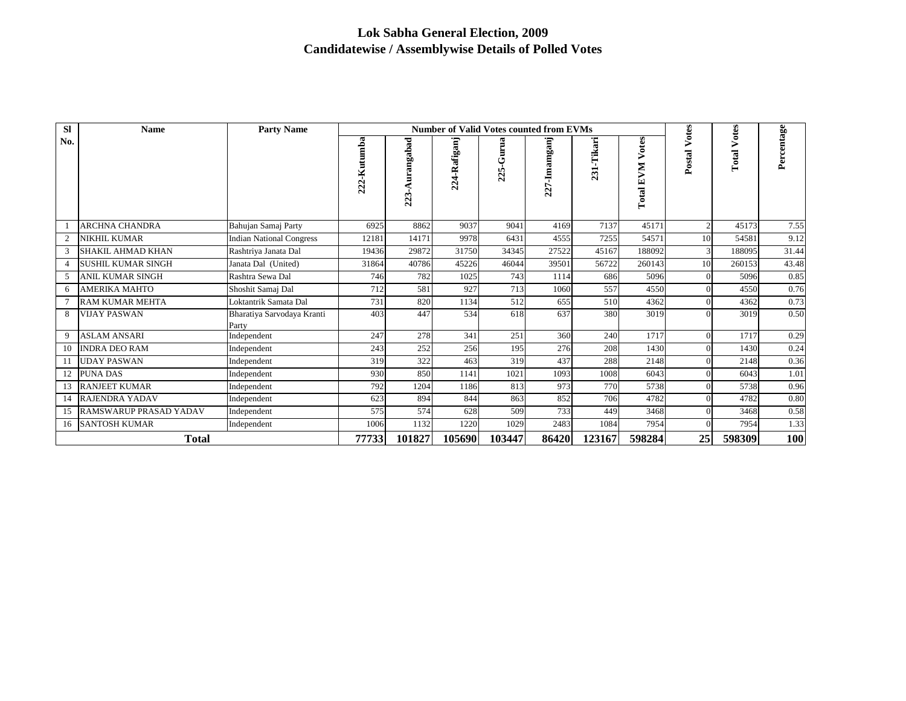# Lok Sabha General Election, 2009
## Candidatewise / Assemblywise Details of Polled Votes

| Sl No. | Name | Party Name | Number of Valid Votes counted from EVMs | | | | | | | Postal Votes | Total Votes | Percentage |
|---|---|---|---|---|---|---|---|---|---|---|---|---|
| | | | 222-Kutumba | 223-Aurangabad | 224-Rafiganj | 225-Gurua | 227-Imamganj | 231-Tikari | Total EVM Votes | | | |
| 1 | ARCHNA CHANDRA | Bahujan Samaj Party | 6925 | 8862 | 9037 | 9041 | 4169 | 7137 | 45171 | 2 | 45173 | 7.55 |
| 2 | NIKHIL KUMAR | Indian National Congress | 12181 | 14171 | 9978 | 6431 | 4555 | 7255 | 54571 | 10 | 54581 | 9.12 |
| 3 | SHAKIL AHMAD KHAN | Rashtriya Janata Dal | 19436 | 29872 | 31750 | 34345 | 27522 | 45167 | 188092 | 3 | 188095 | 31.44 |
| 4 | SUSHIL KUMAR SINGH | Janata Dal (United) | 31864 | 40786 | 45226 | 46044 | 39501 | 56722 | 260143 | 10 | 260153 | 43.48 |
| 5 | ANIL KUMAR SINGH | Rashtra Sewa Dal | 746 | 782 | 1025 | 743 | 1114 | 686 | 5096 | 0 | 5096 | 0.85 |
| 6 | AMERIKA MAHTO | Shoshit Samaj Dal | 712 | 581 | 927 | 713 | 1060 | 557 | 4550 | 0 | 4550 | 0.76 |
| 7 | RAM KUMAR MEHTA | Loktantrik Samata Dal | 731 | 820 | 1134 | 512 | 655 | 510 | 4362 | 0 | 4362 | 0.73 |
| 8 | VIJAY PASWAN | Bharatiya Sarvodaya Kranti Party | 403 | 447 | 534 | 618 | 637 | 380 | 3019 | 0 | 3019 | 0.50 |
| 9 | ASLAM ANSARI | Independent | 247 | 278 | 341 | 251 | 360 | 240 | 1717 | 0 | 1717 | 0.29 |
| 10 | INDRA DEO RAM | Independent | 243 | 252 | 256 | 195 | 276 | 208 | 1430 | 0 | 1430 | 0.24 |
| 11 | UDAY PASWAN | Independent | 319 | 322 | 463 | 319 | 437 | 288 | 2148 | 0 | 2148 | 0.36 |
| 12 | PUNA DAS | Independent | 930 | 850 | 1141 | 1021 | 1093 | 1008 | 6043 | 0 | 6043 | 1.01 |
| 13 | RANJEET KUMAR | Independent | 792 | 1204 | 1186 | 813 | 973 | 770 | 5738 | 0 | 5738 | 0.96 |
| 14 | RAJENDRA YADAV | Independent | 623 | 894 | 844 | 863 | 852 | 706 | 4782 | 0 | 4782 | 0.80 |
| 15 | RAMSWARUP PRASAD YADAV | Independent | 575 | 574 | 628 | 509 | 733 | 449 | 3468 | 0 | 3468 | 0.58 |
| 16 | SANTOSH KUMAR | Independent | 1006 | 1132 | 1220 | 1029 | 2483 | 1084 | 7954 | 0 | 7954 | 1.33 |
| **Total** | | | **77733** | **101827** | **105690** | **103447** | **86420** | **123167** | **598284** | **25** | **598309** | **100** |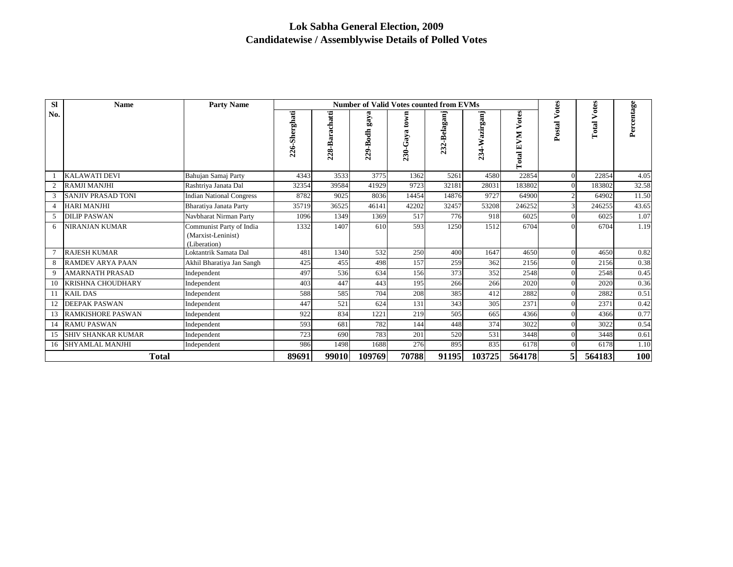# Lok Sabha General Election, 2009
## Candidatewise / Assemblywise Details of Polled Votes

| Sl No. | Name | Party Name | Number of Valid Votes counted from EVMs | | | | | | | Postal Votes | Total Votes | Percentage |
|---|---|---|---|---|---|---|---|---|---|---|---|---|
| | | | 226-Sherghati | 228-Barachatti | 229-Bodh gaya | 230-Gaya town | 232-Belaganj | 234-Wazirganj | Total EVM Votes | | | |
| 1 | KALAWATI DEVI | Bahujan Samaj Party | 4343 | 3533 | 3775 | 1362 | 5261 | 4580 | 22854 | 0 | 22854 | 4.05 |
| 2 | RAMJI MANJHI | Rashtriya Janata Dal | 32354 | 39584 | 41929 | 9723 | 32181 | 28031 | 183802 | 0 | 183802 | 32.58 |
| 3 | SANJIV PRASAD TONI | Indian National Congress | 8782 | 9025 | 8036 | 14454 | 14876 | 9727 | 64900 | 2 | 64902 | 11.50 |
| 4 | HARI MANJHI | Bharatiya Janata Party | 35719 | 36525 | 46141 | 42202 | 32457 | 53208 | 246252 | 3 | 246255 | 43.65 |
| 5 | DILIP PASWAN | Navbharat Nirman Party | 1096 | 1349 | 1369 | 517 | 776 | 918 | 6025 | 0 | 6025 | 1.07 |
| 6 | NIRANJAN KUMAR | Communist Party of India (Marxist-Leninist) (Liberation) | 1332 | 1407 | 610 | 593 | 1250 | 1512 | 6704 | 0 | 6704 | 1.19 |
| 7 | RAJESH KUMAR | Loktantrik Samata Dal | 481 | 1340 | 532 | 250 | 400 | 1647 | 4650 | 0 | 4650 | 0.82 |
| 8 | RAMDEV ARYA PAAN | Akhil Bharatiya Jan Sangh | 425 | 455 | 498 | 157 | 259 | 362 | 2156 | 0 | 2156 | 0.38 |
| 9 | AMARNATH PRASAD | Independent | 497 | 536 | 634 | 156 | 373 | 352 | 2548 | 0 | 2548 | 0.45 |
| 10 | KRISHNA CHOUDHARY | Independent | 403 | 447 | 443 | 195 | 266 | 266 | 2020 | 0 | 2020 | 0.36 |
| 11 | KAIL DAS | Independent | 588 | 585 | 704 | 208 | 385 | 412 | 2882 | 0 | 2882 | 0.51 |
| 12 | DEEPAK PASWAN | Independent | 447 | 521 | 624 | 131 | 343 | 305 | 2371 | 0 | 2371 | 0.42 |
| 13 | RAMKISHORE PASWAN | Independent | 922 | 834 | 1221 | 219 | 505 | 665 | 4366 | 0 | 4366 | 0.77 |
| 14 | RAMU PASWAN | Independent | 593 | 681 | 782 | 144 | 448 | 374 | 3022 | 0 | 3022 | 0.54 |
| 15 | SHIV SHANKAR KUMAR | Independent | 723 | 690 | 783 | 201 | 520 | 531 | 3448 | 0 | 3448 | 0.61 |
| 16 | SHYAMLAL MANJHI | Independent | 986 | 1498 | 1688 | 276 | 895 | 835 | 6178 | 0 | 6178 | 1.10 |
| **Total** | | | **89691** | **99010** | **109769** | **70788** | **91195** | **103725** | **564178** | **5** | **564183** | **100** |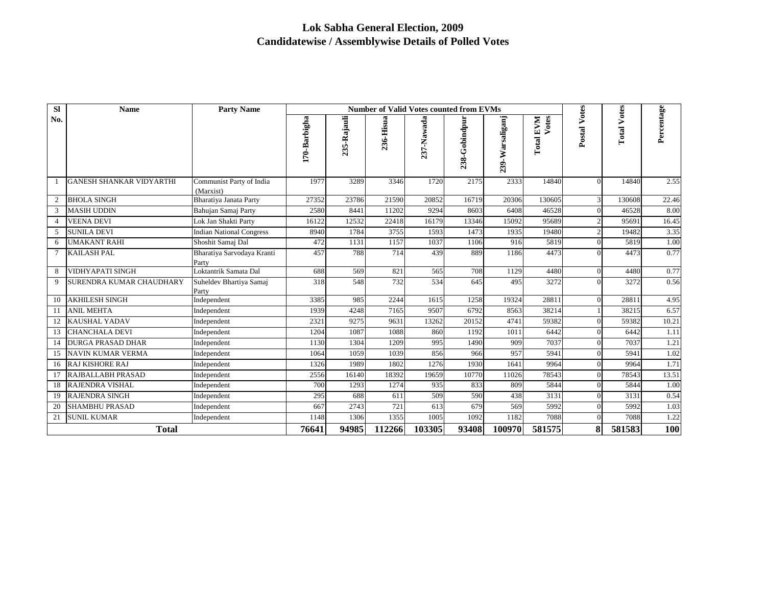# Lok Sabha General Election, 2009
## Candidatewise / Assemblywise Details of Polled Votes

| Sl No. | Name | Party Name | Number of Valid Votes counted from EVMs | | | | | | | Postal Votes | Total Votes | Percentage |
|---|---|---|---|---|---|---|---|---|---|---|---|---|
| | | | 170-Barbigha | 235-Rajauli | 236-Hisua | 237-Nawada | 238-Gobindpur | 239-Warsaliganj | Total EVM Votes | | | |
| 1 | GANESH SHANKAR VIDYARTHI | Communist Party of India (Marxist) | 1977 | 3289 | 3346 | 1720 | 2175 | 2333 | 14840 | 0 | 14840 | 2.55 |
| 2 | BHOLA SINGH | Bharatiya Janata Party | 27352 | 23786 | 21590 | 20852 | 16719 | 20306 | 130605 | 3 | 130608 | 22.46 |
| 3 | MASIH UDDIN | Bahujan Samaj Party | 2580 | 8441 | 11202 | 9294 | 8603 | 6408 | 46528 | 0 | 46528 | 8.00 |
| 4 | VEENA DEVI | Lok Jan Shakti Party | 16122 | 12532 | 22418 | 16179 | 13346 | 15092 | 95689 | 2 | 95691 | 16.45 |
| 5 | SUNILA DEVI | Indian National Congress | 8940 | 1784 | 3755 | 1593 | 1473 | 1935 | 19480 | 2 | 19482 | 3.35 |
| 6 | UMAKANT RAHI | Shoshit Samaj Dal | 472 | 1131 | 1157 | 1037 | 1106 | 916 | 5819 | 0 | 5819 | 1.00 |
| 7 | KAILASH PAL | Bharatiya Sarvodaya Kranti Party | 457 | 788 | 714 | 439 | 889 | 1186 | 4473 | 0 | 4473 | 0.77 |
| 8 | VIDHYAPATI SINGH | Loktantrik Samata Dal | 688 | 569 | 821 | 565 | 708 | 1129 | 4480 | 0 | 4480 | 0.77 |
| 9 | SURENDRA KUMAR CHAUDHARY | Suheldev Bhartiya Samaj Party | 318 | 548 | 732 | 534 | 645 | 495 | 3272 | 0 | 3272 | 0.56 |
| 10 | AKHILESH SINGH | Independent | 3385 | 985 | 2244 | 1615 | 1258 | 19324 | 28811 | 0 | 28811 | 4.95 |
| 11 | ANIL MEHTA | Independent | 1939 | 4248 | 7165 | 9507 | 6792 | 8563 | 38214 | 1 | 38215 | 6.57 |
| 12 | KAUSHAL YADAV | Independent | 2321 | 9275 | 9631 | 13262 | 20152 | 4741 | 59382 | 0 | 59382 | 10.21 |
| 13 | CHANCHALA DEVI | Independent | 1204 | 1087 | 1088 | 860 | 1192 | 1011 | 6442 | 0 | 6442 | 1.11 |
| 14 | DURGA PRASAD DHAR | Independent | 1130 | 1304 | 1209 | 995 | 1490 | 909 | 7037 | 0 | 7037 | 1.21 |
| 15 | NAVIN KUMAR VERMA | Independent | 1064 | 1059 | 1039 | 856 | 966 | 957 | 5941 | 0 | 5941 | 1.02 |
| 16 | RAJ KISHORE RAJ | Independent | 1326 | 1989 | 1802 | 1276 | 1930 | 1641 | 9964 | 0 | 9964 | 1.71 |
| 17 | RAJBALLABH PRASAD | Independent | 2556 | 16140 | 18392 | 19659 | 10770 | 11026 | 78543 | 0 | 78543 | 13.51 |
| 18 | RAJENDRA VISHAL | Independent | 700 | 1293 | 1274 | 935 | 833 | 809 | 5844 | 0 | 5844 | 1.00 |
| 19 | RAJENDRA SINGH | Independent | 295 | 688 | 611 | 509 | 590 | 438 | 3131 | 0 | 3131 | 0.54 |
| 20 | SHAMBHU PRASAD | Independent | 667 | 2743 | 721 | 613 | 679 | 569 | 5992 | 0 | 5992 | 1.03 |
| 21 | SUNIL KUMAR | Independent | 1148 | 1306 | 1355 | 1005 | 1092 | 1182 | 7088 | 0 | 7088 | 1.22 |
| **Total** | | | **76641** | **94985** | **112266** | **103305** | **93408** | **100970** | **581575** | **8** | **581583** | **100** |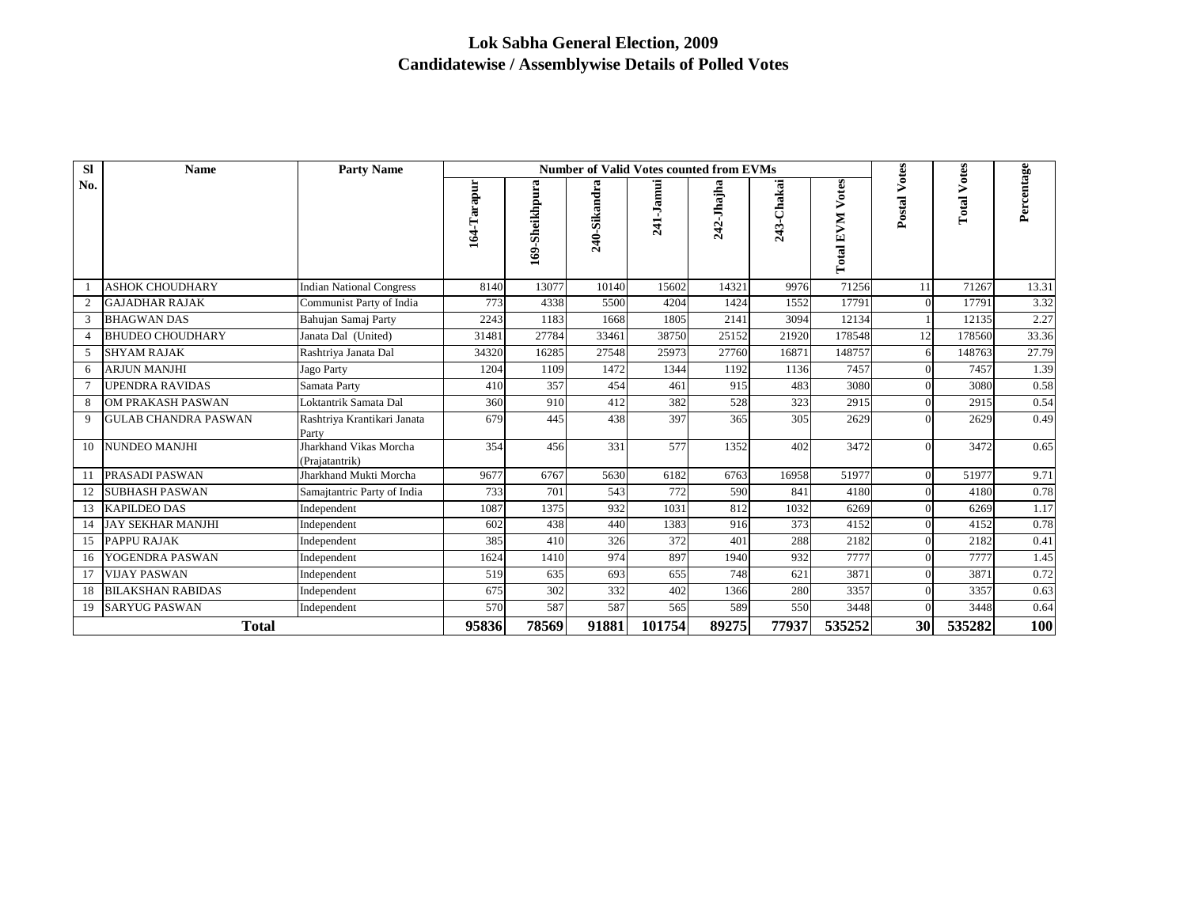# Lok Sabha General Election, 2009
## Candidatewise / Assemblywise Details of Polled Votes

| Sl No. | Name | Party Name | Number of Valid Votes counted from EVMs | | | | | | | Postal Votes | Total Votes | Percentage |
|---|---|---|---|---|---|---|---|---|---|---|---|---|
| | | | 164-Tarapur | 169-Sheikhpura | 240-Sikandra | 241-Jamui | 242-Jhajha | 243-Chakai | Total EVM Votes | | | |
| 1 | ASHOK CHOUDHARY | Indian National Congress | 8140 | 13077 | 10140 | 15602 | 14321 | 9976 | 71256 | 11 | 71267 | 13.31 |
| 2 | GAJADHAR RAJAK | Communist Party of India | 773 | 4338 | 5500 | 4204 | 1424 | 1552 | 17791 | 0 | 17791 | 3.32 |
| 3 | BHAGWAN DAS | Bahujan Samaj Party | 2243 | 1183 | 1668 | 1805 | 2141 | 3094 | 12134 | 1 | 12135 | 2.27 |
| 4 | BHUDEO CHOUDHARY | Janata Dal (United) | 31481 | 27784 | 33461 | 38750 | 25152 | 21920 | 178548 | 12 | 178560 | 33.36 |
| 5 | SHYAM RAJAK | Rashtriya Janata Dal | 34320 | 16285 | 27548 | 25973 | 27760 | 16871 | 148757 | 6 | 148763 | 27.79 |
| 6 | ARJUN MANJHI | Jago Party | 1204 | 1109 | 1472 | 1344 | 1192 | 1136 | 7457 | 0 | 7457 | 1.39 |
| 7 | UPENDRA RAVIDAS | Samata Party | 410 | 357 | 454 | 461 | 915 | 483 | 3080 | 0 | 3080 | 0.58 |
| 8 | OM PRAKASH PASWAN | Loktantrik Samata Dal | 360 | 910 | 412 | 382 | 528 | 323 | 2915 | 0 | 2915 | 0.54 |
| 9 | GULAB CHANDRA PASWAN | Rashtriya Krantikari Janata Party | 679 | 445 | 438 | 397 | 365 | 305 | 2629 | 0 | 2629 | 0.49 |
| 10 | NUNDEO MANJHI | Jharkhand Vikas Morcha (Prajatantrik) | 354 | 456 | 331 | 577 | 1352 | 402 | 3472 | 0 | 3472 | 0.65 |
| 11 | PRASADI PASWAN | Jharkhand Mukti Morcha | 9677 | 6767 | 5630 | 6182 | 6763 | 16958 | 51977 | 0 | 51977 | 9.71 |
| 12 | SUBHASH PASWAN | Samajtantric Party of India | 733 | 701 | 543 | 772 | 590 | 841 | 4180 | 0 | 4180 | 0.78 |
| 13 | KAPILDEO DAS | Independent | 1087 | 1375 | 932 | 1031 | 812 | 1032 | 6269 | 0 | 6269 | 1.17 |
| 14 | JAY SEKHAR MANJHI | Independent | 602 | 438 | 440 | 1383 | 916 | 373 | 4152 | 0 | 4152 | 0.78 |
| 15 | PAPPU RAJAK | Independent | 385 | 410 | 326 | 372 | 401 | 288 | 2182 | 0 | 2182 | 0.41 |
| 16 | YOGENDRA PASWAN | Independent | 1624 | 1410 | 974 | 897 | 1940 | 932 | 7777 | 0 | 7777 | 1.45 |
| 17 | VIJAY PASWAN | Independent | 519 | 635 | 693 | 655 | 748 | 621 | 3871 | 0 | 3871 | 0.72 |
| 18 | BILAKSHAN RABIDAS | Independent | 675 | 302 | 332 | 402 | 1366 | 280 | 3357 | 0 | 3357 | 0.63 |
| 19 | SARYUG PASWAN | Independent | 570 | 587 | 587 | 565 | 589 | 550 | 3448 | 0 | 3448 | 0.64 |
| **Total** | | | **95836** | **78569** | **91881** | **101754** | **89275** | **77937** | **535252** | **30** | **535282** | **100** |